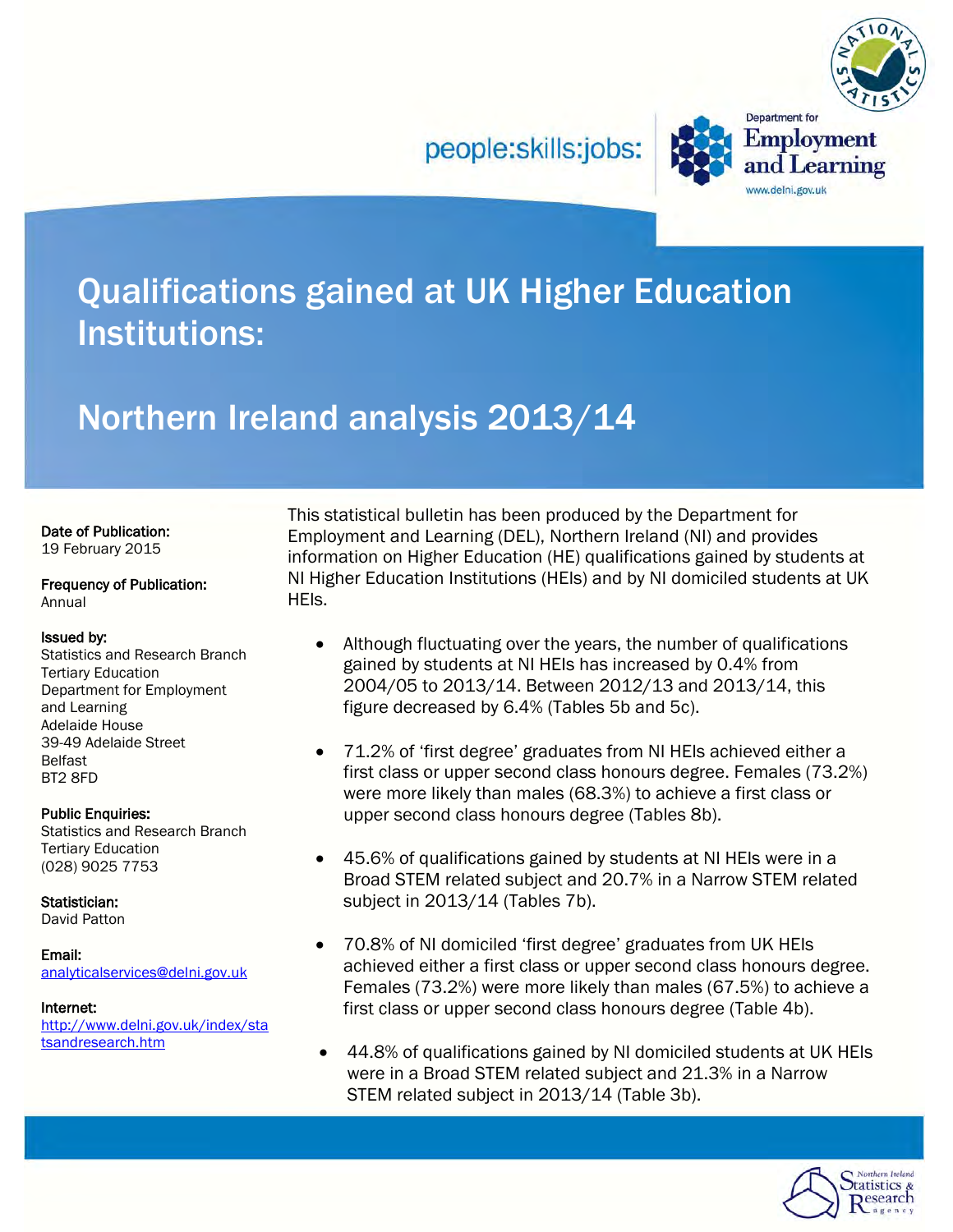people:skills:jobs:

Department for Employment and Learning

www.delni.gov.uk

# Qualifications gained at UK Higher Education Institutions:

# Northern Ireland analysis 2013/14

**Date of Publication:**
19 February 2015

**Frequency of Publication:**
Annual

**Issued by:**
Statistics and Research Branch
Tertiary Education
Department for Employment and Learning
Adelaide House
39-49 Adelaide Street
Belfast
BT2 8FD

**Public Enquiries:**
Statistics and Research Branch
Tertiary Education
(028) 9025 7753

**Statistician:**
David Patton

**Email:**
analyticalservices@delni.gov.uk

**Internet:**
http://www.delni.gov.uk/index/statsandresearch.htm

This statistical bulletin has been produced by the Department for Employment and Learning (DEL), Northern Ireland (NI) and provides information on Higher Education (HE) qualifications gained by students at NI Higher Education Institutions (HEIs) and by NI domiciled students at UK HEIs.

- Although fluctuating over the years, the number of qualifications gained by students at NI HEIs has increased by 0.4% from 2004/05 to 2013/14. Between 2012/13 and 2013/14, this figure decreased by 6.4% (Tables 5b and 5c).
- 71.2% of 'first degree' graduates from NI HEIs achieved either a first class or upper second class honours degree. Females (73.2%) were more likely than males (68.3%) to achieve a first class or upper second class honours degree (Tables 8b).
- 45.6% of qualifications gained by students at NI HEIs were in a Broad STEM related subject and 20.7% in a Narrow STEM related subject in 2013/14 (Tables 7b).
- 70.8% of NI domiciled 'first degree' graduates from UK HEIs achieved either a first class or upper second class honours degree. Females (73.2%) were more likely than males (67.5%) to achieve a first class or upper second class honours degree (Table 4b).
- 44.8% of qualifications gained by NI domiciled students at UK HEIs were in a Broad STEM related subject and 21.3% in a Narrow STEM related subject in 2013/14 (Table 3b).

Northern Ireland Statistics & Research Agency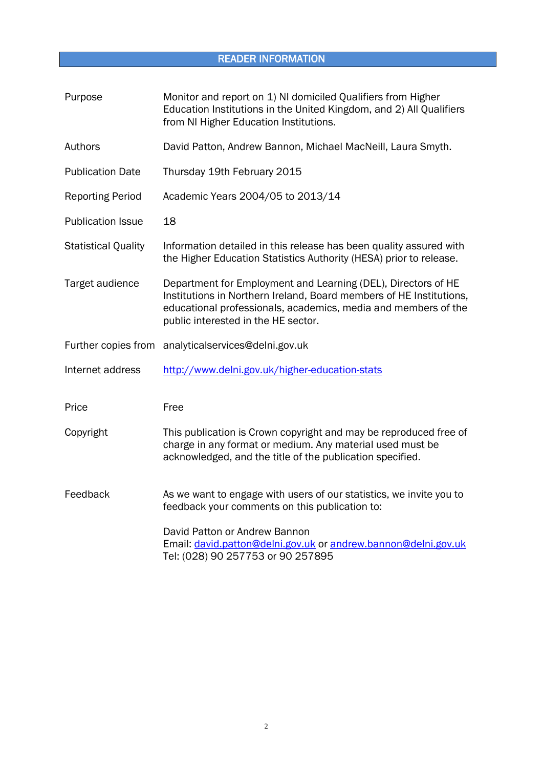## READER INFORMATION

| | |
|---|---|
| Purpose | Monitor and report on 1) NI domiciled Qualifiers from Higher Education Institutions in the United Kingdom, and 2) All Qualifiers from NI Higher Education Institutions. |
| Authors | David Patton, Andrew Bannon, Michael MacNeill, Laura Smyth. |
| Publication Date | Thursday 19th February 2015 |
| Reporting Period | Academic Years 2004/05 to 2013/14 |
| Publication Issue | 18 |
| Statistical Quality | Information detailed in this release has been quality assured with the Higher Education Statistics Authority (HESA) prior to release. |
| Target audience | Department for Employment and Learning (DEL), Directors of HE Institutions in Northern Ireland, Board members of HE Institutions, educational professionals, academics, media and members of the public interested in the HE sector. |
| Further copies from | analyticalservices@delni.gov.uk |
| Internet address | http://www.delni.gov.uk/higher-education-stats |
| Price | Free |
| Copyright | This publication is Crown copyright and may be reproduced free of charge in any format or medium. Any material used must be acknowledged, and the title of the publication specified. |
| Feedback | As we want to engage with users of our statistics, we invite you to feedback your comments on this publication to:<br><br>David Patton or Andrew Bannon<br>Email: david.patton@delni.gov.uk or andrew.bannon@delni.gov.uk<br>Tel: (028) 90 257753 or 90 257895 |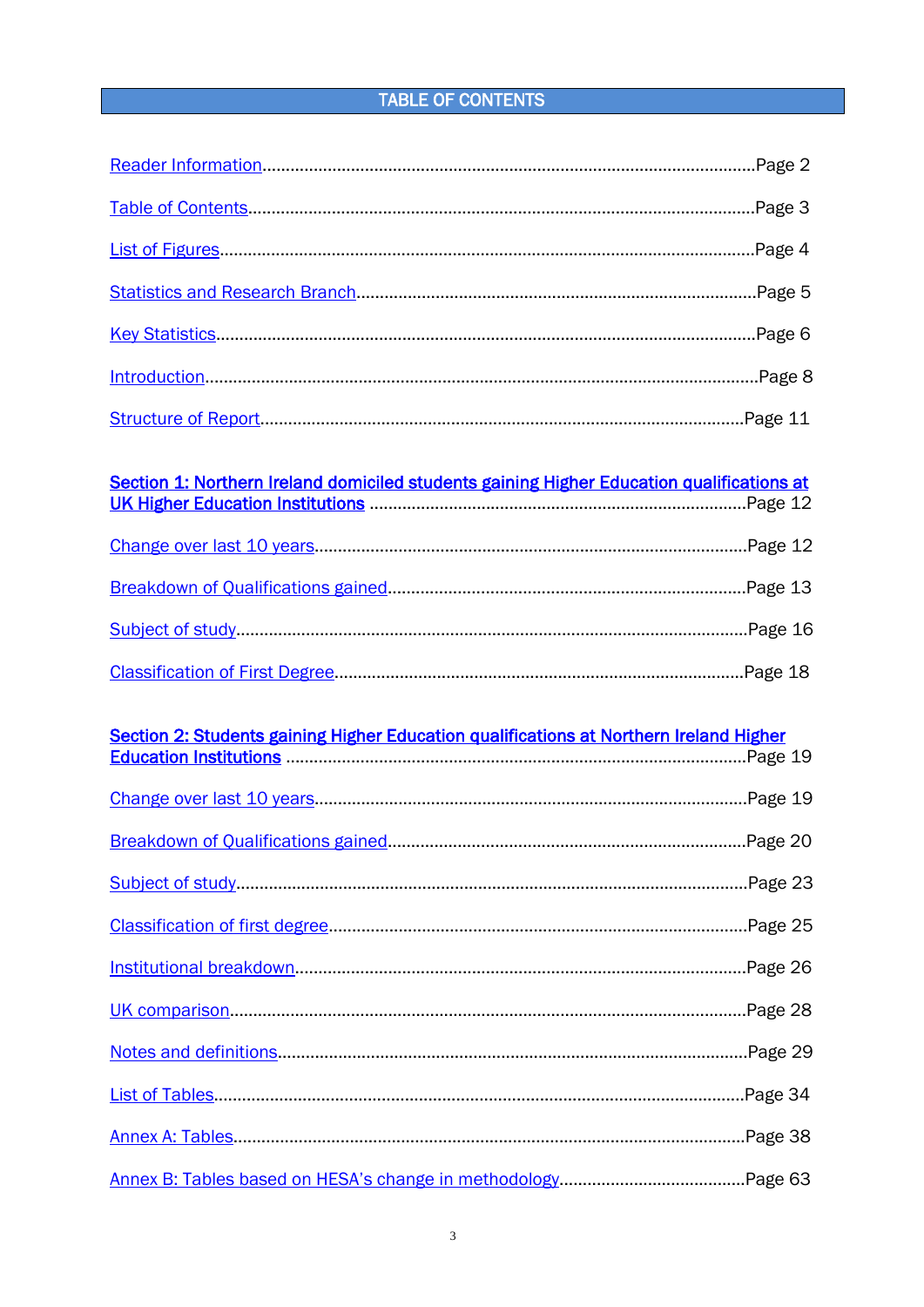# TABLE OF CONTENTS

Reader Information........................................................................................................Page 2

Table of Contents..........................................................................................................Page 3

List of Figures...............................................................................................................Page 4

Statistics and Research Branch....................................................................................Page 5

Key Statistics.................................................................................................................Page 6

Introduction...................................................................................................................Page 8

Structure of Report.......................................................................................................Page 11

**Section 1: Northern Ireland domiciled students gaining Higher Education qualifications at UK Higher Education Institutions** ............................................................................Page 12

Change over last 10 years...........................................................................................Page 12

Breakdown of Qualifications gained............................................................................Page 13

Subject of study...........................................................................................................Page 16

Classification of First Degree.......................................................................................Page 18

**Section 2: Students gaining Higher Education qualifications at Northern Ireland Higher Education Institutions** ....................................................................................Page 19

Change over last 10 years...........................................................................................Page 19

Breakdown of Qualifications gained............................................................................Page 20

Subject of study...........................................................................................................Page 23

Classification of first degree.........................................................................................Page 25

Institutional breakdown................................................................................................Page 26

UK comparison.............................................................................................................Page 28

Notes and definitions....................................................................................................Page 29

List of Tables................................................................................................................Page 34

Annex A: Tables............................................................................................................Page 38

Annex B: Tables based on HESA's change in methodology........................................Page 63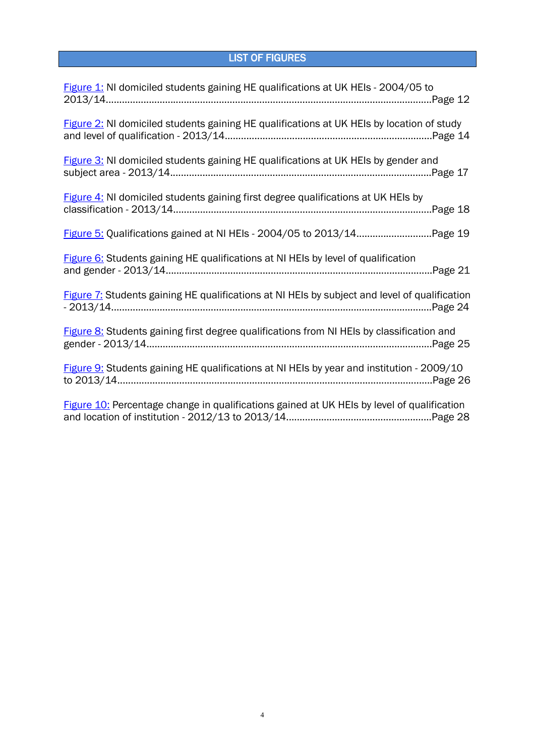## LIST OF FIGURES

Figure 1: NI domiciled students gaining HE qualifications at UK HEIs - 2004/05 to 2013/14........................................................................................................................Page 12

Figure 2: NI domiciled students gaining HE qualifications at UK HEIs by location of study and level of qualification - 2013/14............................................................................Page 14

Figure 3: NI domiciled students gaining HE qualifications at UK HEIs by gender and subject area - 2013/14................................................................................................Page 17

Figure 4: NI domiciled students gaining first degree qualifications at UK HEIs by classification - 2013/14...............................................................................................Page 18

Figure 5: Qualifications gained at NI HEIs - 2004/05 to 2013/14............................Page 19

Figure 6: Students gaining HE qualifications at NI HEIs by level of qualification and gender - 2013/14.................................................................................................Page 21

Figure 7: Students gaining HE qualifications at NI HEIs by subject and level of qualification - 2013/14......................................................................................................................Page 24

Figure 8: Students gaining first degree qualifications from NI HEIs by classification and gender - 2013/14........................................................................................................Page 25

Figure 9: Students gaining HE qualifications at NI HEIs by year and institution - 2009/10 to 2013/14...................................................................................................................Page 26

Figure 10: Percentage change in qualifications gained at UK HEIs by level of qualification and location of institution - 2012/13 to 2013/14.....................................................Page 28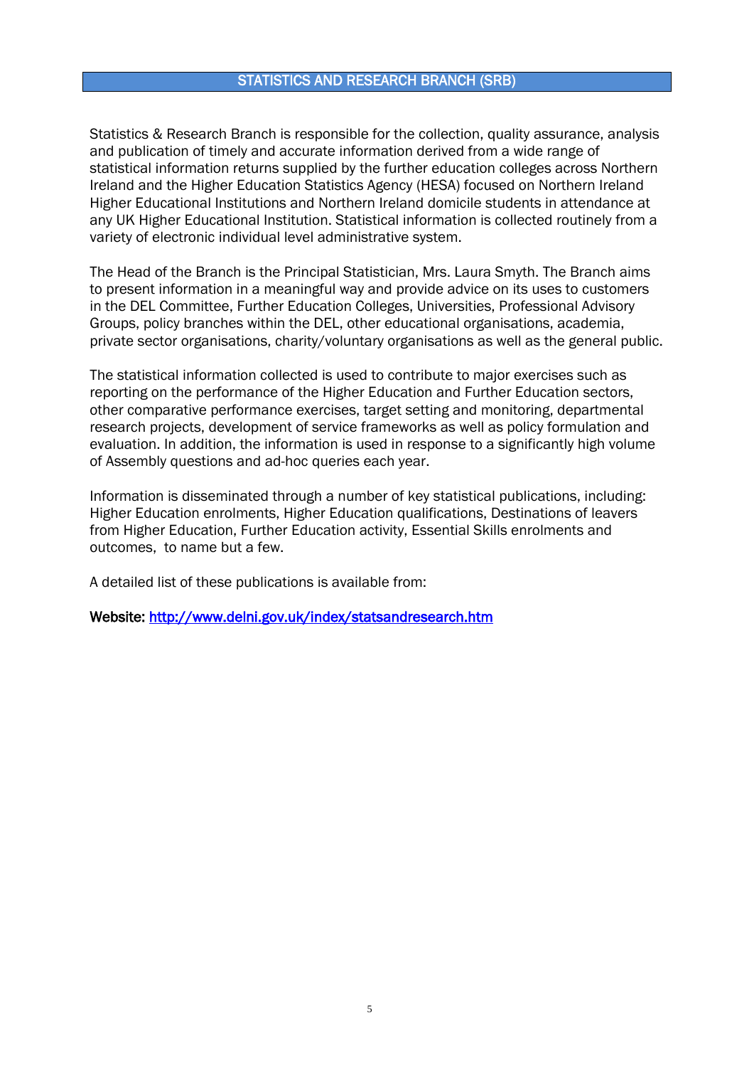## STATISTICS AND RESEARCH BRANCH (SRB)

Statistics & Research Branch is responsible for the collection, quality assurance, analysis and publication of timely and accurate information derived from a wide range of statistical information returns supplied by the further education colleges across Northern Ireland and the Higher Education Statistics Agency (HESA) focused on Northern Ireland Higher Educational Institutions and Northern Ireland domicile students in attendance at any UK Higher Educational Institution. Statistical information is collected routinely from a variety of electronic individual level administrative system.

The Head of the Branch is the Principal Statistician, Mrs. Laura Smyth. The Branch aims to present information in a meaningful way and provide advice on its uses to customers in the DEL Committee, Further Education Colleges, Universities, Professional Advisory Groups, policy branches within the DEL, other educational organisations, academia, private sector organisations, charity/voluntary organisations as well as the general public.

The statistical information collected is used to contribute to major exercises such as reporting on the performance of the Higher Education and Further Education sectors, other comparative performance exercises, target setting and monitoring, departmental research projects, development of service frameworks as well as policy formulation and evaluation. In addition, the information is used in response to a significantly high volume of Assembly questions and ad-hoc queries each year.

Information is disseminated through a number of key statistical publications, including: Higher Education enrolments, Higher Education qualifications, Destinations of leavers from Higher Education, Further Education activity, Essential Skills enrolments and outcomes, to name but a few.

A detailed list of these publications is available from:

**Website:** [http://www.delni.gov.uk/index/statsandresearch.htm](http://www.delni.gov.uk/index/statsandresearch.htm)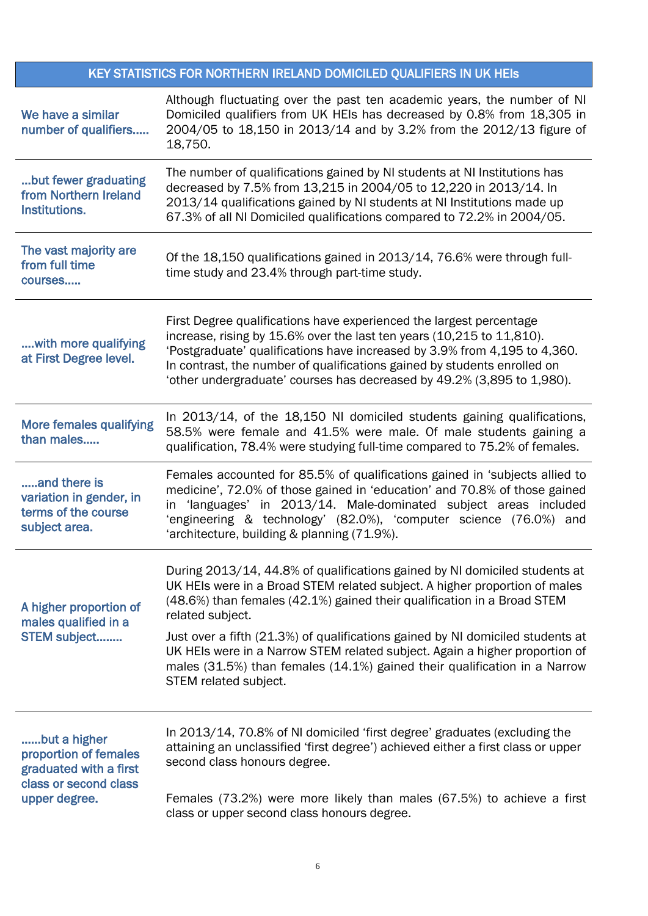| KEY STATISTICS FOR NORTHERN IRELAND DOMICILED QUALIFIERS IN UK HEIs | |
|---|---|
| We have a similar number of qualifiers….. | Although fluctuating over the past ten academic years, the number of NI Domiciled qualifiers from UK HEIs has decreased by 0.8% from 18,305 in 2004/05 to 18,150 in 2013/14 and by 3.2% from the 2012/13 figure of 18,750. |
| …but fewer graduating from Northern Ireland Institutions. | The number of qualifications gained by NI students at NI Institutions has decreased by 7.5% from 13,215 in 2004/05 to 12,220 in 2013/14. In 2013/14 qualifications gained by NI students at NI Institutions made up 67.3% of all NI Domiciled qualifications compared to 72.2% in 2004/05. |
| The vast majority are from full time courses….. | Of the 18,150 qualifications gained in 2013/14, 76.6% were through full-time study and 23.4% through part-time study. |
| ….with more qualifying at First Degree level. | First Degree qualifications have experienced the largest percentage increase, rising by 15.6% over the last ten years (10,215 to 11,810). 'Postgraduate' qualifications have increased by 3.9% from 4,195 to 4,360. In contrast, the number of qualifications gained by students enrolled on 'other undergraduate' courses has decreased by 49.2% (3,895 to 1,980). |
| More females qualifying than males….. | In 2013/14, of the 18,150 NI domiciled students gaining qualifications, 58.5% were female and 41.5% were male. Of male students gaining a qualification, 78.4% were studying full-time compared to 75.2% of females. |
| …..and there is variation in gender, in terms of the course subject area. | Females accounted for 85.5% of qualifications gained in 'subjects allied to medicine', 72.0% of those gained in 'education' and 70.8% of those gained in 'languages' in 2013/14. Male-dominated subject areas included 'engineering & technology' (82.0%), 'computer science (76.0%) and 'architecture, building & planning (71.9%). |
| A higher proportion of males qualified in a STEM subject…….. | During 2013/14, 44.8% of qualifications gained by NI domiciled students at UK HEIs were in a Broad STEM related subject. A higher proportion of males (48.6%) than females (42.1%) gained their qualification in a Broad STEM related subject.<br><br>Just over a fifth (21.3%) of qualifications gained by NI domiciled students at UK HEIs were in a Narrow STEM related subject. Again a higher proportion of males (31.5%) than females (14.1%) gained their qualification in a Narrow STEM related subject. |
| ……but a higher proportion of females graduated with a first class or second class upper degree. | In 2013/14, 70.8% of NI domiciled 'first degree' graduates (excluding the attaining an unclassified 'first degree') achieved either a first class or upper second class honours degree.<br><br>Females (73.2%) were more likely than males (67.5%) to achieve a first class or upper second class honours degree. |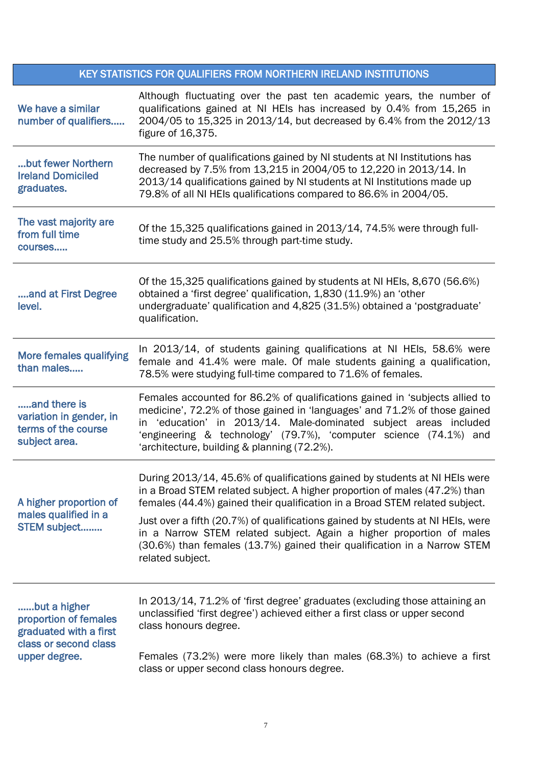| KEY STATISTICS FOR QUALIFIERS FROM NORTHERN IRELAND INSTITUTIONS | |
|---|---|
| We have a similar number of qualifiers….. | Although fluctuating over the past ten academic years, the number of qualifications gained at NI HEIs has increased by 0.4% from 15,265 in 2004/05 to 15,325 in 2013/14, but decreased by 6.4% from the 2012/13 figure of 16,375. |
| …but fewer Northern Ireland Domiciled graduates. | The number of qualifications gained by NI students at NI Institutions has decreased by 7.5% from 13,215 in 2004/05 to 12,220 in 2013/14. In 2013/14 qualifications gained by NI students at NI Institutions made up 79.8% of all NI HEIs qualifications compared to 86.6% in 2004/05. |
| The vast majority are from full time courses….. | Of the 15,325 qualifications gained in 2013/14, 74.5% were through full-time study and 25.5% through part-time study. |
| ….and at First Degree level. | Of the 15,325 qualifications gained by students at NI HEIs, 8,670 (56.6%) obtained a 'first degree' qualification, 1,830 (11.9%) an 'other undergraduate' qualification and 4,825 (31.5%) obtained a 'postgraduate' qualification. |
| More females qualifying than males….. | In 2013/14, of students gaining qualifications at NI HEIs, 58.6% were female and 41.4% were male. Of male students gaining a qualification, 78.5% were studying full-time compared to 71.6% of females. |
| …..and there is variation in gender, in terms of the course subject area. | Females accounted for 86.2% of qualifications gained in 'subjects allied to medicine', 72.2% of those gained in 'languages' and 71.2% of those gained in 'education' in 2013/14. Male-dominated subject areas included 'engineering & technology' (79.7%), 'computer science (74.1%) and 'architecture, building & planning (72.2%). |
| A higher proportion of males qualified in a STEM subject…….. | During 2013/14, 45.6% of qualifications gained by students at NI HEIs were in a Broad STEM related subject. A higher proportion of males (47.2%) than females (44.4%) gained their qualification in a Broad STEM related subject.<br><br>Just over a fifth (20.7%) of qualifications gained by students at NI HEIs, were in a Narrow STEM related subject. Again a higher proportion of males (30.6%) than females (13.7%) gained their qualification in a Narrow STEM related subject. |
| ……but a higher proportion of females graduated with a first class or second class upper degree. | In 2013/14, 71.2% of 'first degree' graduates (excluding those attaining an unclassified 'first degree') achieved either a first class or upper second class honours degree.<br><br>Females (73.2%) were more likely than males (68.3%) to achieve a first class or upper second class honours degree. |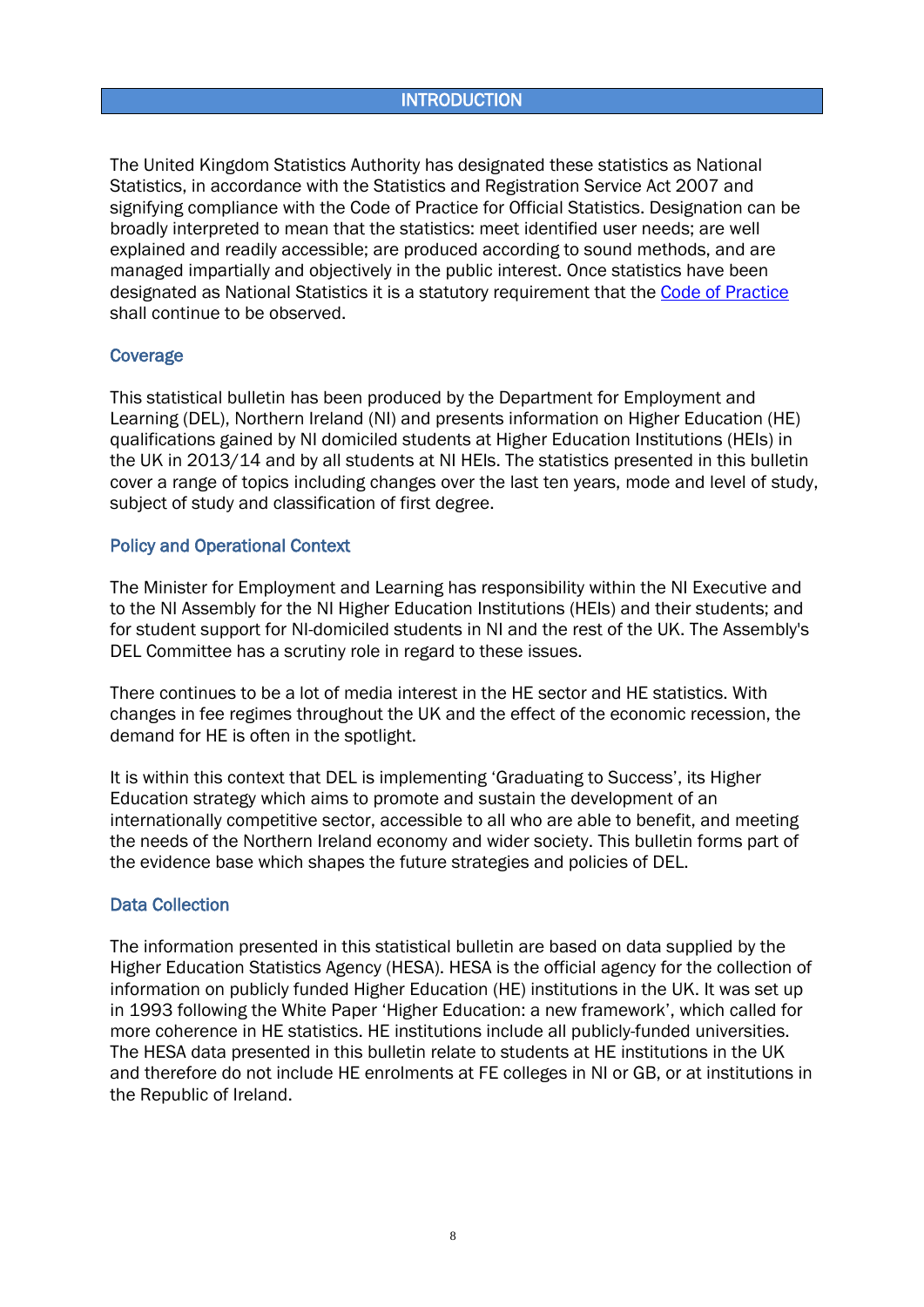## INTRODUCTION

The United Kingdom Statistics Authority has designated these statistics as National Statistics, in accordance with the Statistics and Registration Service Act 2007 and signifying compliance with the Code of Practice for Official Statistics. Designation can be broadly interpreted to mean that the statistics: meet identified user needs; are well explained and readily accessible; are produced according to sound methods, and are managed impartially and objectively in the public interest. Once statistics have been designated as National Statistics it is a statutory requirement that the Code of Practice shall continue to be observed.

### Coverage

This statistical bulletin has been produced by the Department for Employment and Learning (DEL), Northern Ireland (NI) and presents information on Higher Education (HE) qualifications gained by NI domiciled students at Higher Education Institutions (HEIs) in the UK in 2013/14 and by all students at NI HEIs. The statistics presented in this bulletin cover a range of topics including changes over the last ten years, mode and level of study, subject of study and classification of first degree.

### Policy and Operational Context

The Minister for Employment and Learning has responsibility within the NI Executive and to the NI Assembly for the NI Higher Education Institutions (HEIs) and their students; and for student support for NI-domiciled students in NI and the rest of the UK. The Assembly's DEL Committee has a scrutiny role in regard to these issues.

There continues to be a lot of media interest in the HE sector and HE statistics. With changes in fee regimes throughout the UK and the effect of the economic recession, the demand for HE is often in the spotlight.

It is within this context that DEL is implementing 'Graduating to Success', its Higher Education strategy which aims to promote and sustain the development of an internationally competitive sector, accessible to all who are able to benefit, and meeting the needs of the Northern Ireland economy and wider society. This bulletin forms part of the evidence base which shapes the future strategies and policies of DEL.

### Data Collection

The information presented in this statistical bulletin are based on data supplied by the Higher Education Statistics Agency (HESA). HESA is the official agency for the collection of information on publicly funded Higher Education (HE) institutions in the UK. It was set up in 1993 following the White Paper 'Higher Education: a new framework', which called for more coherence in HE statistics. HE institutions include all publicly-funded universities. The HESA data presented in this bulletin relate to students at HE institutions in the UK and therefore do not include HE enrolments at FE colleges in NI or GB, or at institutions in the Republic of Ireland.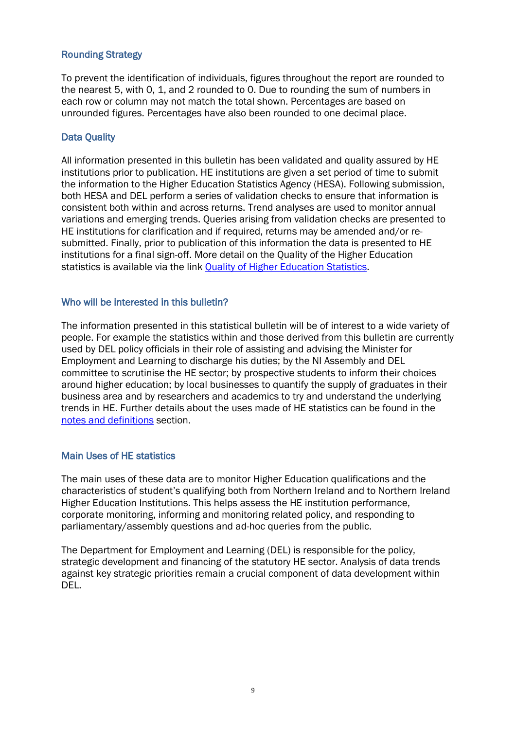## Rounding Strategy

To prevent the identification of individuals, figures throughout the report are rounded to the nearest 5, with 0, 1, and 2 rounded to 0. Due to rounding the sum of numbers in each row or column may not match the total shown. Percentages are based on unrounded figures. Percentages have also been rounded to one decimal place.

## Data Quality

All information presented in this bulletin has been validated and quality assured by HE institutions prior to publication. HE institutions are given a set period of time to submit the information to the Higher Education Statistics Agency (HESA). Following submission, both HESA and DEL perform a series of validation checks to ensure that information is consistent both within and across returns. Trend analyses are used to monitor annual variations and emerging trends. Queries arising from validation checks are presented to HE institutions for clarification and if required, returns may be amended and/or re-submitted. Finally, prior to publication of this information the data is presented to HE institutions for a final sign-off. More detail on the Quality of the Higher Education statistics is available via the link [Quality of Higher Education Statistics](#).

## Who will be interested in this bulletin?

The information presented in this statistical bulletin will be of interest to a wide variety of people. For example the statistics within and those derived from this bulletin are currently used by DEL policy officials in their role of assisting and advising the Minister for Employment and Learning to discharge his duties; by the NI Assembly and DEL committee to scrutinise the HE sector; by prospective students to inform their choices around higher education; by local businesses to quantify the supply of graduates in their business area and by researchers and academics to try and understand the underlying trends in HE. Further details about the uses made of HE statistics can be found in the [notes and definitions](#) section.

## Main Uses of HE statistics

The main uses of these data are to monitor Higher Education qualifications and the characteristics of student's qualifying both from Northern Ireland and to Northern Ireland Higher Education Institutions. This helps assess the HE institution performance, corporate monitoring, informing and monitoring related policy, and responding to parliamentary/assembly questions and ad-hoc queries from the public.

The Department for Employment and Learning (DEL) is responsible for the policy, strategic development and financing of the statutory HE sector. Analysis of data trends against key strategic priorities remain a crucial component of data development within DEL.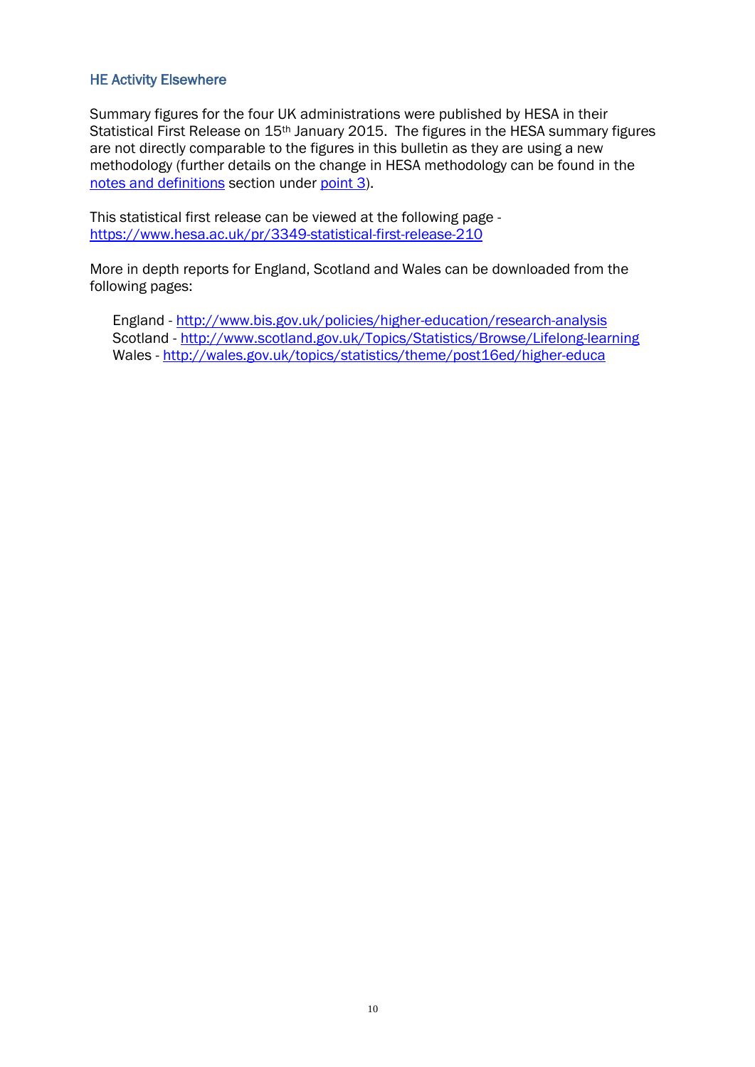## HE Activity Elsewhere

Summary figures for the four UK administrations were published by HESA in their Statistical First Release on 15th January 2015. The figures in the HESA summary figures are not directly comparable to the figures in this bulletin as they are using a new methodology (further details on the change in HESA methodology can be found in the notes and definitions section under point 3).

This statistical first release can be viewed at the following page - https://www.hesa.ac.uk/pr/3349-statistical-first-release-210

More in depth reports for England, Scotland and Wales can be downloaded from the following pages:

England - http://www.bis.gov.uk/policies/higher-education/research-analysis
Scotland - http://www.scotland.gov.uk/Topics/Statistics/Browse/Lifelong-learning
Wales - http://wales.gov.uk/topics/statistics/theme/post16ed/higher-educa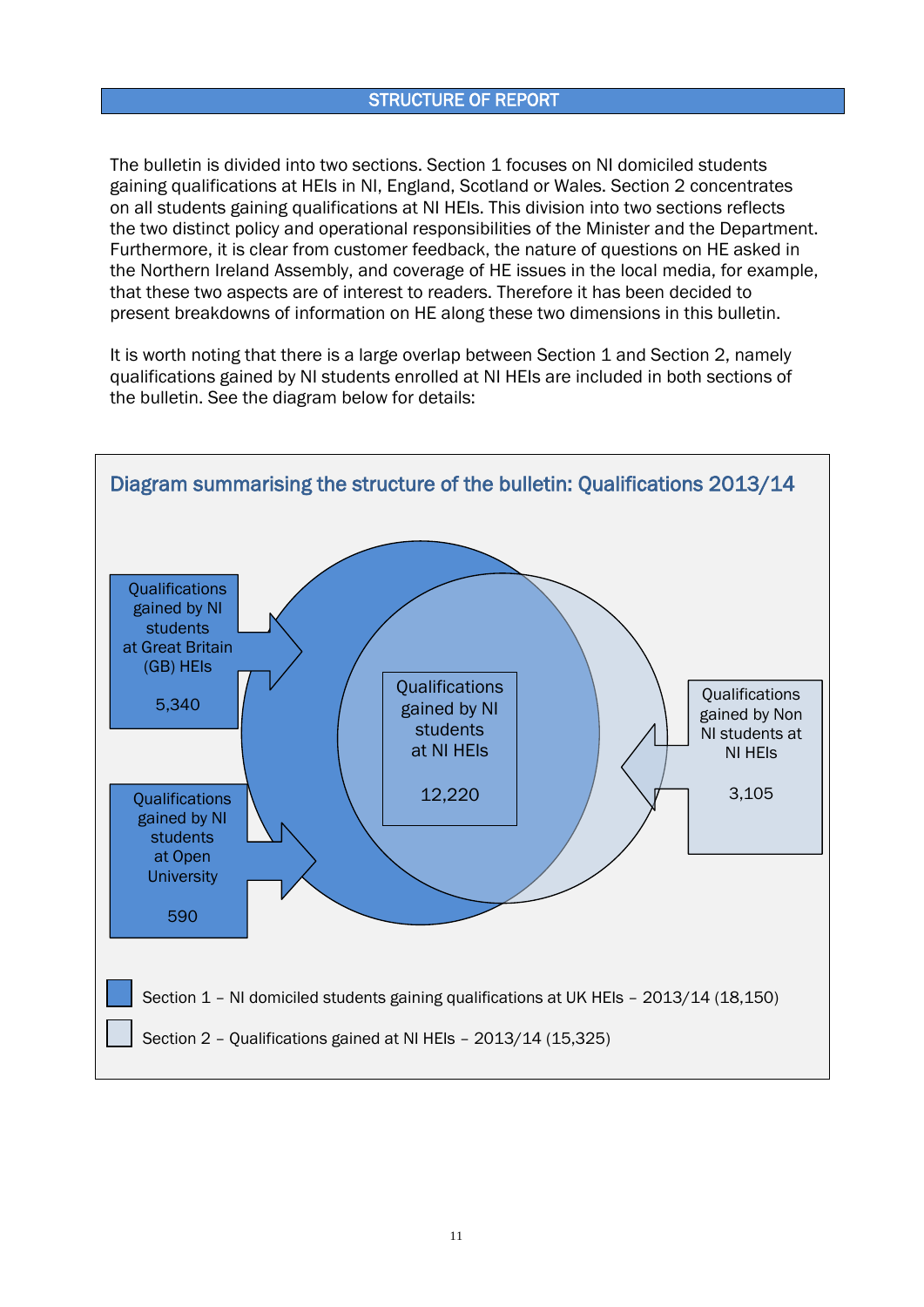## STRUCTURE OF REPORT

The bulletin is divided into two sections. Section 1 focuses on NI domiciled students gaining qualifications at HEIs in NI, England, Scotland or Wales. Section 2 concentrates on all students gaining qualifications at NI HEIs. This division into two sections reflects the two distinct policy and operational responsibilities of the Minister and the Department. Furthermore, it is clear from customer feedback, the nature of questions on HE asked in the Northern Ireland Assembly, and coverage of HE issues in the local media, for example, that these two aspects are of interest to readers. Therefore it has been decided to present breakdowns of information on HE along these two dimensions in this bulletin.

It is worth noting that there is a large overlap between Section 1 and Section 2, namely qualifications gained by NI students enrolled at NI HEIs are included in both sections of the bulletin. See the diagram below for details:

### Diagram summarising the structure of the bulletin: Qualifications 2013/14

Qualifications gained by NI students at Great Britain (GB) HEIs

5,340

Qualifications gained by NI students at Open University

590

Qualifications gained by NI students at NI HEIs

12,220

Qualifications gained by Non NI students at NI HEIs

3,105

Section 1 – NI domiciled students gaining qualifications at UK HEIs – 2013/14 (18,150)

Section 2 – Qualifications gained at NI HEIs – 2013/14 (15,325)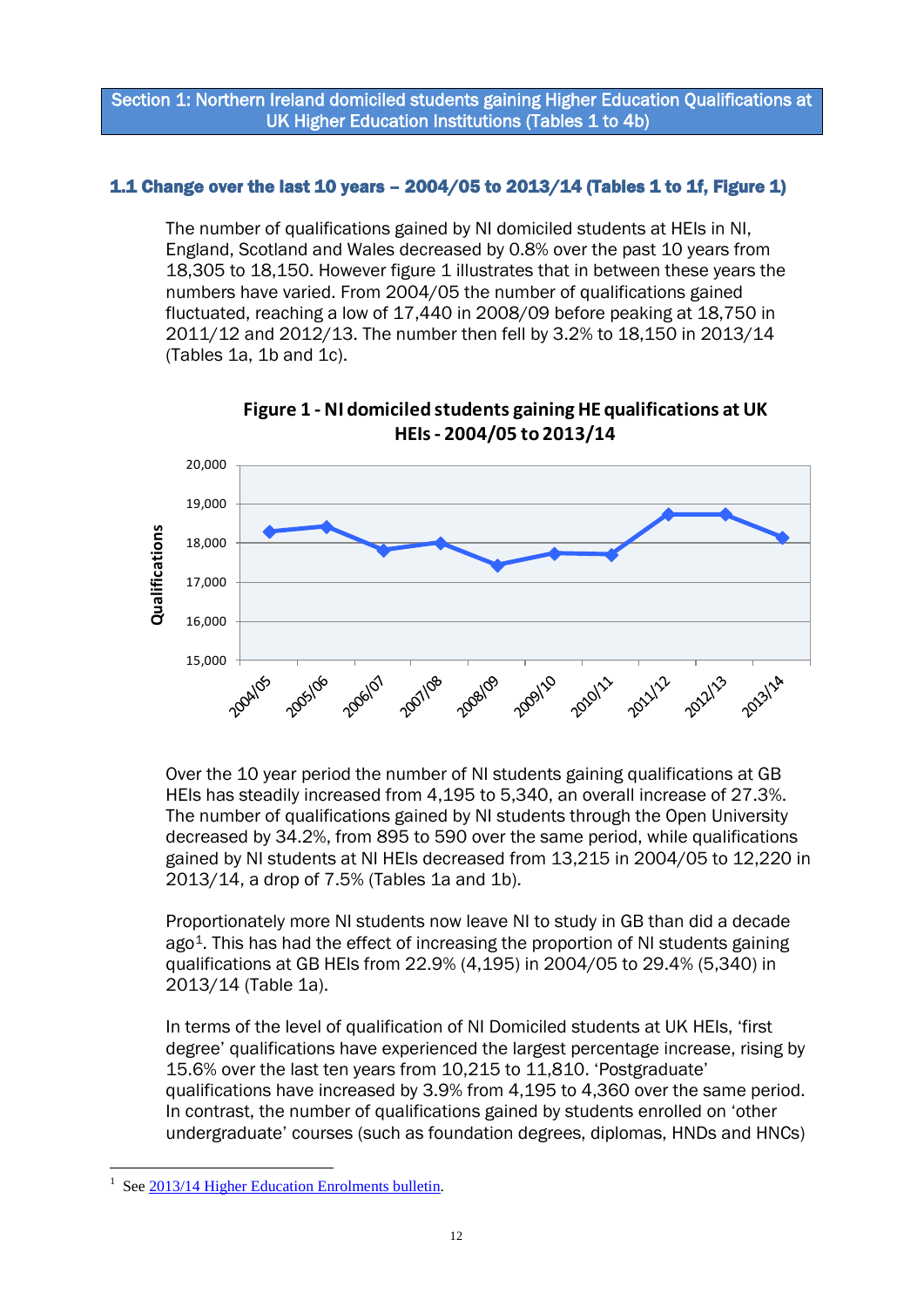## Section 1: Northern Ireland domiciled students gaining Higher Education Qualifications at UK Higher Education Institutions (Tables 1 to 4b)

### 1.1 Change over the last 10 years – 2004/05 to 2013/14 (Tables 1 to 1f, Figure 1)

The number of qualifications gained by NI domiciled students at HEIs in NI, England, Scotland and Wales decreased by 0.8% over the past 10 years from 18,305 to 18,150. However figure 1 illustrates that in between these years the numbers have varied. From 2004/05 the number of qualifications gained fluctuated, reaching a low of 17,440 in 2008/09 before peaking at 18,750 in 2011/12 and 2012/13. The number then fell by 3.2% to 18,150 in 2013/14 (Tables 1a, 1b and 1c).

**Figure 1 - NI domiciled students gaining HE qualifications at UK HEIs - 2004/05 to 2013/14**

Over the 10 year period the number of NI students gaining qualifications at GB HEIs has steadily increased from 4,195 to 5,340, an overall increase of 27.3%. The number of qualifications gained by NI students through the Open University decreased by 34.2%, from 895 to 590 over the same period, while qualifications gained by NI students at NI HEIs decreased from 13,215 in 2004/05 to 12,220 in 2013/14, a drop of 7.5% (Tables 1a and 1b).

Proportionately more NI students now leave NI to study in GB than did a decade ago[1]. This has had the effect of increasing the proportion of NI students gaining qualifications at GB HEIs from 22.9% (4,195) in 2004/05 to 29.4% (5,340) in 2013/14 (Table 1a).

In terms of the level of qualification of NI Domiciled students at UK HEIs, 'first degree' qualifications have experienced the largest percentage increase, rising by 15.6% over the last ten years from 10,215 to 11,810. 'Postgraduate' qualifications have increased by 3.9% from 4,195 to 4,360 over the same period. In contrast, the number of qualifications gained by students enrolled on 'other undergraduate' courses (such as foundation degrees, diplomas, HNDs and HNCs)

[1] See 2013/14 Higher Education Enrolments bulletin.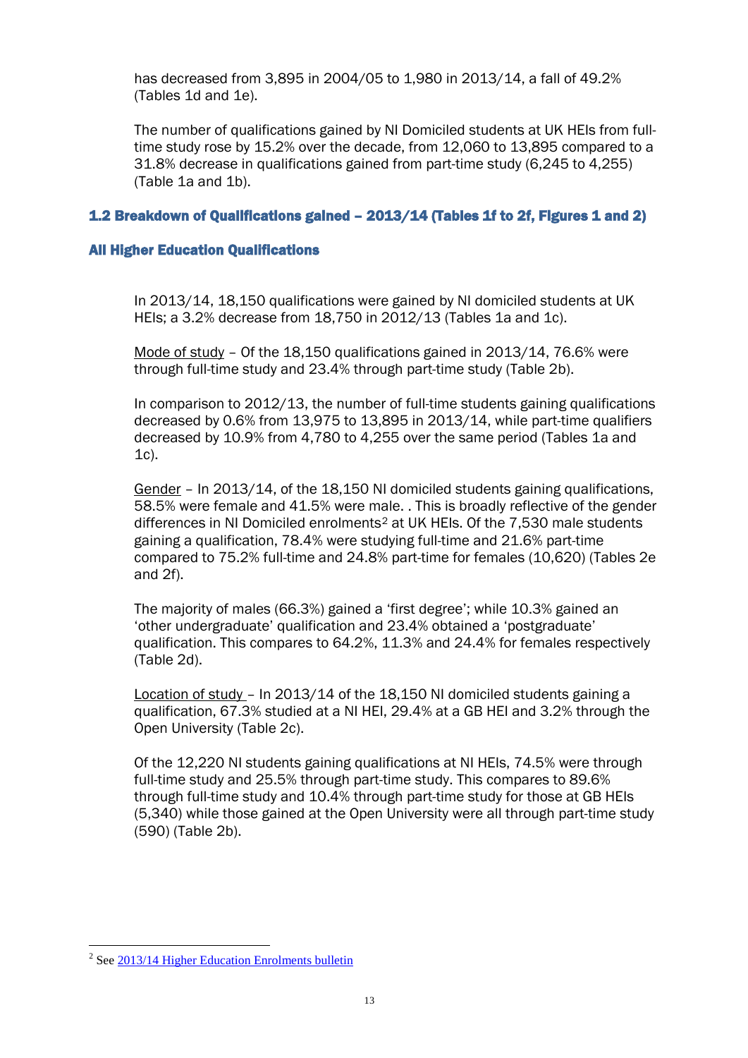has decreased from 3,895 in 2004/05 to 1,980 in 2013/14, a fall of 49.2% (Tables 1d and 1e).

The number of qualifications gained by NI Domiciled students at UK HEIs from full-time study rose by 15.2% over the decade, from 12,060 to 13,895 compared to a 31.8% decrease in qualifications gained from part-time study (6,245 to 4,255) (Table 1a and 1b).

## 1.2 Breakdown of Qualifications gained – 2013/14 (Tables 1f to 2f, Figures 1 and 2)

### All Higher Education Qualifications

In 2013/14, 18,150 qualifications were gained by NI domiciled students at UK HEIs; a 3.2% decrease from 18,750 in 2012/13 (Tables 1a and 1c).

Mode of study – Of the 18,150 qualifications gained in 2013/14, 76.6% were through full-time study and 23.4% through part-time study (Table 2b).

In comparison to 2012/13, the number of full-time students gaining qualifications decreased by 0.6% from 13,975 to 13,895 in 2013/14, while part-time qualifiers decreased by 10.9% from 4,780 to 4,255 over the same period (Tables 1a and 1c).

Gender – In 2013/14, of the 18,150 NI domiciled students gaining qualifications, 58.5% were female and 41.5% were male. . This is broadly reflective of the gender differences in NI Domiciled enrolments[2] at UK HEIs. Of the 7,530 male students gaining a qualification, 78.4% were studying full-time and 21.6% part-time compared to 75.2% full-time and 24.8% part-time for females (10,620) (Tables 2e and 2f).

The majority of males (66.3%) gained a 'first degree'; while 10.3% gained an 'other undergraduate' qualification and 23.4% obtained a 'postgraduate' qualification. This compares to 64.2%, 11.3% and 24.4% for females respectively (Table 2d).

Location of study – In 2013/14 of the 18,150 NI domiciled students gaining a qualification, 67.3% studied at a NI HEI, 29.4% at a GB HEI and 3.2% through the Open University (Table 2c).

Of the 12,220 NI students gaining qualifications at NI HEIs, 74.5% were through full-time study and 25.5% through part-time study. This compares to 89.6% through full-time study and 10.4% through part-time study for those at GB HEIs (5,340) while those gained at the Open University were all through part-time study (590) (Table 2b).

---

[2] See 2013/14 Higher Education Enrolments bulletin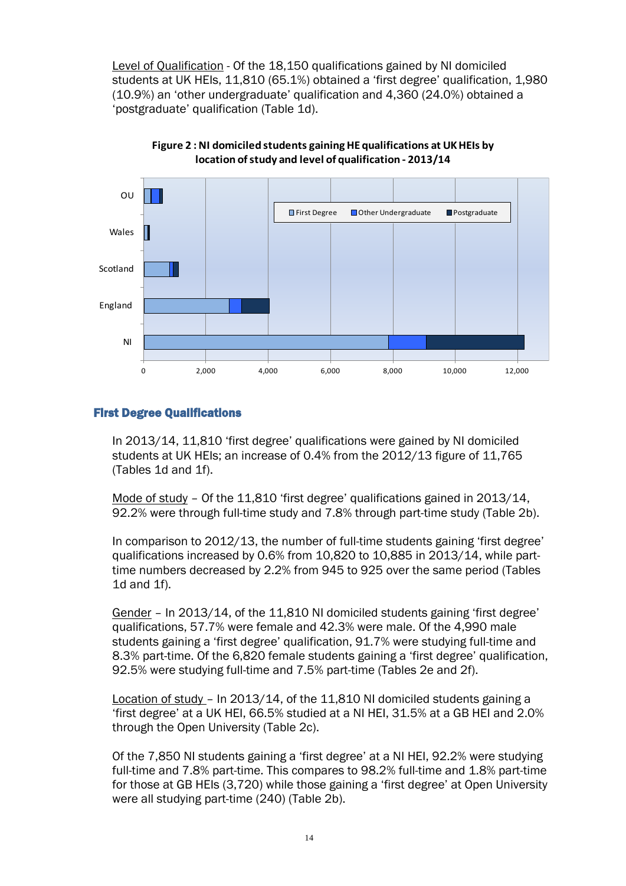Level of Qualification - Of the 18,150 qualifications gained by NI domiciled students at UK HEIs, 11,810 (65.1%) obtained a 'first degree' qualification, 1,980 (10.9%) an 'other undergraduate' qualification and 4,360 (24.0%) obtained a 'postgraduate' qualification (Table 1d).

**Figure 2 : NI domiciled students gaining HE qualifications at UK HEIs by location of study and level of qualification - 2013/14**

## First Degree Qualifications

In 2013/14, 11,810 'first degree' qualifications were gained by NI domiciled students at UK HEIs; an increase of 0.4% from the 2012/13 figure of 11,765 (Tables 1d and 1f).

Mode of study – Of the 11,810 'first degree' qualifications gained in 2013/14, 92.2% were through full-time study and 7.8% through part-time study (Table 2b).

In comparison to 2012/13, the number of full-time students gaining 'first degree' qualifications increased by 0.6% from 10,820 to 10,885 in 2013/14, while part-time numbers decreased by 2.2% from 945 to 925 over the same period (Tables 1d and 1f).

Gender – In 2013/14, of the 11,810 NI domiciled students gaining 'first degree' qualifications, 57.7% were female and 42.3% were male. Of the 4,990 male students gaining a 'first degree' qualification, 91.7% were studying full-time and 8.3% part-time. Of the 6,820 female students gaining a 'first degree' qualification, 92.5% were studying full-time and 7.5% part-time (Tables 2e and 2f).

Location of study – In 2013/14, of the 11,810 NI domiciled students gaining a 'first degree' at a UK HEI, 66.5% studied at a NI HEI, 31.5% at a GB HEI and 2.0% through the Open University (Table 2c).

Of the 7,850 NI students gaining a 'first degree' at a NI HEI, 92.2% were studying full-time and 7.8% part-time. This compares to 98.2% full-time and 1.8% part-time for those at GB HEIs (3,720) while those gaining a 'first degree' at Open University were all studying part-time (240) (Table 2b).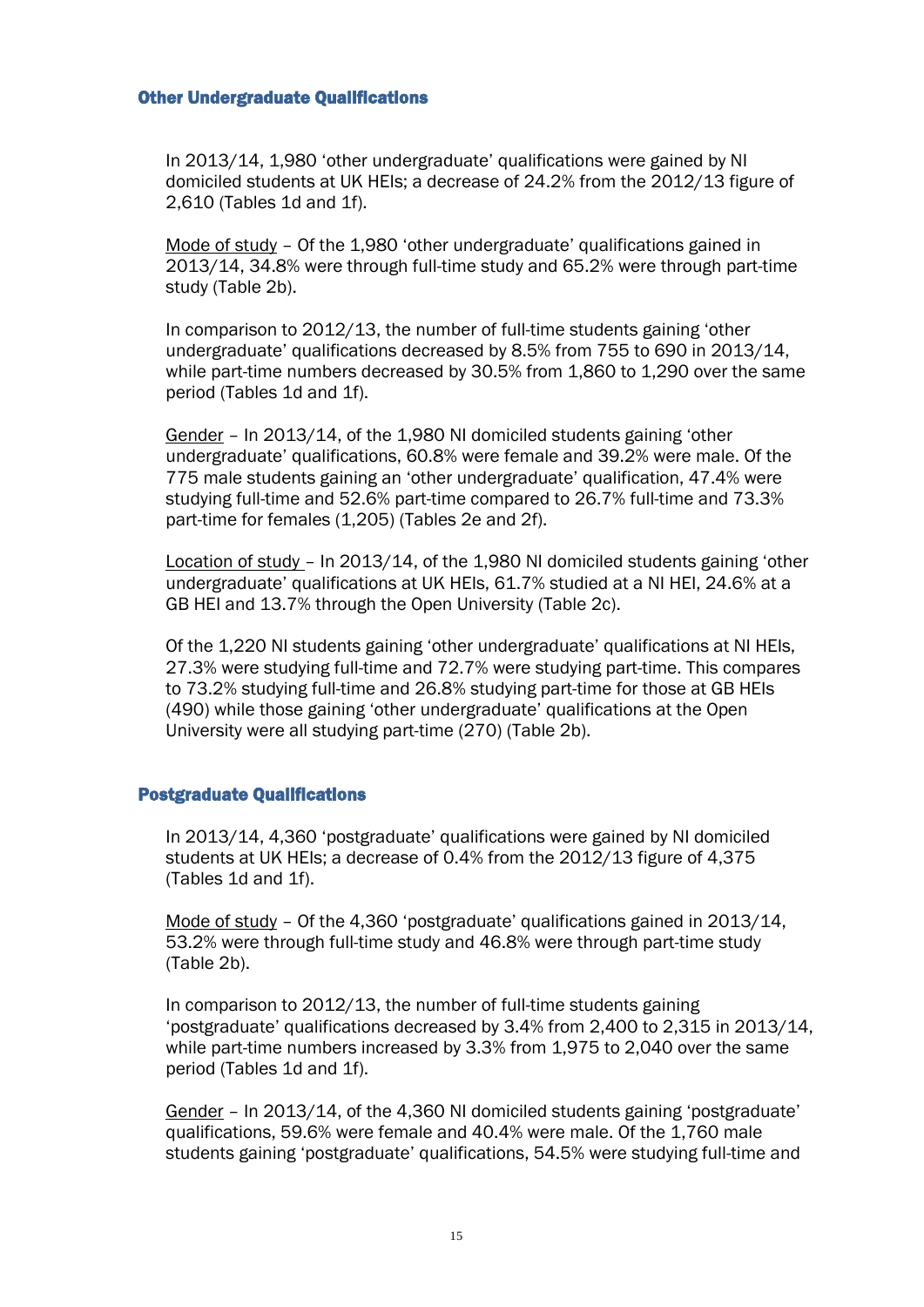### Other Undergraduate Qualifications

In 2013/14, 1,980 'other undergraduate' qualifications were gained by NI domiciled students at UK HEIs; a decrease of 24.2% from the 2012/13 figure of 2,610 (Tables 1d and 1f).

Mode of study – Of the 1,980 'other undergraduate' qualifications gained in 2013/14, 34.8% were through full-time study and 65.2% were through part-time study (Table 2b).

In comparison to 2012/13, the number of full-time students gaining 'other undergraduate' qualifications decreased by 8.5% from 755 to 690 in 2013/14, while part-time numbers decreased by 30.5% from 1,860 to 1,290 over the same period (Tables 1d and 1f).

Gender – In 2013/14, of the 1,980 NI domiciled students gaining 'other undergraduate' qualifications, 60.8% were female and 39.2% were male. Of the 775 male students gaining an 'other undergraduate' qualification, 47.4% were studying full-time and 52.6% part-time compared to 26.7% full-time and 73.3% part-time for females (1,205) (Tables 2e and 2f).

Location of study – In 2013/14, of the 1,980 NI domiciled students gaining 'other undergraduate' qualifications at UK HEIs, 61.7% studied at a NI HEI, 24.6% at a GB HEI and 13.7% through the Open University (Table 2c).

Of the 1,220 NI students gaining 'other undergraduate' qualifications at NI HEIs, 27.3% were studying full-time and 72.7% were studying part-time. This compares to 73.2% studying full-time and 26.8% studying part-time for those at GB HEIs (490) while those gaining 'other undergraduate' qualifications at the Open University were all studying part-time (270) (Table 2b).

### Postgraduate Qualifications

In 2013/14, 4,360 'postgraduate' qualifications were gained by NI domiciled students at UK HEIs; a decrease of 0.4% from the 2012/13 figure of 4,375 (Tables 1d and 1f).

Mode of study – Of the 4,360 'postgraduate' qualifications gained in 2013/14, 53.2% were through full-time study and 46.8% were through part-time study (Table 2b).

In comparison to 2012/13, the number of full-time students gaining 'postgraduate' qualifications decreased by 3.4% from 2,400 to 2,315 in 2013/14, while part-time numbers increased by 3.3% from 1,975 to 2,040 over the same period (Tables 1d and 1f).

Gender – In 2013/14, of the 4,360 NI domiciled students gaining 'postgraduate' qualifications, 59.6% were female and 40.4% were male. Of the 1,760 male students gaining 'postgraduate' qualifications, 54.5% were studying full-time and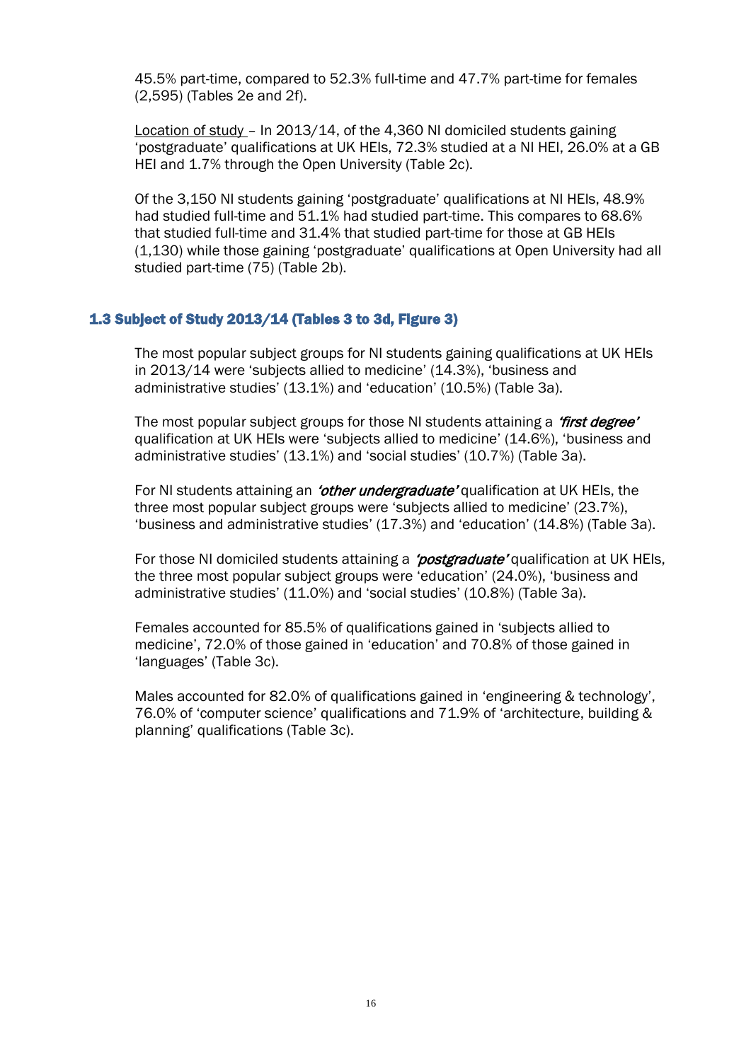45.5% part-time, compared to 52.3% full-time and 47.7% part-time for females (2,595) (Tables 2e and 2f).

Location of study – In 2013/14, of the 4,360 NI domiciled students gaining 'postgraduate' qualifications at UK HEIs, 72.3% studied at a NI HEI, 26.0% at a GB HEI and 1.7% through the Open University (Table 2c).

Of the 3,150 NI students gaining 'postgraduate' qualifications at NI HEIs, 48.9% had studied full-time and 51.1% had studied part-time. This compares to 68.6% that studied full-time and 31.4% that studied part-time for those at GB HEIs (1,130) while those gaining 'postgraduate' qualifications at Open University had all studied part-time (75) (Table 2b).

### 1.3 Subject of Study 2013/14 (Tables 3 to 3d, Figure 3)

The most popular subject groups for NI students gaining qualifications at UK HEIs in 2013/14 were 'subjects allied to medicine' (14.3%), 'business and administrative studies' (13.1%) and 'education' (10.5%) (Table 3a).

The most popular subject groups for those NI students attaining a ***'first degree'*** qualification at UK HEIs were 'subjects allied to medicine' (14.6%), 'business and administrative studies' (13.1%) and 'social studies' (10.7%) (Table 3a).

For NI students attaining an ***'other undergraduate'*** qualification at UK HEIs, the three most popular subject groups were 'subjects allied to medicine' (23.7%), 'business and administrative studies' (17.3%) and 'education' (14.8%) (Table 3a).

For those NI domiciled students attaining a ***'postgraduate'*** qualification at UK HEIs, the three most popular subject groups were 'education' (24.0%), 'business and administrative studies' (11.0%) and 'social studies' (10.8%) (Table 3a).

Females accounted for 85.5% of qualifications gained in 'subjects allied to medicine', 72.0% of those gained in 'education' and 70.8% of those gained in 'languages' (Table 3c).

Males accounted for 82.0% of qualifications gained in 'engineering & technology', 76.0% of 'computer science' qualifications and 71.9% of 'architecture, building & planning' qualifications (Table 3c).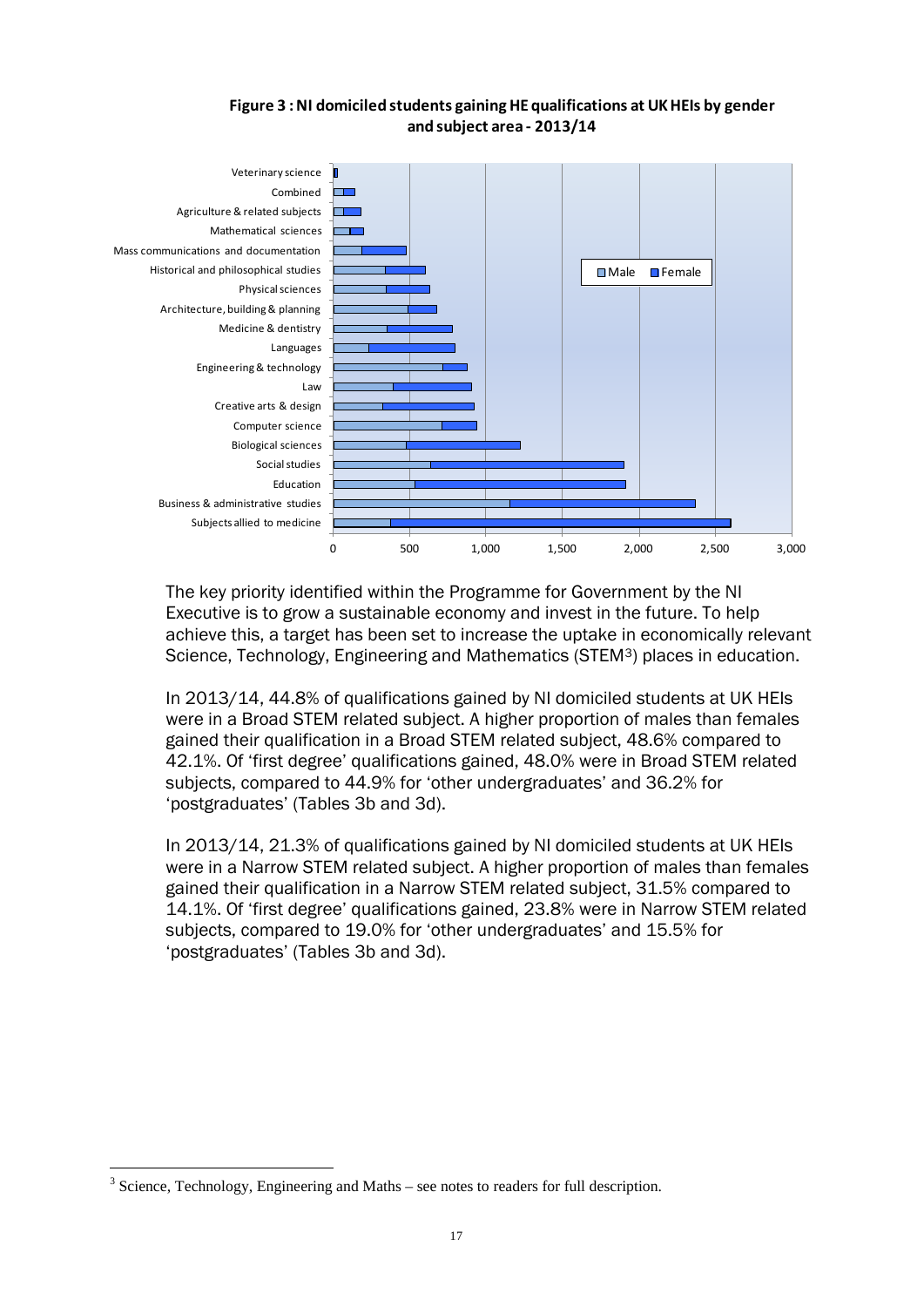**Figure 3 : NI domiciled students gaining HE qualifications at UK HEIs by gender and subject area - 2013/14**

The key priority identified within the Programme for Government by the NI Executive is to grow a sustainable economy and invest in the future. To help achieve this, a target has been set to increase the uptake in economically relevant Science, Technology, Engineering and Mathematics (STEM[3]) places in education.

In 2013/14, 44.8% of qualifications gained by NI domiciled students at UK HEIs were in a Broad STEM related subject. A higher proportion of males than females gained their qualification in a Broad STEM related subject, 48.6% compared to 42.1%. Of 'first degree' qualifications gained, 48.0% were in Broad STEM related subjects, compared to 44.9% for 'other undergraduates' and 36.2% for 'postgraduates' (Tables 3b and 3d).

In 2013/14, 21.3% of qualifications gained by NI domiciled students at UK HEIs were in a Narrow STEM related subject. A higher proportion of males than females gained their qualification in a Narrow STEM related subject, 31.5% compared to 14.1%. Of 'first degree' qualifications gained, 23.8% were in Narrow STEM related subjects, compared to 19.0% for 'other undergraduates' and 15.5% for 'postgraduates' (Tables 3b and 3d).

[3] Science, Technology, Engineering and Maths – see notes to readers for full description.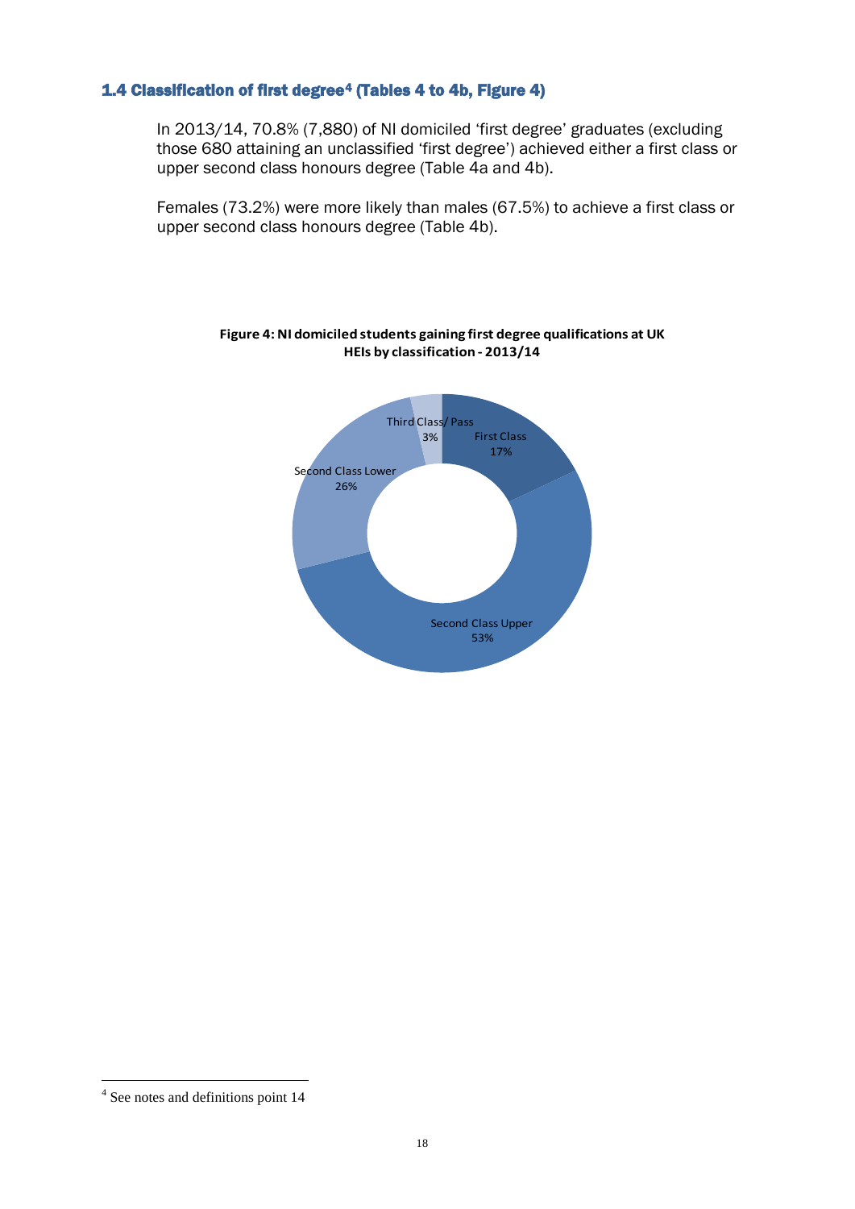### 1.4 Classification of first degree[4] (Tables 4 to 4b, Figure 4)

In 2013/14, 70.8% (7,880) of NI domiciled 'first degree' graduates (excluding those 680 attaining an unclassified 'first degree') achieved either a first class or upper second class honours degree (Table 4a and 4b).

Females (73.2%) were more likely than males (67.5%) to achieve a first class or upper second class honours degree (Table 4b).

**Figure 4: NI domiciled students gaining first degree qualifications at UK HEIs by classification - 2013/14**

| Classification | Percentage |
|---|---|
| First Class | 17% |
| Second Class Upper | 53% |
| Second Class Lower | 26% |
| Third Class/ Pass | 3% |

[4] See notes and definitions point 14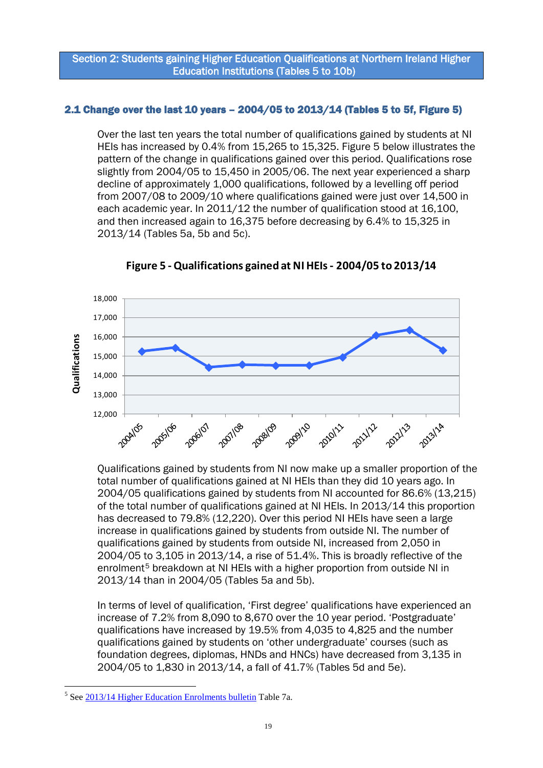## Section 2: Students gaining Higher Education Qualifications at Northern Ireland Higher Education Institutions (Tables 5 to 10b)

### 2.1 Change over the last 10 years – 2004/05 to 2013/14 (Tables 5 to 5f, Figure 5)

Over the last ten years the total number of qualifications gained by students at NI HEIs has increased by 0.4% from 15,265 to 15,325. Figure 5 below illustrates the pattern of the change in qualifications gained over this period. Qualifications rose slightly from 2004/05 to 15,450 in 2005/06. The next year experienced a sharp decline of approximately 1,000 qualifications, followed by a levelling off period from 2007/08 to 2009/10 where qualifications gained were just over 14,500 in each academic year. In 2011/12 the number of qualification stood at 16,100, and then increased again to 16,375 before decreasing by 6.4% to 15,325 in 2013/14 (Tables 5a, 5b and 5c).

**Figure 5 - Qualifications gained at NI HEIs - 2004/05 to 2013/14**

Qualifications gained by students from NI now make up a smaller proportion of the total number of qualifications gained at NI HEIs than they did 10 years ago. In 2004/05 qualifications gained by students from NI accounted for 86.6% (13,215) of the total number of qualifications gained at NI HEIs. In 2013/14 this proportion has decreased to 79.8% (12,220). Over this period NI HEIs have seen a large increase in qualifications gained by students from outside NI. The number of qualifications gained by students from outside NI, increased from 2,050 in 2004/05 to 3,105 in 2013/14, a rise of 51.4%. This is broadly reflective of the enrolment[5] breakdown at NI HEIs with a higher proportion from outside NI in 2013/14 than in 2004/05 (Tables 5a and 5b).

In terms of level of qualification, 'First degree' qualifications have experienced an increase of 7.2% from 8,090 to 8,670 over the 10 year period. 'Postgraduate' qualifications have increased by 19.5% from 4,035 to 4,825 and the number qualifications gained by students on 'other undergraduate' courses (such as foundation degrees, diplomas, HNDs and HNCs) have decreased from 3,135 in 2004/05 to 1,830 in 2013/14, a fall of 41.7% (Tables 5d and 5e).

[5] See 2013/14 Higher Education Enrolments bulletin Table 7a.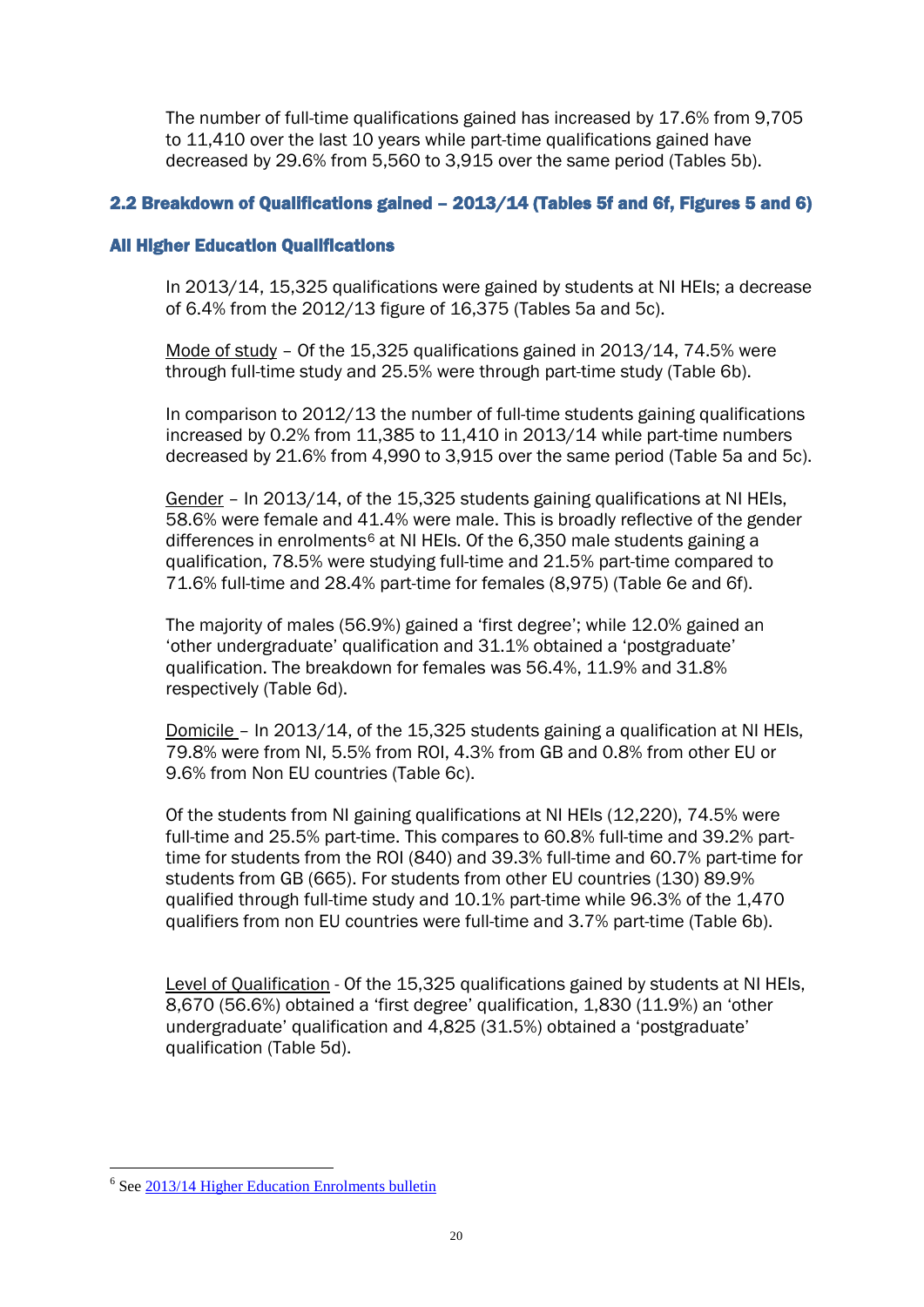The number of full-time qualifications gained has increased by 17.6% from 9,705 to 11,410 over the last 10 years while part-time qualifications gained have decreased by 29.6% from 5,560 to 3,915 over the same period (Tables 5b).

## 2.2 Breakdown of Qualifications gained – 2013/14 (Tables 5f and 6f, Figures 5 and 6)

### All Higher Education Qualifications

In 2013/14, 15,325 qualifications were gained by students at NI HEIs; a decrease of 6.4% from the 2012/13 figure of 16,375 (Tables 5a and 5c).

Mode of study – Of the 15,325 qualifications gained in 2013/14, 74.5% were through full-time study and 25.5% were through part-time study (Table 6b).

In comparison to 2012/13 the number of full-time students gaining qualifications increased by 0.2% from 11,385 to 11,410 in 2013/14 while part-time numbers decreased by 21.6% from 4,990 to 3,915 over the same period (Table 5a and 5c).

Gender – In 2013/14, of the 15,325 students gaining qualifications at NI HEIs, 58.6% were female and 41.4% were male. This is broadly reflective of the gender differences in enrolments[6] at NI HEIs. Of the 6,350 male students gaining a qualification, 78.5% were studying full-time and 21.5% part-time compared to 71.6% full-time and 28.4% part-time for females (8,975) (Table 6e and 6f).

The majority of males (56.9%) gained a 'first degree'; while 12.0% gained an 'other undergraduate' qualification and 31.1% obtained a 'postgraduate' qualification. The breakdown for females was 56.4%, 11.9% and 31.8% respectively (Table 6d).

Domicile – In 2013/14, of the 15,325 students gaining a qualification at NI HEIs, 79.8% were from NI, 5.5% from ROI, 4.3% from GB and 0.8% from other EU or 9.6% from Non EU countries (Table 6c).

Of the students from NI gaining qualifications at NI HEIs (12,220), 74.5% were full-time and 25.5% part-time. This compares to 60.8% full-time and 39.2% part-time for students from the ROI (840) and 39.3% full-time and 60.7% part-time for students from GB (665). For students from other EU countries (130) 89.9% qualified through full-time study and 10.1% part-time while 96.3% of the 1,470 qualifiers from non EU countries were full-time and 3.7% part-time (Table 6b).

Level of Qualification - Of the 15,325 qualifications gained by students at NI HEIs, 8,670 (56.6%) obtained a 'first degree' qualification, 1,830 (11.9%) an 'other undergraduate' qualification and 4,825 (31.5%) obtained a 'postgraduate' qualification (Table 5d).

---

[6] See 2013/14 Higher Education Enrolments bulletin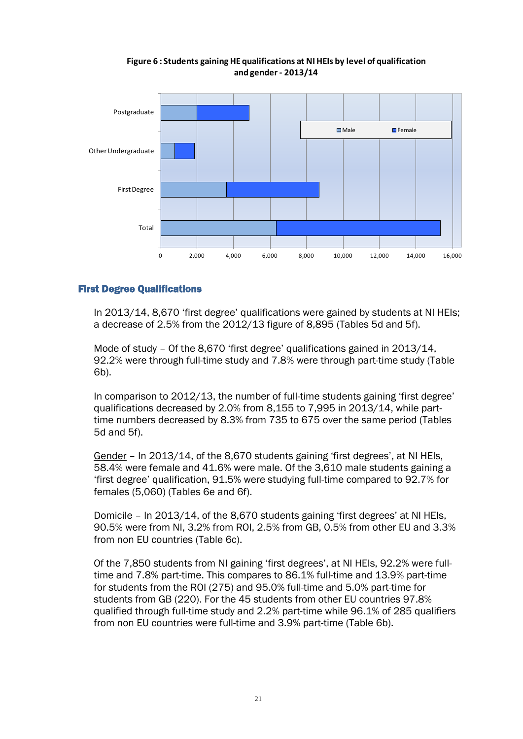**Figure 6 : Students gaining HE qualifications at NI HEIs by level of qualification and gender - 2013/14**

## First Degree Qualifications

In 2013/14, 8,670 'first degree' qualifications were gained by students at NI HEIs; a decrease of 2.5% from the 2012/13 figure of 8,895 (Tables 5d and 5f).

Mode of study – Of the 8,670 'first degree' qualifications gained in 2013/14, 92.2% were through full-time study and 7.8% were through part-time study (Table 6b).

In comparison to 2012/13, the number of full-time students gaining 'first degree' qualifications decreased by 2.0% from 8,155 to 7,995 in 2013/14, while part-time numbers decreased by 8.3% from 735 to 675 over the same period (Tables 5d and 5f).

Gender – In 2013/14, of the 8,670 students gaining 'first degrees', at NI HEIs, 58.4% were female and 41.6% were male. Of the 3,610 male students gaining a 'first degree' qualification, 91.5% were studying full-time compared to 92.7% for females (5,060) (Tables 6e and 6f).

Domicile – In 2013/14, of the 8,670 students gaining 'first degrees' at NI HEIs, 90.5% were from NI, 3.2% from ROI, 2.5% from GB, 0.5% from other EU and 3.3% from non EU countries (Table 6c).

Of the 7,850 students from NI gaining 'first degrees', at NI HEIs, 92.2% were full-time and 7.8% part-time. This compares to 86.1% full-time and 13.9% part-time for students from the ROI (275) and 95.0% full-time and 5.0% part-time for students from GB (220). For the 45 students from other EU countries 97.8% qualified through full-time study and 2.2% part-time while 96.1% of 285 qualifiers from non EU countries were full-time and 3.9% part-time (Table 6b).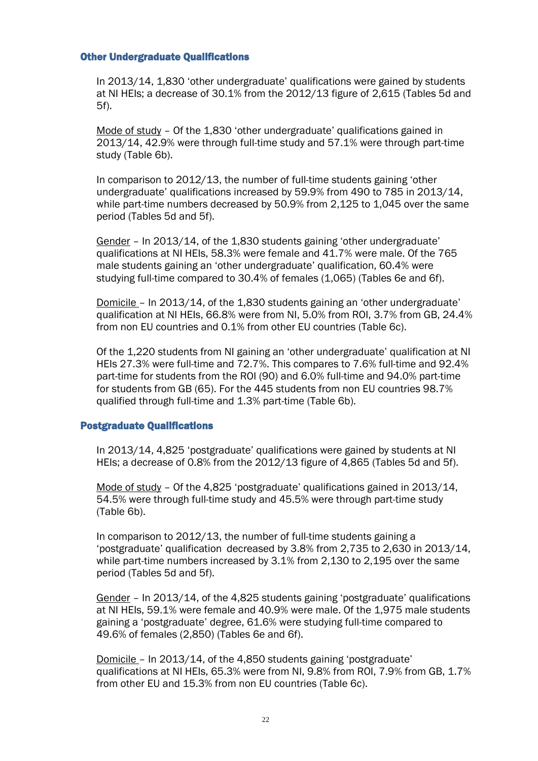### Other Undergraduate Qualifications

In 2013/14, 1,830 'other undergraduate' qualifications were gained by students at NI HEIs; a decrease of 30.1% from the 2012/13 figure of 2,615 (Tables 5d and 5f).

Mode of study – Of the 1,830 'other undergraduate' qualifications gained in 2013/14, 42.9% were through full-time study and 57.1% were through part-time study (Table 6b).

In comparison to 2012/13, the number of full-time students gaining 'other undergraduate' qualifications increased by 59.9% from 490 to 785 in 2013/14, while part-time numbers decreased by 50.9% from 2,125 to 1,045 over the same period (Tables 5d and 5f).

Gender – In 2013/14, of the 1,830 students gaining 'other undergraduate' qualifications at NI HEIs, 58.3% were female and 41.7% were male. Of the 765 male students gaining an 'other undergraduate' qualification, 60.4% were studying full-time compared to 30.4% of females (1,065) (Tables 6e and 6f).

Domicile – In 2013/14, of the 1,830 students gaining an 'other undergraduate' qualification at NI HEIs, 66.8% were from NI, 5.0% from ROI, 3.7% from GB, 24.4% from non EU countries and 0.1% from other EU countries (Table 6c).

Of the 1,220 students from NI gaining an 'other undergraduate' qualification at NI HEIs 27.3% were full-time and 72.7%. This compares to 7.6% full-time and 92.4% part-time for students from the ROI (90) and 6.0% full-time and 94.0% part-time for students from GB (65). For the 445 students from non EU countries 98.7% qualified through full-time and 1.3% part-time (Table 6b).

### Postgraduate Qualifications

In 2013/14, 4,825 'postgraduate' qualifications were gained by students at NI HEIs; a decrease of 0.8% from the 2012/13 figure of 4,865 (Tables 5d and 5f).

Mode of study – Of the 4,825 'postgraduate' qualifications gained in 2013/14, 54.5% were through full-time study and 45.5% were through part-time study (Table 6b).

In comparison to 2012/13, the number of full-time students gaining a 'postgraduate' qualification decreased by 3.8% from 2,735 to 2,630 in 2013/14, while part-time numbers increased by 3.1% from 2,130 to 2,195 over the same period (Tables 5d and 5f).

Gender – In 2013/14, of the 4,825 students gaining 'postgraduate' qualifications at NI HEIs, 59.1% were female and 40.9% were male. Of the 1,975 male students gaining a 'postgraduate' degree, 61.6% were studying full-time compared to 49.6% of females (2,850) (Tables 6e and 6f).

Domicile – In 2013/14, of the 4,850 students gaining 'postgraduate' qualifications at NI HEIs, 65.3% were from NI, 9.8% from ROI, 7.9% from GB, 1.7% from other EU and 15.3% from non EU countries (Table 6c).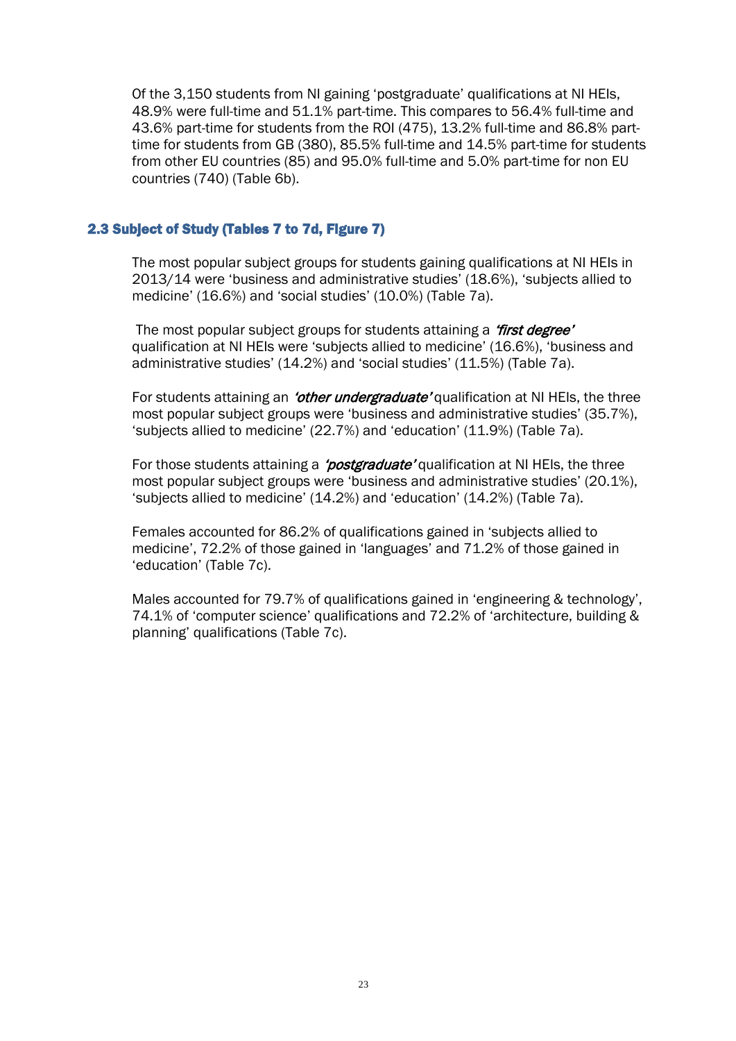Of the 3,150 students from NI gaining 'postgraduate' qualifications at NI HEIs, 48.9% were full-time and 51.1% part-time. This compares to 56.4% full-time and 43.6% part-time for students from the ROI (475), 13.2% full-time and 86.8% part-time for students from GB (380), 85.5% full-time and 14.5% part-time for students from other EU countries (85) and 95.0% full-time and 5.0% part-time for non EU countries (740) (Table 6b).

## 2.3 Subject of Study (Tables 7 to 7d, Figure 7)

The most popular subject groups for students gaining qualifications at NI HEIs in 2013/14 were 'business and administrative studies' (18.6%), 'subjects allied to medicine' (16.6%) and 'social studies' (10.0%) (Table 7a).

The most popular subject groups for students attaining a ***'first degree'*** qualification at NI HEIs were 'subjects allied to medicine' (16.6%), 'business and administrative studies' (14.2%) and 'social studies' (11.5%) (Table 7a).

For students attaining an ***'other undergraduate'*** qualification at NI HEIs, the three most popular subject groups were 'business and administrative studies' (35.7%), 'subjects allied to medicine' (22.7%) and 'education' (11.9%) (Table 7a).

For those students attaining a ***'postgraduate'*** qualification at NI HEIs, the three most popular subject groups were 'business and administrative studies' (20.1%), 'subjects allied to medicine' (14.2%) and 'education' (14.2%) (Table 7a).

Females accounted for 86.2% of qualifications gained in 'subjects allied to medicine', 72.2% of those gained in 'languages' and 71.2% of those gained in 'education' (Table 7c).

Males accounted for 79.7% of qualifications gained in 'engineering & technology', 74.1% of 'computer science' qualifications and 72.2% of 'architecture, building & planning' qualifications (Table 7c).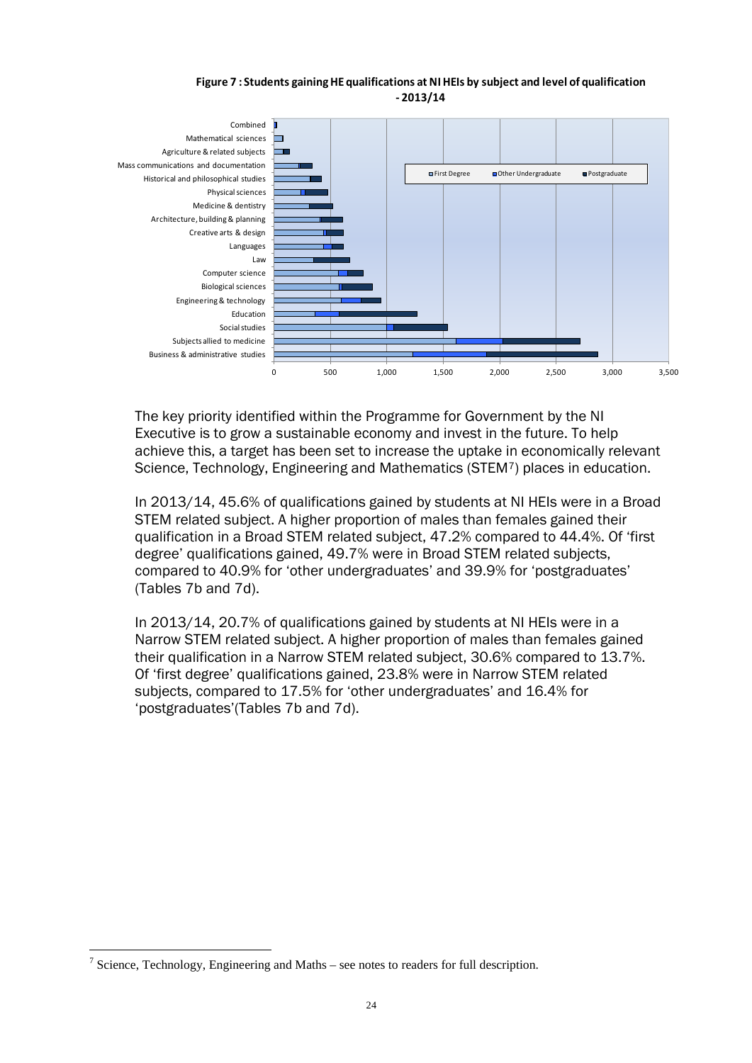**Figure 7 : Students gaining HE qualifications at NI HEIs by subject and level of qualification - 2013/14**

The key priority identified within the Programme for Government by the NI Executive is to grow a sustainable economy and invest in the future. To help achieve this, a target has been set to increase the uptake in economically relevant Science, Technology, Engineering and Mathematics (STEM[7]) places in education.

In 2013/14, 45.6% of qualifications gained by students at NI HEIs were in a Broad STEM related subject. A higher proportion of males than females gained their qualification in a Broad STEM related subject, 47.2% compared to 44.4%. Of 'first degree' qualifications gained, 49.7% were in Broad STEM related subjects, compared to 40.9% for 'other undergraduates' and 39.9% for 'postgraduates' (Tables 7b and 7d).

In 2013/14, 20.7% of qualifications gained by students at NI HEIs were in a Narrow STEM related subject. A higher proportion of males than females gained their qualification in a Narrow STEM related subject, 30.6% compared to 13.7%. Of 'first degree' qualifications gained, 23.8% were in Narrow STEM related subjects, compared to 17.5% for 'other undergraduates' and 16.4% for 'postgraduates'(Tables 7b and 7d).

[7] Science, Technology, Engineering and Maths – see notes to readers for full description.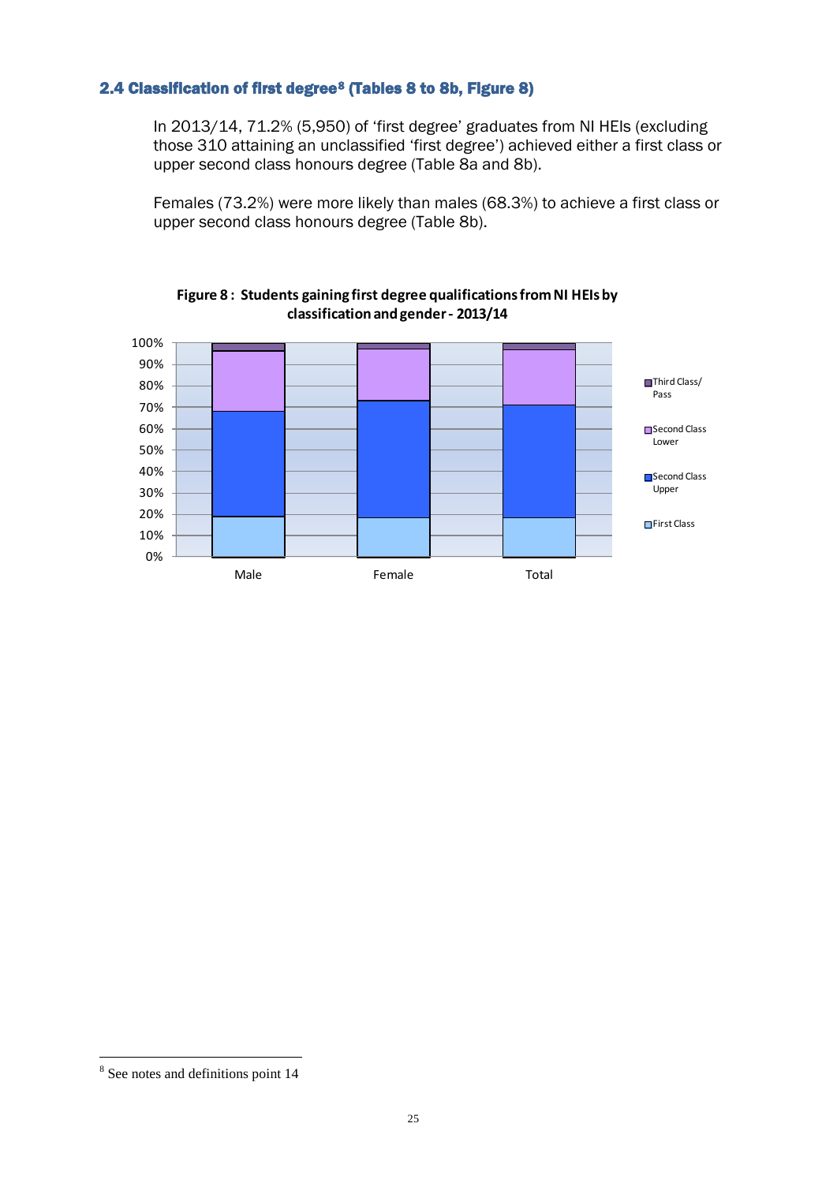## 2.4 Classification of first degree[8] (Tables 8 to 8b, Figure 8)

In 2013/14, 71.2% (5,950) of 'first degree' graduates from NI HEIs (excluding those 310 attaining an unclassified 'first degree') achieved either a first class or upper second class honours degree (Table 8a and 8b).

Females (73.2%) were more likely than males (68.3%) to achieve a first class or upper second class honours degree (Table 8b).

**Figure 8 : Students gaining first degree qualifications from NI HEIs by classification and gender - 2013/14**

[8] See notes and definitions point 14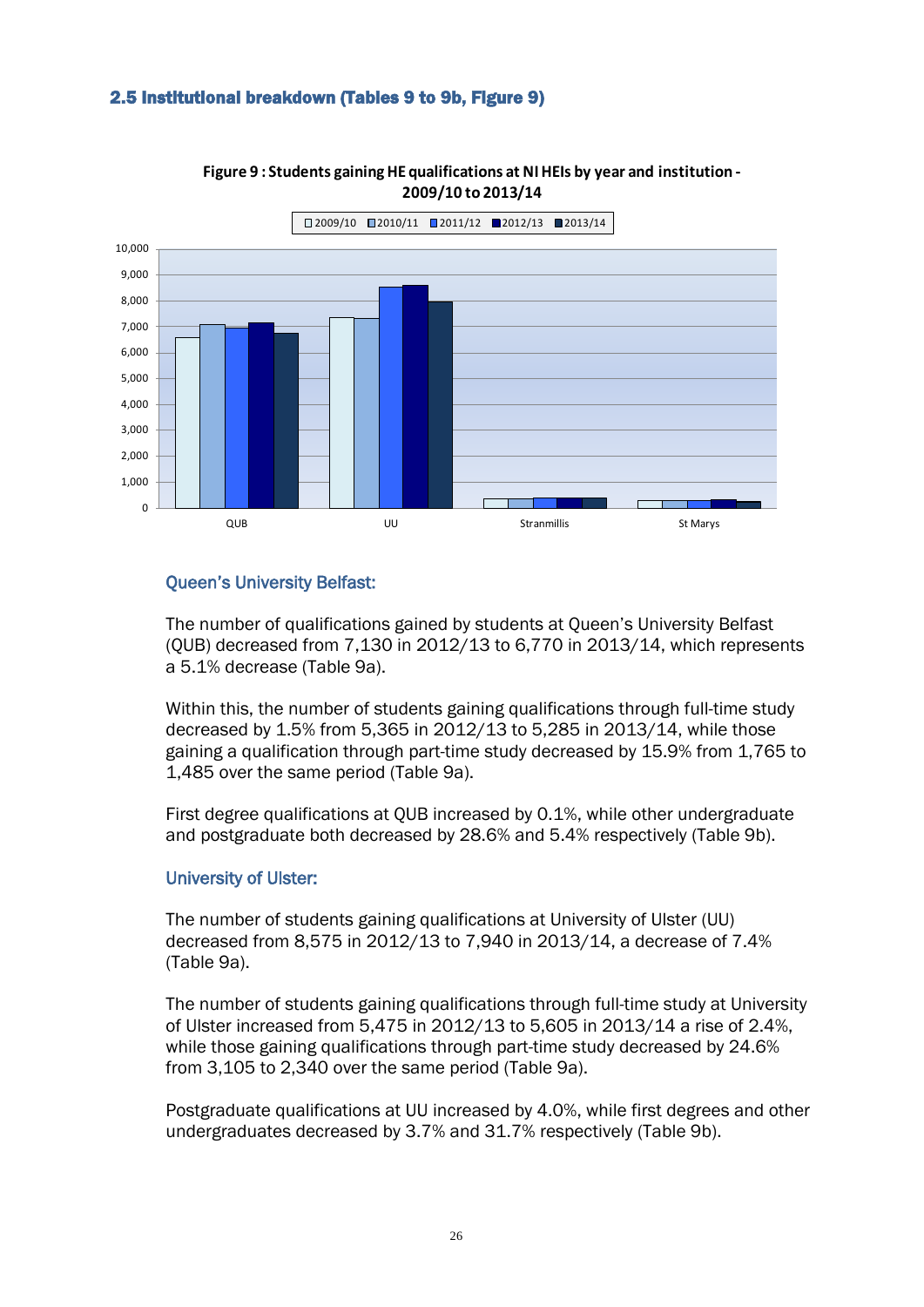## 2.5 Institutional breakdown (Tables 9 to 9b, Figure 9)

**Figure 9 : Students gaining HE qualifications at NI HEIs by year and institution - 2009/10 to 2013/14**

### Queen's University Belfast:

The number of qualifications gained by students at Queen's University Belfast (QUB) decreased from 7,130 in 2012/13 to 6,770 in 2013/14, which represents a 5.1% decrease (Table 9a).

Within this, the number of students gaining qualifications through full-time study decreased by 1.5% from 5,365 in 2012/13 to 5,285 in 2013/14, while those gaining a qualification through part-time study decreased by 15.9% from 1,765 to 1,485 over the same period (Table 9a).

First degree qualifications at QUB increased by 0.1%, while other undergraduate and postgraduate both decreased by 28.6% and 5.4% respectively (Table 9b).

### University of Ulster:

The number of students gaining qualifications at University of Ulster (UU) decreased from 8,575 in 2012/13 to 7,940 in 2013/14, a decrease of 7.4% (Table 9a).

The number of students gaining qualifications through full-time study at University of Ulster increased from 5,475 in 2012/13 to 5,605 in 2013/14 a rise of 2.4%, while those gaining qualifications through part-time study decreased by 24.6% from 3,105 to 2,340 over the same period (Table 9a).

Postgraduate qualifications at UU increased by 4.0%, while first degrees and other undergraduates decreased by 3.7% and 31.7% respectively (Table 9b).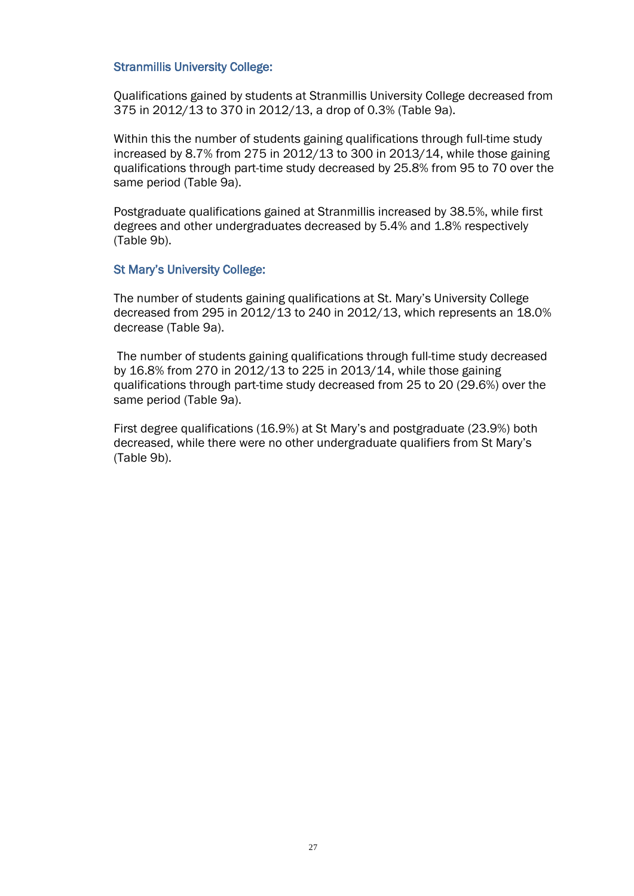### Stranmillis University College:

Qualifications gained by students at Stranmillis University College decreased from 375 in 2012/13 to 370 in 2012/13, a drop of 0.3% (Table 9a).

Within this the number of students gaining qualifications through full-time study increased by 8.7% from 275 in 2012/13 to 300 in 2013/14, while those gaining qualifications through part-time study decreased by 25.8% from 95 to 70 over the same period (Table 9a).

Postgraduate qualifications gained at Stranmillis increased by 38.5%, while first degrees and other undergraduates decreased by 5.4% and 1.8% respectively (Table 9b).

### St Mary's University College:

The number of students gaining qualifications at St. Mary's University College decreased from 295 in 2012/13 to 240 in 2012/13, which represents an 18.0% decrease (Table 9a).

The number of students gaining qualifications through full-time study decreased by 16.8% from 270 in 2012/13 to 225 in 2013/14, while those gaining qualifications through part-time study decreased from 25 to 20 (29.6%) over the same period (Table 9a).

First degree qualifications (16.9%) at St Mary's and postgraduate (23.9%) both decreased, while there were no other undergraduate qualifiers from St Mary's (Table 9b).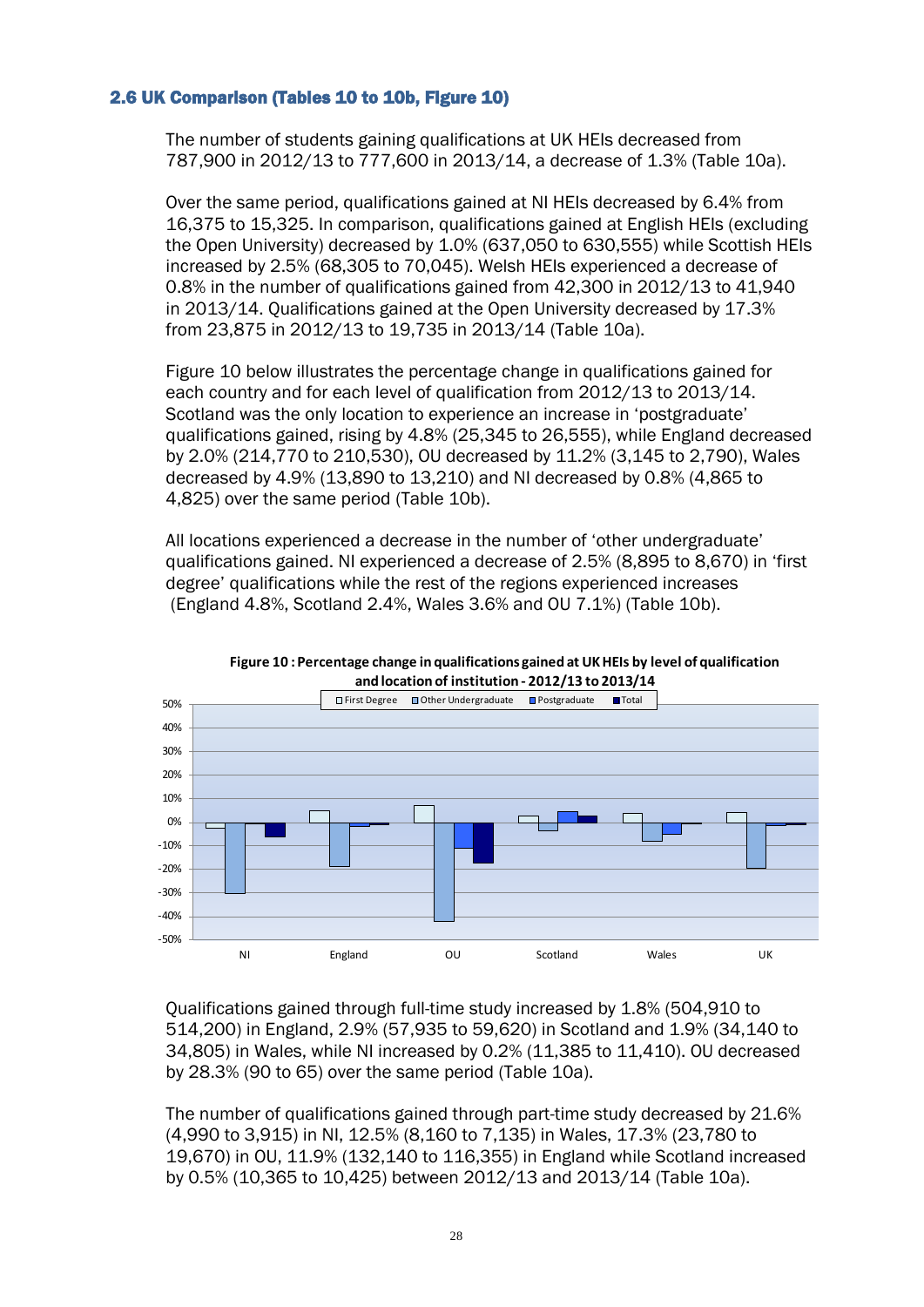## 2.6 UK Comparison (Tables 10 to 10b, Figure 10)

The number of students gaining qualifications at UK HEIs decreased from 787,900 in 2012/13 to 777,600 in 2013/14, a decrease of 1.3% (Table 10a).

Over the same period, qualifications gained at NI HEIs decreased by 6.4% from 16,375 to 15,325. In comparison, qualifications gained at English HEIs (excluding the Open University) decreased by 1.0% (637,050 to 630,555) while Scottish HEIs increased by 2.5% (68,305 to 70,045). Welsh HEIs experienced a decrease of 0.8% in the number of qualifications gained from 42,300 in 2012/13 to 41,940 in 2013/14. Qualifications gained at the Open University decreased by 17.3% from 23,875 in 2012/13 to 19,735 in 2013/14 (Table 10a).

Figure 10 below illustrates the percentage change in qualifications gained for each country and for each level of qualification from 2012/13 to 2013/14. Scotland was the only location to experience an increase in 'postgraduate' qualifications gained, rising by 4.8% (25,345 to 26,555), while England decreased by 2.0% (214,770 to 210,530), OU decreased by 11.2% (3,145 to 2,790), Wales decreased by 4.9% (13,890 to 13,210) and NI decreased by 0.8% (4,865 to 4,825) over the same period (Table 10b).

All locations experienced a decrease in the number of 'other undergraduate' qualifications gained. NI experienced a decrease of 2.5% (8,895 to 8,670) in 'first degree' qualifications while the rest of the regions experienced increases (England 4.8%, Scotland 2.4%, Wales 3.6% and OU 7.1%) (Table 10b).

**Figure 10 : Percentage change in qualifications gained at UK HEIs by level of qualification and location of institution - 2012/13 to 2013/14**

Qualifications gained through full-time study increased by 1.8% (504,910 to 514,200) in England, 2.9% (57,935 to 59,620) in Scotland and 1.9% (34,140 to 34,805) in Wales, while NI increased by 0.2% (11,385 to 11,410). OU decreased by 28.3% (90 to 65) over the same period (Table 10a).

The number of qualifications gained through part-time study decreased by 21.6% (4,990 to 3,915) in NI, 12.5% (8,160 to 7,135) in Wales, 17.3% (23,780 to 19,670) in OU, 11.9% (132,140 to 116,355) in England while Scotland increased by 0.5% (10,365 to 10,425) between 2012/13 and 2013/14 (Table 10a).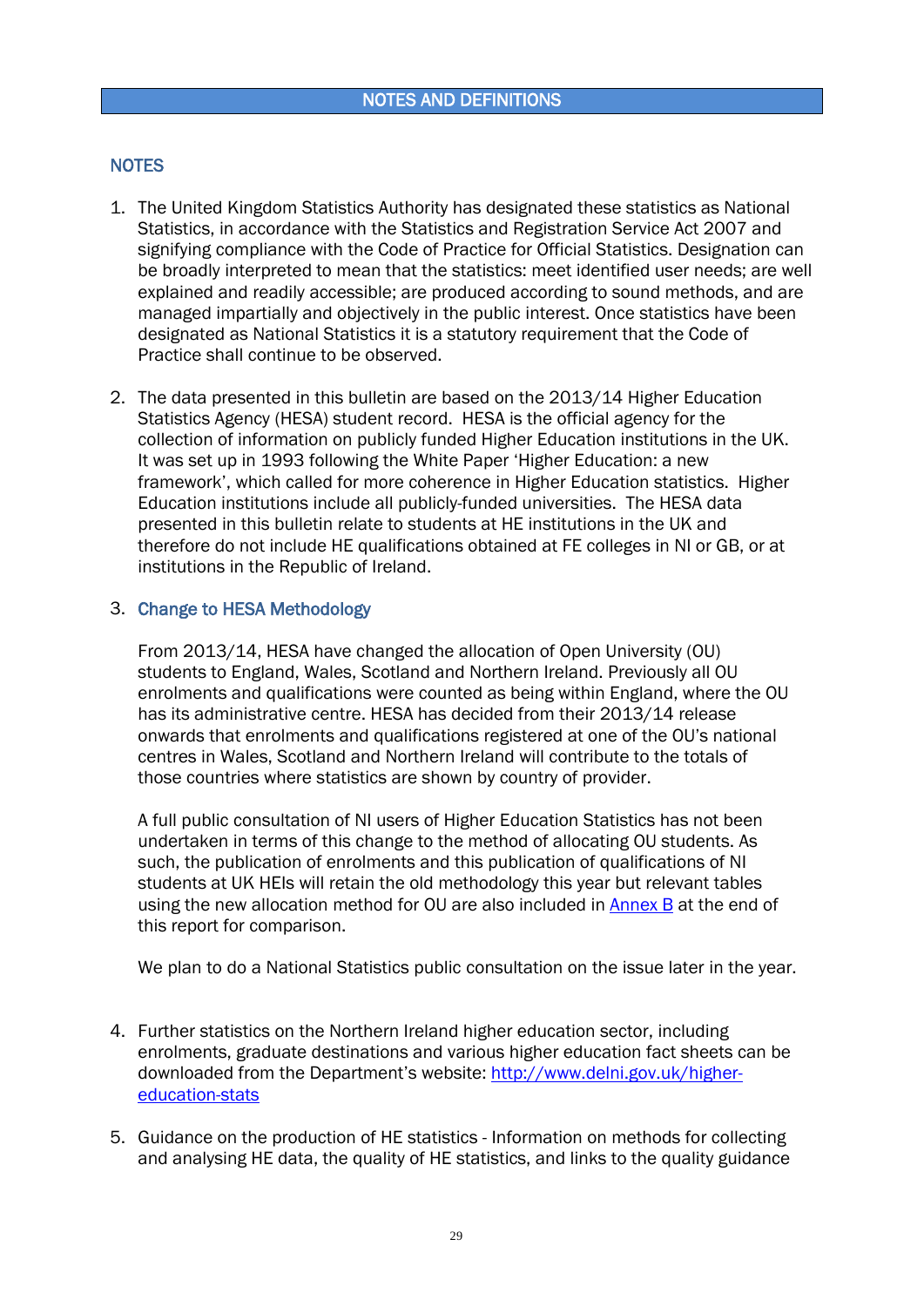# NOTES AND DEFINITIONS

## NOTES

1. The United Kingdom Statistics Authority has designated these statistics as National Statistics, in accordance with the Statistics and Registration Service Act 2007 and signifying compliance with the Code of Practice for Official Statistics. Designation can be broadly interpreted to mean that the statistics: meet identified user needs; are well explained and readily accessible; are produced according to sound methods, and are managed impartially and objectively in the public interest. Once statistics have been designated as National Statistics it is a statutory requirement that the Code of Practice shall continue to be observed.

2. The data presented in this bulletin are based on the 2013/14 Higher Education Statistics Agency (HESA) student record. HESA is the official agency for the collection of information on publicly funded Higher Education institutions in the UK. It was set up in 1993 following the White Paper 'Higher Education: a new framework', which called for more coherence in Higher Education statistics. Higher Education institutions include all publicly-funded universities. The HESA data presented in this bulletin relate to students at HE institutions in the UK and therefore do not include HE qualifications obtained at FE colleges in NI or GB, or at institutions in the Republic of Ireland.

3. **Change to HESA Methodology**

   From 2013/14, HESA have changed the allocation of Open University (OU) students to England, Wales, Scotland and Northern Ireland. Previously all OU enrolments and qualifications were counted as being within England, where the OU has its administrative centre. HESA has decided from their 2013/14 release onwards that enrolments and qualifications registered at one of the OU's national centres in Wales, Scotland and Northern Ireland will contribute to the totals of those countries where statistics are shown by country of provider.

   A full public consultation of NI users of Higher Education Statistics has not been undertaken in terms of this change to the method of allocating OU students. As such, the publication of enrolments and this publication of qualifications of NI students at UK HEIs will retain the old methodology this year but relevant tables using the new allocation method for OU are also included in Annex B at the end of this report for comparison.

   We plan to do a National Statistics public consultation on the issue later in the year.

4. Further statistics on the Northern Ireland higher education sector, including enrolments, graduate destinations and various higher education fact sheets can be downloaded from the Department's website: http://www.delni.gov.uk/higher-education-stats

5. Guidance on the production of HE statistics - Information on methods for collecting and analysing HE data, the quality of HE statistics, and links to the quality guidance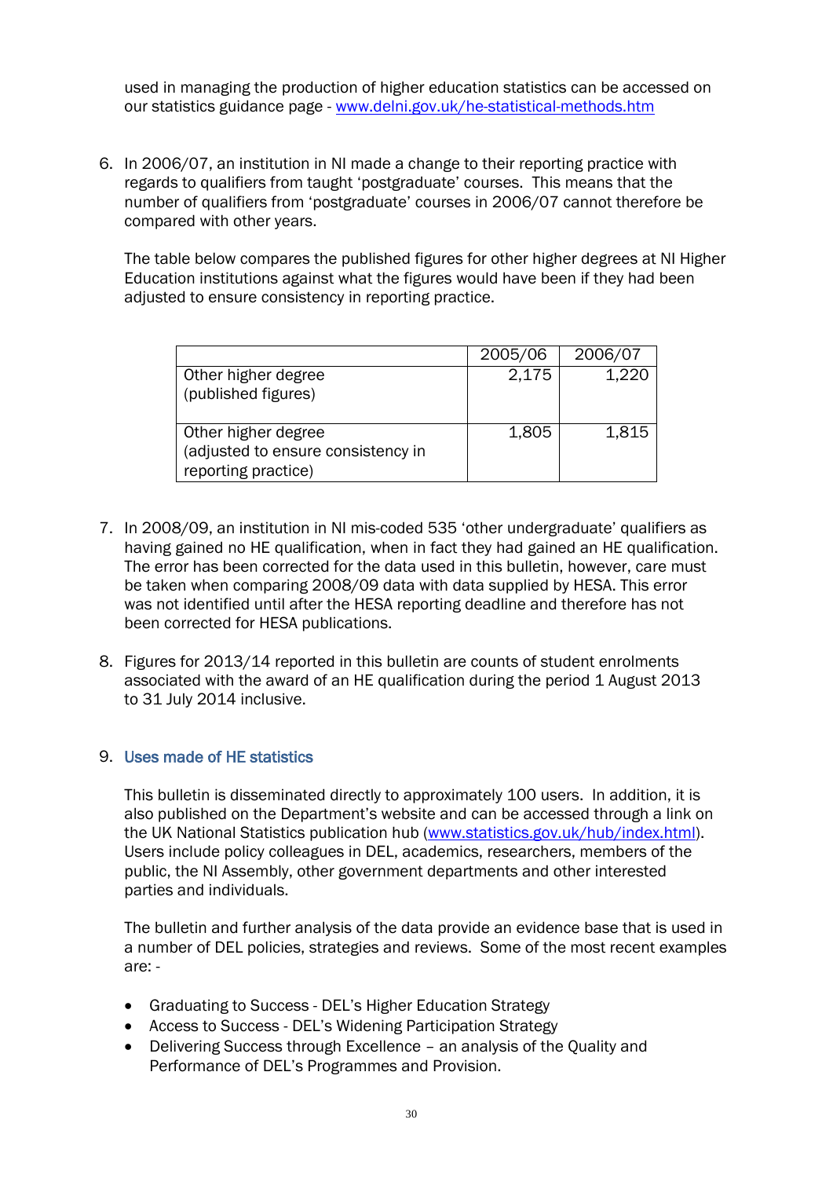used in managing the production of higher education statistics can be accessed on our statistics guidance page - www.delni.gov.uk/he-statistical-methods.htm

6. In 2006/07, an institution in NI made a change to their reporting practice with regards to qualifiers from taught 'postgraduate' courses. This means that the number of qualifiers from 'postgraduate' courses in 2006/07 cannot therefore be compared with other years.

   The table below compares the published figures for other higher degrees at NI Higher Education institutions against what the figures would have been if they had been adjusted to ensure consistency in reporting practice.

| | 2005/06 | 2006/07 |
|---|---|---|
| Other higher degree (published figures) | 2,175 | 1,220 |
| Other higher degree (adjusted to ensure consistency in reporting practice) | 1,805 | 1,815 |

7. In 2008/09, an institution in NI mis-coded 535 'other undergraduate' qualifiers as having gained no HE qualification, when in fact they had gained an HE qualification. The error has been corrected for the data used in this bulletin, however, care must be taken when comparing 2008/09 data with data supplied by HESA. This error was not identified until after the HESA reporting deadline and therefore has not been corrected for HESA publications.

8. Figures for 2013/14 reported in this bulletin are counts of student enrolments associated with the award of an HE qualification during the period 1 August 2013 to 31 July 2014 inclusive.

9. **Uses made of HE statistics**

   This bulletin is disseminated directly to approximately 100 users. In addition, it is also published on the Department's website and can be accessed through a link on the UK National Statistics publication hub (www.statistics.gov.uk/hub/index.html). Users include policy colleagues in DEL, academics, researchers, members of the public, the NI Assembly, other government departments and other interested parties and individuals.

   The bulletin and further analysis of the data provide an evidence base that is used in a number of DEL policies, strategies and reviews. Some of the most recent examples are: -

   - Graduating to Success - DEL's Higher Education Strategy
   - Access to Success - DEL's Widening Participation Strategy
   - Delivering Success through Excellence – an analysis of the Quality and Performance of DEL's Programmes and Provision.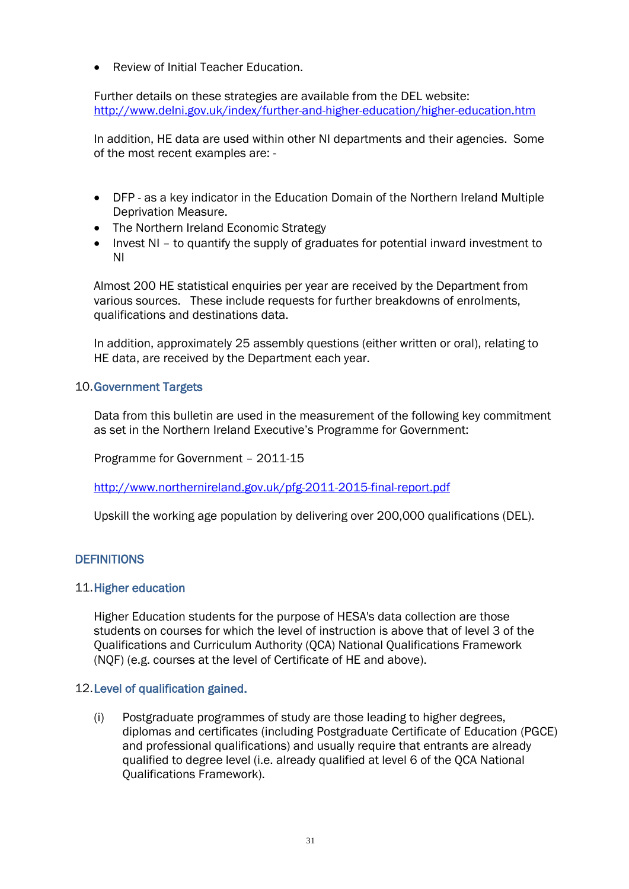- Review of Initial Teacher Education.

Further details on these strategies are available from the DEL website: http://www.delni.gov.uk/index/further-and-higher-education/higher-education.htm

In addition, HE data are used within other NI departments and their agencies. Some of the most recent examples are: -

- DFP - as a key indicator in the Education Domain of the Northern Ireland Multiple Deprivation Measure.
- The Northern Ireland Economic Strategy
- Invest NI – to quantify the supply of graduates for potential inward investment to NI

Almost 200 HE statistical enquiries per year are received by the Department from various sources. These include requests for further breakdowns of enrolments, qualifications and destinations data.

In addition, approximately 25 assembly questions (either written or oral), relating to HE data, are received by the Department each year.

### 10. Government Targets

Data from this bulletin are used in the measurement of the following key commitment as set in the Northern Ireland Executive's Programme for Government:

Programme for Government – 2011-15

http://www.northernireland.gov.uk/pfg-2011-2015-final-report.pdf

Upskill the working age population by delivering over 200,000 qualifications (DEL).

## DEFINITIONS

### 11. Higher education

Higher Education students for the purpose of HESA's data collection are those students on courses for which the level of instruction is above that of level 3 of the Qualifications and Curriculum Authority (QCA) National Qualifications Framework (NQF) (e.g. courses at the level of Certificate of HE and above).

### 12. Level of qualification gained.

(i) Postgraduate programmes of study are those leading to higher degrees, diplomas and certificates (including Postgraduate Certificate of Education (PGCE) and professional qualifications) and usually require that entrants are already qualified to degree level (i.e. already qualified at level 6 of the QCA National Qualifications Framework).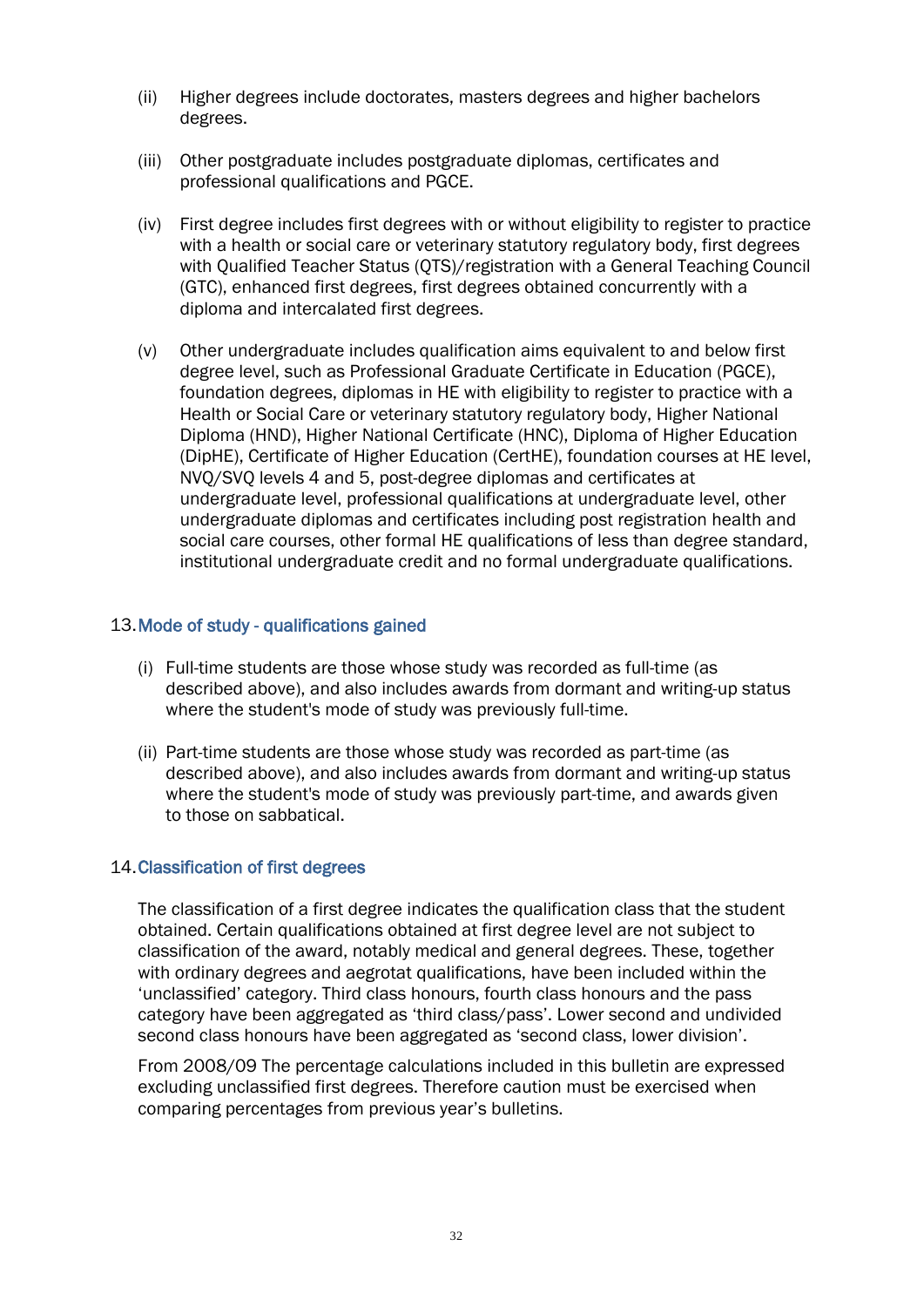(ii) Higher degrees include doctorates, masters degrees and higher bachelors degrees.

(iii) Other postgraduate includes postgraduate diplomas, certificates and professional qualifications and PGCE.

(iv) First degree includes first degrees with or without eligibility to register to practice with a health or social care or veterinary statutory regulatory body, first degrees with Qualified Teacher Status (QTS)/registration with a General Teaching Council (GTC), enhanced first degrees, first degrees obtained concurrently with a diploma and intercalated first degrees.

(v) Other undergraduate includes qualification aims equivalent to and below first degree level, such as Professional Graduate Certificate in Education (PGCE), foundation degrees, diplomas in HE with eligibility to register to practice with a Health or Social Care or veterinary statutory regulatory body, Higher National Diploma (HND), Higher National Certificate (HNC), Diploma of Higher Education (DipHE), Certificate of Higher Education (CertHE), foundation courses at HE level, NVQ/SVQ levels 4 and 5, post-degree diplomas and certificates at undergraduate level, professional qualifications at undergraduate level, other undergraduate diplomas and certificates including post registration health and social care courses, other formal HE qualifications of less than degree standard, institutional undergraduate credit and no formal undergraduate qualifications.

## 13. Mode of study - qualifications gained

(i) Full-time students are those whose study was recorded as full-time (as described above), and also includes awards from dormant and writing-up status where the student's mode of study was previously full-time.

(ii) Part-time students are those whose study was recorded as part-time (as described above), and also includes awards from dormant and writing-up status where the student's mode of study was previously part-time, and awards given to those on sabbatical.

## 14. Classification of first degrees

The classification of a first degree indicates the qualification class that the student obtained. Certain qualifications obtained at first degree level are not subject to classification of the award, notably medical and general degrees. These, together with ordinary degrees and aegrotat qualifications, have been included within the 'unclassified' category. Third class honours, fourth class honours and the pass category have been aggregated as 'third class/pass'. Lower second and undivided second class honours have been aggregated as 'second class, lower division'.

From 2008/09 The percentage calculations included in this bulletin are expressed excluding unclassified first degrees. Therefore caution must be exercised when comparing percentages from previous year's bulletins.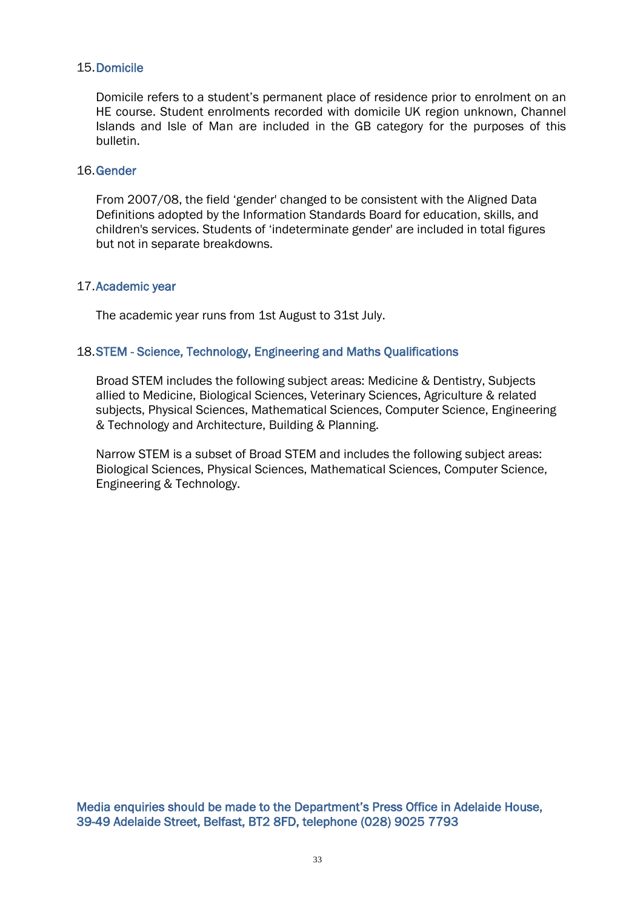### 15. Domicile

Domicile refers to a student's permanent place of residence prior to enrolment on an HE course. Student enrolments recorded with domicile UK region unknown, Channel Islands and Isle of Man are included in the GB category for the purposes of this bulletin.

### 16. Gender

From 2007/08, the field 'gender' changed to be consistent with the Aligned Data Definitions adopted by the Information Standards Board for education, skills, and children's services. Students of 'indeterminate gender' are included in total figures but not in separate breakdowns.

### 17. Academic year

The academic year runs from 1st August to 31st July.

### 18. STEM - Science, Technology, Engineering and Maths Qualifications

Broad STEM includes the following subject areas: Medicine & Dentistry, Subjects allied to Medicine, Biological Sciences, Veterinary Sciences, Agriculture & related subjects, Physical Sciences, Mathematical Sciences, Computer Science, Engineering & Technology and Architecture, Building & Planning.

Narrow STEM is a subset of Broad STEM and includes the following subject areas: Biological Sciences, Physical Sciences, Mathematical Sciences, Computer Science, Engineering & Technology.

Media enquiries should be made to the Department's Press Office in Adelaide House, 39-49 Adelaide Street, Belfast, BT2 8FD, telephone (028) 9025 7793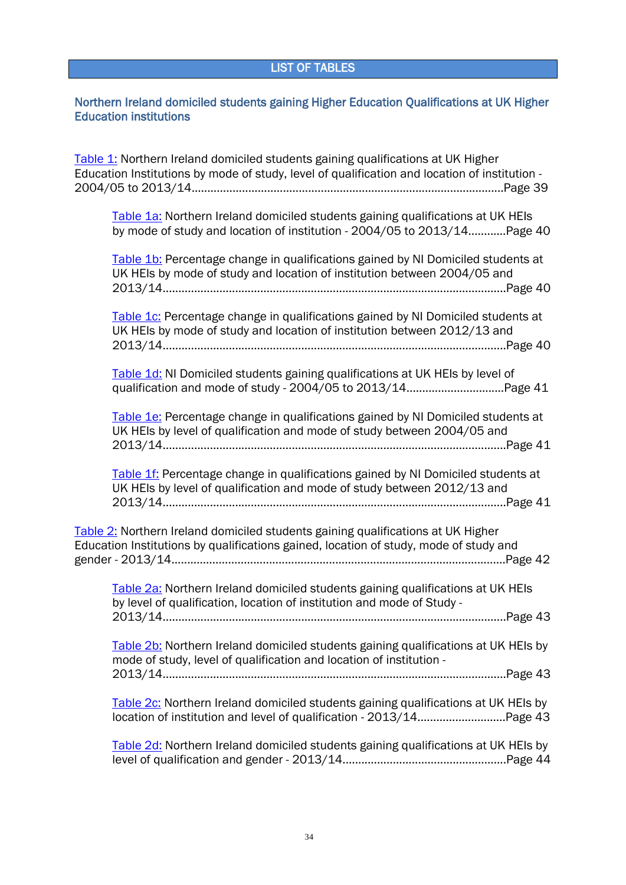## LIST OF TABLES

### Northern Ireland domiciled students gaining Higher Education Qualifications at UK Higher Education institutions

Table 1: Northern Ireland domiciled students gaining qualifications at UK Higher Education Institutions by mode of study, level of qualification and location of institution - 2004/05 to 2013/14.......................................................................................................Page 39

- Table 1a: Northern Ireland domiciled students gaining qualifications at UK HEIs by mode of study and location of institution - 2004/05 to 2013/14............Page 40

- Table 1b: Percentage change in qualifications gained by NI Domiciled students at UK HEIs by mode of study and location of institution between 2004/05 and 2013/14.......................................................................................................Page 40

- Table 1c: Percentage change in qualifications gained by NI Domiciled students at UK HEIs by mode of study and location of institution between 2012/13 and 2013/14.......................................................................................................Page 40

- Table 1d: NI Domiciled students gaining qualifications at UK HEIs by level of qualification and mode of study - 2004/05 to 2013/14..............................Page 41

- Table 1e: Percentage change in qualifications gained by NI Domiciled students at UK HEIs by level of qualification and mode of study between 2004/05 and 2013/14.......................................................................................................Page 41

- Table 1f: Percentage change in qualifications gained by NI Domiciled students at UK HEIs by level of qualification and mode of study between 2012/13 and 2013/14.......................................................................................................Page 41

Table 2: Northern Ireland domiciled students gaining qualifications at UK Higher Education Institutions by qualifications gained, location of study, mode of study and gender - 2013/14.......................................................................................................Page 42

- Table 2a: Northern Ireland domiciled students gaining qualifications at UK HEIs by level of qualification, location of institution and mode of Study - 2013/14.......................................................................................................Page 43

- Table 2b: Northern Ireland domiciled students gaining qualifications at UK HEIs by mode of study, level of qualification and location of institution - 2013/14.......................................................................................................Page 43

- Table 2c: Northern Ireland domiciled students gaining qualifications at UK HEIs by location of institution and level of qualification - 2013/14...........................Page 43

- Table 2d: Northern Ireland domiciled students gaining qualifications at UK HEIs by level of qualification and gender - 2013/14...................................................Page 44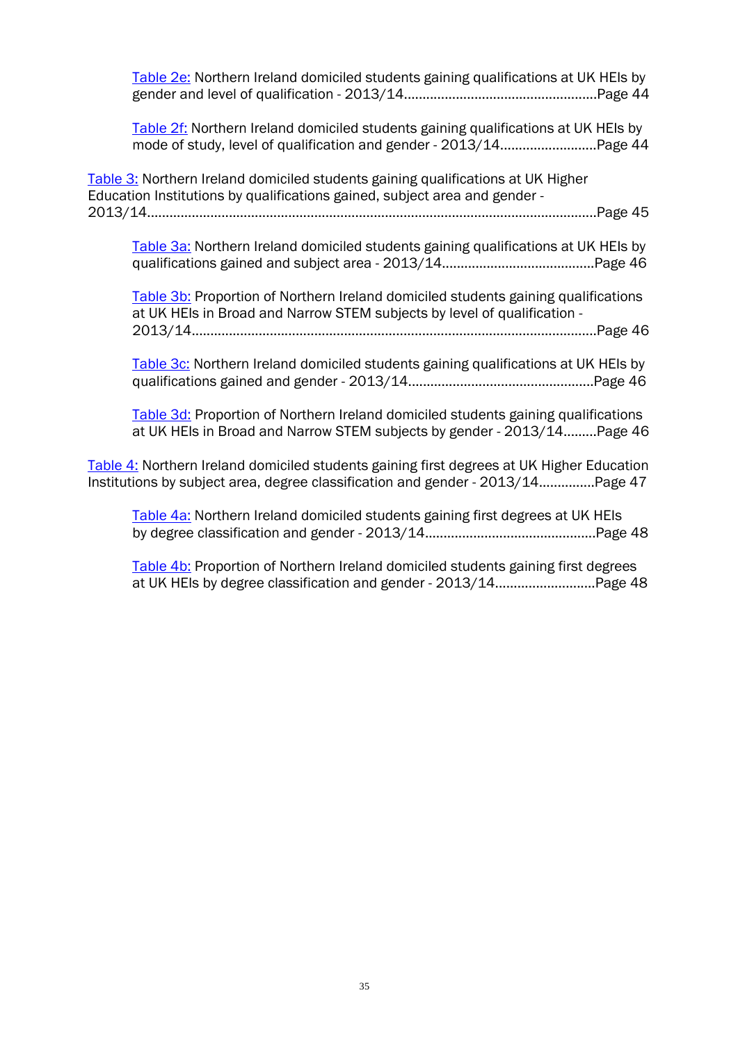[Table 2e:](#) Northern Ireland domiciled students gaining qualifications at UK HEIs by gender and level of qualification - 2013/14....................................................Page 44

[Table 2f:](#) Northern Ireland domiciled students gaining qualifications at UK HEIs by mode of study, level of qualification and gender - 2013/14..........................Page 44

[Table 3:](#) Northern Ireland domiciled students gaining qualifications at UK Higher Education Institutions by qualifications gained, subject area and gender - 2013/14........................................................................................................................Page 45

[Table 3a:](#) Northern Ireland domiciled students gaining qualifications at UK HEIs by qualifications gained and subject area - 2013/14.........................................Page 46

[Table 3b:](#) Proportion of Northern Ireland domiciled students gaining qualifications at UK HEIs in Broad and Narrow STEM subjects by level of qualification - 2013/14............................................................................................................Page 46

[Table 3c:](#) Northern Ireland domiciled students gaining qualifications at UK HEIs by qualifications gained and gender - 2013/14.................................................Page 46

[Table 3d:](#) Proportion of Northern Ireland domiciled students gaining qualifications at UK HEIs in Broad and Narrow STEM subjects by gender - 2013/14.........Page 46

[Table 4:](#) Northern Ireland domiciled students gaining first degrees at UK Higher Education Institutions by subject area, degree classification and gender - 2013/14...............Page 47

[Table 4a:](#) Northern Ireland domiciled students gaining first degrees at UK HEIs by degree classification and gender - 2013/14.............................................Page 48

[Table 4b:](#) Proportion of Northern Ireland domiciled students gaining first degrees at UK HEIs by degree classification and gender - 2013/14...........................Page 48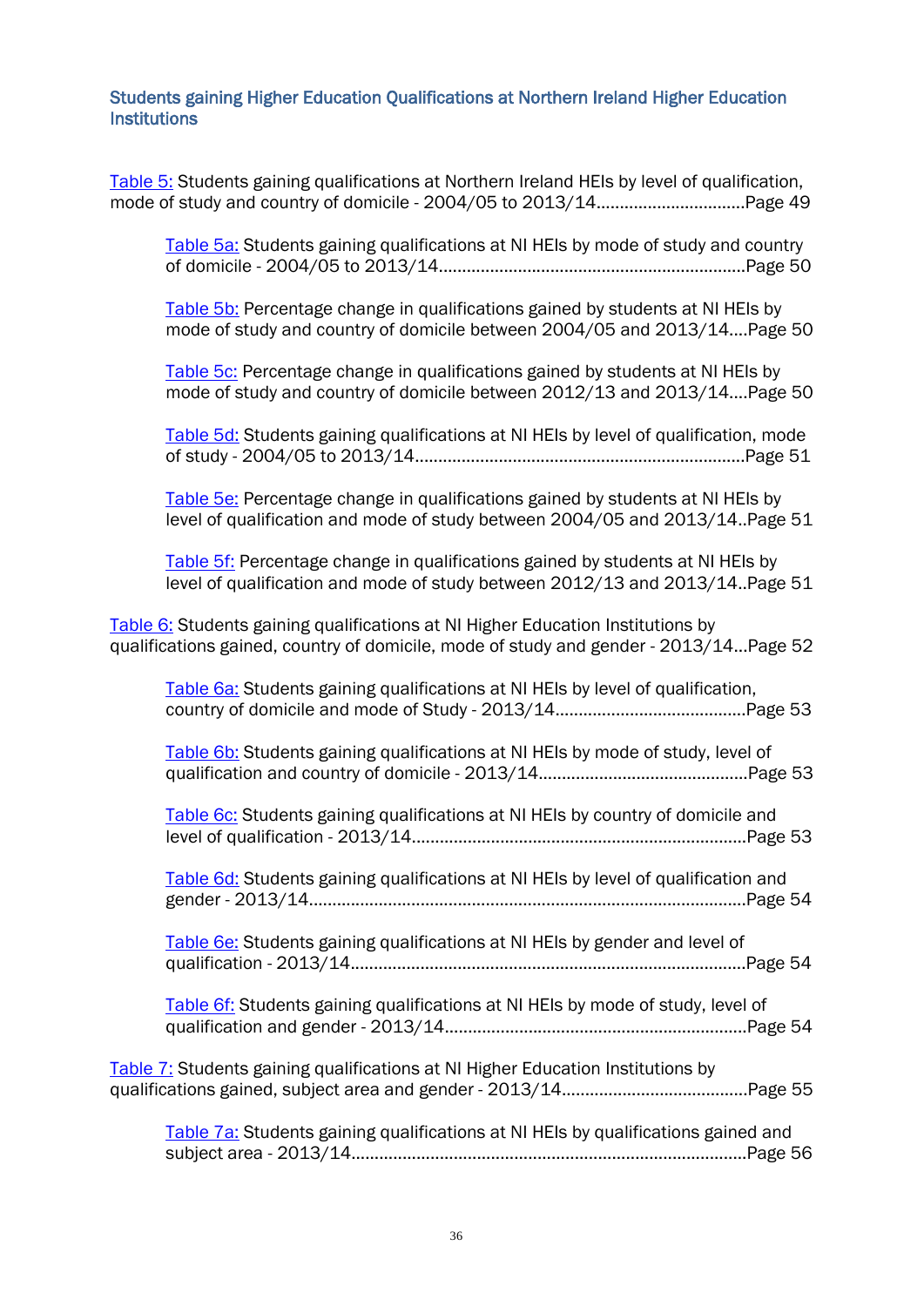## Students gaining Higher Education Qualifications at Northern Ireland Higher Education Institutions

Table 5: Students gaining qualifications at Northern Ireland HEIs by level of qualification, mode of study and country of domicile - 2004/05 to 2013/14................................Page 49

Table 5a: Students gaining qualifications at NI HEIs by mode of study and country of domicile - 2004/05 to 2013/14.................................................................Page 50

Table 5b: Percentage change in qualifications gained by students at NI HEIs by mode of study and country of domicile between 2004/05 and 2013/14....Page 50

Table 5c: Percentage change in qualifications gained by students at NI HEIs by mode of study and country of domicile between 2012/13 and 2013/14....Page 50

Table 5d: Students gaining qualifications at NI HEIs by level of qualification, mode of study - 2004/05 to 2013/14......................................................................Page 51

Table 5e: Percentage change in qualifications gained by students at NI HEIs by level of qualification and mode of study between 2004/05 and 2013/14..Page 51

Table 5f: Percentage change in qualifications gained by students at NI HEIs by level of qualification and mode of study between 2012/13 and 2013/14..Page 51

Table 6: Students gaining qualifications at NI Higher Education Institutions by qualifications gained, country of domicile, mode of study and gender - 2013/14...Page 52

Table 6a: Students gaining qualifications at NI HEIs by level of qualification, country of domicile and mode of Study - 2013/14.........................................Page 53

Table 6b: Students gaining qualifications at NI HEIs by mode of study, level of qualification and country of domicile - 2013/14............................................Page 53

Table 6c: Students gaining qualifications at NI HEIs by country of domicile and level of qualification - 2013/14.......................................................................Page 53

Table 6d: Students gaining qualifications at NI HEIs by level of qualification and gender - 2013/14............................................................................................Page 54

Table 6e: Students gaining qualifications at NI HEIs by gender and level of qualification - 2013/14....................................................................................Page 54

Table 6f: Students gaining qualifications at NI HEIs by mode of study, level of qualification and gender - 2013/14................................................................Page 54

Table 7: Students gaining qualifications at NI Higher Education Institutions by qualifications gained, subject area and gender - 2013/14.......................................Page 55

Table 7a: Students gaining qualifications at NI HEIs by qualifications gained and subject area - 2013/14....................................................................................Page 56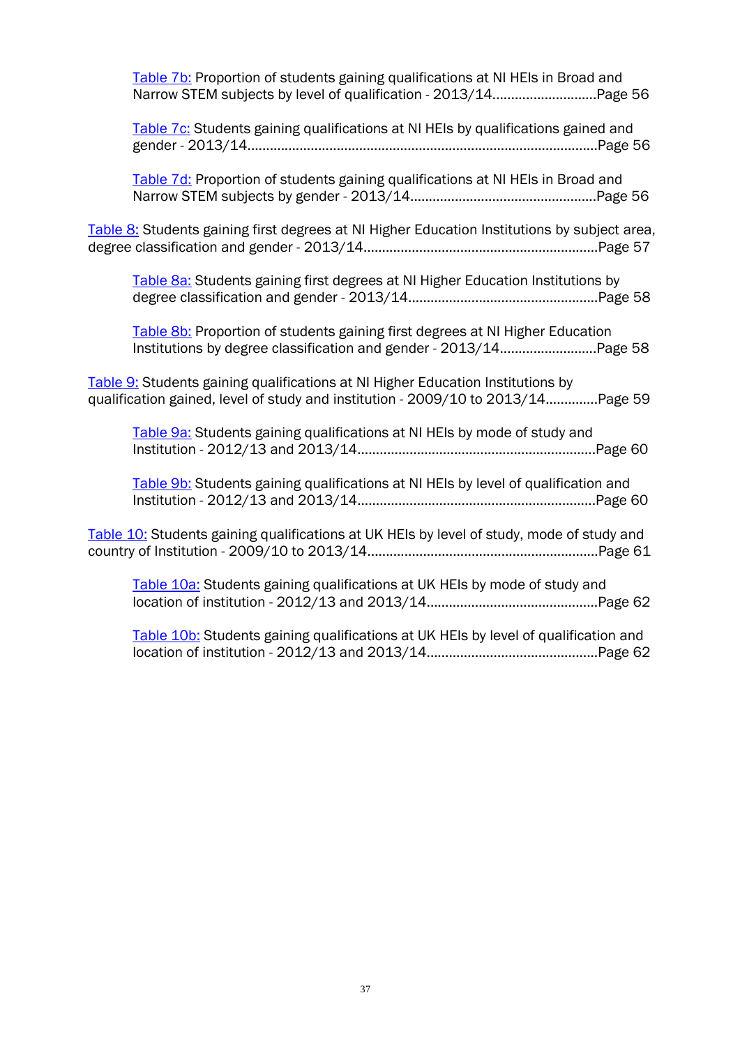[Table 7b:](#) Proportion of students gaining qualifications at NI HEIs in Broad and Narrow STEM subjects by level of qualification - 2013/14............................Page 56

[Table 7c:](#) Students gaining qualifications at NI HEIs by qualifications gained and gender - 2013/14.............................................................................................Page 56

[Table 7d:](#) Proportion of students gaining qualifications at NI HEIs in Broad and Narrow STEM subjects by gender - 2013/14..................................................Page 56

[Table 8:](#) Students gaining first degrees at NI Higher Education Institutions by subject area, degree classification and gender - 2013/14..............................................................Page 57

[Table 8a:](#) Students gaining first degrees at NI Higher Education Institutions by degree classification and gender - 2013/14..................................................Page 58

[Table 8b:](#) Proportion of students gaining first degrees at NI Higher Education Institutions by degree classification and gender - 2013/14..........................Page 58

[Table 9:](#) Students gaining qualifications at NI Higher Education Institutions by qualification gained, level of study and institution - 2009/10 to 2013/14..............Page 59

[Table 9a:](#) Students gaining qualifications at NI HEIs by mode of study and Institution - 2012/13 and 2013/14...............................................................Page 60

[Table 9b:](#) Students gaining qualifications at NI HEIs by level of qualification and Institution - 2012/13 and 2013/14...............................................................Page 60

[Table 10:](#) Students gaining qualifications at UK HEIs by level of study, mode of study and country of Institution - 2009/10 to 2013/14.............................................................Page 61

[Table 10a:](#) Students gaining qualifications at UK HEIs by mode of study and location of institution - 2012/13 and 2013/14.............................................Page 62

[Table 10b:](#) Students gaining qualifications at UK HEIs by level of qualification and location of institution - 2012/13 and 2013/14.............................................Page 62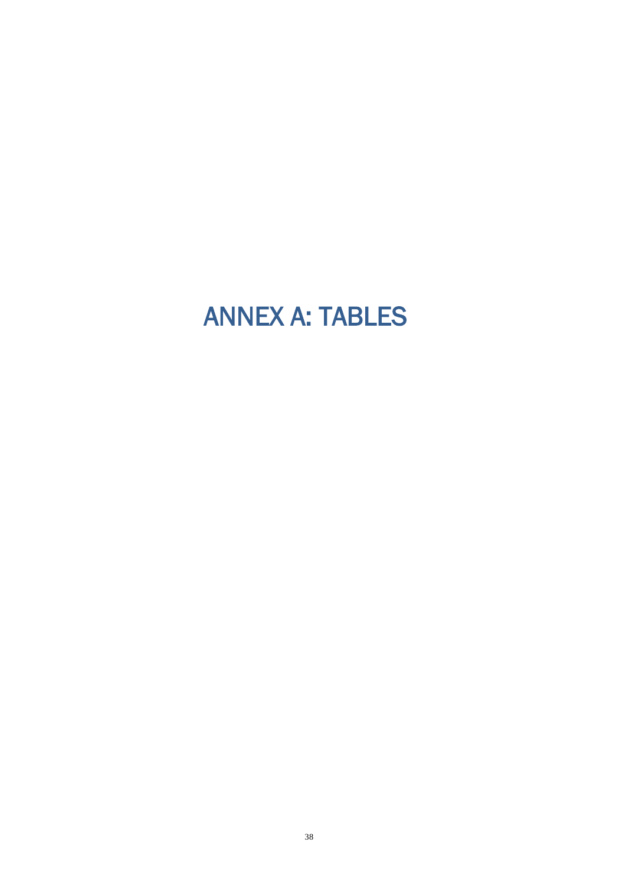# ANNEX A: TABLES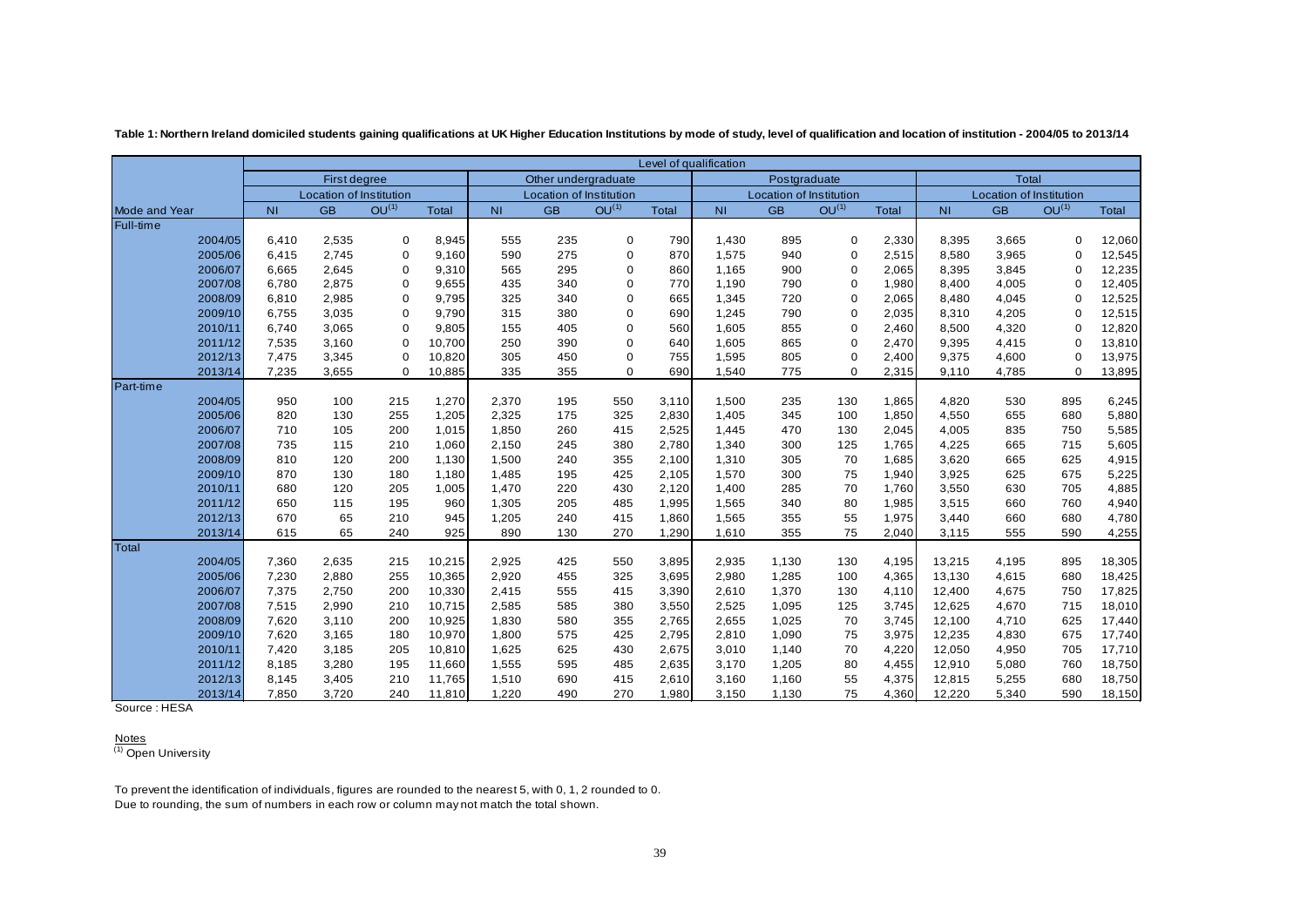**Table 1: Northern Ireland domiciled students gaining qualifications at UK Higher Education Institutions by mode of study, level of qualification and location of institution - 2004/05 to 2013/14**

| | Level of qualification | | | | | | | | | | | | | | | |
|---|---|---|---|---|---|---|---|---|---|---|---|---|---|---|---|---|
| | First degree | | | | Other undergraduate | | | | Postgraduate | | | | Total | | | |
| | Location of Institution | | | | Location of Institution | | | | Location of Institution | | | | Location of Institution | | | |
| Mode and Year | NI | GB | OU[1] | Total | NI | GB | OU[1] | Total | NI | GB | OU[1] | Total | NI | GB | OU[1] | Total |
| **Full-time** | | | | | | | | | | | | | | | | |
| 2004/05 | 6,410 | 2,535 | 0 | 8,945 | 555 | 235 | 0 | 790 | 1,430 | 895 | 0 | 2,330 | 8,395 | 3,665 | 0 | 12,060 |
| 2005/06 | 6,415 | 2,745 | 0 | 9,160 | 590 | 275 | 0 | 870 | 1,575 | 940 | 0 | 2,515 | 8,580 | 3,965 | 0 | 12,545 |
| 2006/07 | 6,665 | 2,645 | 0 | 9,310 | 565 | 295 | 0 | 860 | 1,165 | 900 | 0 | 2,065 | 8,395 | 3,845 | 0 | 12,235 |
| 2007/08 | 6,780 | 2,875 | 0 | 9,655 | 435 | 340 | 0 | 770 | 1,190 | 790 | 0 | 1,980 | 8,400 | 4,005 | 0 | 12,405 |
| 2008/09 | 6,810 | 2,985 | 0 | 9,795 | 325 | 340 | 0 | 665 | 1,345 | 720 | 0 | 2,065 | 8,480 | 4,045 | 0 | 12,525 |
| 2009/10 | 6,755 | 3,035 | 0 | 9,790 | 315 | 380 | 0 | 690 | 1,245 | 790 | 0 | 2,035 | 8,310 | 4,205 | 0 | 12,515 |
| 2010/11 | 6,740 | 3,065 | 0 | 9,805 | 155 | 405 | 0 | 560 | 1,605 | 855 | 0 | 2,460 | 8,500 | 4,320 | 0 | 12,820 |
| 2011/12 | 7,535 | 3,160 | 0 | 10,700 | 250 | 390 | 0 | 640 | 1,605 | 865 | 0 | 2,470 | 9,395 | 4,415 | 0 | 13,810 |
| 2012/13 | 7,475 | 3,345 | 0 | 10,820 | 305 | 450 | 0 | 755 | 1,595 | 805 | 0 | 2,400 | 9,375 | 4,600 | 0 | 13,975 |
| 2013/14 | 7,235 | 3,655 | 0 | 10,885 | 335 | 355 | 0 | 690 | 1,540 | 775 | 0 | 2,315 | 9,110 | 4,785 | 0 | 13,895 |
| **Part-time** | | | | | | | | | | | | | | | | |
| 2004/05 | 950 | 100 | 215 | 1,270 | 2,370 | 195 | 550 | 3,110 | 1,500 | 235 | 130 | 1,865 | 4,820 | 530 | 895 | 6,245 |
| 2005/06 | 820 | 130 | 255 | 1,205 | 2,325 | 175 | 325 | 2,830 | 1,405 | 345 | 100 | 1,850 | 4,550 | 655 | 680 | 5,880 |
| 2006/07 | 710 | 105 | 200 | 1,015 | 1,850 | 260 | 415 | 2,525 | 1,445 | 470 | 130 | 2,045 | 4,005 | 835 | 750 | 5,585 |
| 2007/08 | 735 | 115 | 210 | 1,060 | 2,150 | 245 | 380 | 2,780 | 1,340 | 300 | 125 | 1,765 | 4,225 | 665 | 715 | 5,605 |
| 2008/09 | 810 | 120 | 200 | 1,130 | 1,500 | 240 | 355 | 2,100 | 1,310 | 305 | 70 | 1,685 | 3,620 | 665 | 625 | 4,915 |
| 2009/10 | 870 | 130 | 180 | 1,180 | 1,485 | 195 | 425 | 2,105 | 1,570 | 300 | 75 | 1,940 | 3,925 | 625 | 675 | 5,225 |
| 2010/11 | 680 | 120 | 205 | 1,005 | 1,470 | 220 | 430 | 2,120 | 1,400 | 285 | 70 | 1,760 | 3,550 | 630 | 705 | 4,885 |
| 2011/12 | 650 | 115 | 195 | 960 | 1,305 | 205 | 485 | 1,995 | 1,565 | 340 | 80 | 1,985 | 3,515 | 660 | 760 | 4,940 |
| 2012/13 | 670 | 65 | 210 | 945 | 1,205 | 240 | 415 | 1,860 | 1,565 | 355 | 55 | 1,975 | 3,440 | 660 | 680 | 4,780 |
| 2013/14 | 615 | 65 | 240 | 925 | 890 | 130 | 270 | 1,290 | 1,610 | 355 | 75 | 2,040 | 3,115 | 555 | 590 | 4,255 |
| **Total** | | | | | | | | | | | | | | | | |
| 2004/05 | 7,360 | 2,635 | 215 | 10,215 | 2,925 | 425 | 550 | 3,895 | 2,935 | 1,130 | 130 | 4,195 | 13,215 | 4,195 | 895 | 18,305 |
| 2005/06 | 7,230 | 2,880 | 255 | 10,365 | 2,920 | 455 | 325 | 3,695 | 2,980 | 1,285 | 100 | 4,365 | 13,130 | 4,615 | 680 | 18,425 |
| 2006/07 | 7,375 | 2,750 | 200 | 10,330 | 2,415 | 555 | 415 | 3,390 | 2,610 | 1,370 | 130 | 4,110 | 12,400 | 4,675 | 750 | 17,825 |
| 2007/08 | 7,515 | 2,990 | 210 | 10,715 | 2,585 | 585 | 380 | 3,550 | 2,525 | 1,095 | 125 | 3,745 | 12,625 | 4,670 | 715 | 18,010 |
| 2008/09 | 7,620 | 3,110 | 200 | 10,925 | 1,830 | 580 | 355 | 2,765 | 2,655 | 1,025 | 70 | 3,745 | 12,100 | 4,710 | 625 | 17,440 |
| 2009/10 | 7,620 | 3,165 | 180 | 10,970 | 1,800 | 575 | 425 | 2,795 | 2,810 | 1,090 | 75 | 3,975 | 12,235 | 4,830 | 675 | 17,740 |
| 2010/11 | 7,420 | 3,185 | 205 | 10,810 | 1,625 | 625 | 430 | 2,675 | 3,010 | 1,140 | 70 | 4,220 | 12,050 | 4,950 | 705 | 17,710 |
| 2011/12 | 8,185 | 3,280 | 195 | 11,660 | 1,555 | 595 | 485 | 2,635 | 3,170 | 1,205 | 80 | 4,455 | 12,910 | 5,080 | 760 | 18,750 |
| 2012/13 | 8,145 | 3,405 | 210 | 11,765 | 1,510 | 690 | 415 | 2,610 | 3,160 | 1,160 | 55 | 4,375 | 12,815 | 5,255 | 680 | 18,750 |
| 2013/14 | 7,850 | 3,720 | 240 | 11,810 | 1,220 | 490 | 270 | 1,980 | 3,150 | 1,130 | 75 | 4,360 | 12,220 | 5,340 | 590 | 18,150 |

Source : HESA

Notes
[1] Open University

To prevent the identification of individuals, figures are rounded to the nearest 5, with 0, 1, 2 rounded to 0.
Due to rounding, the sum of numbers in each row or column may not match the total shown.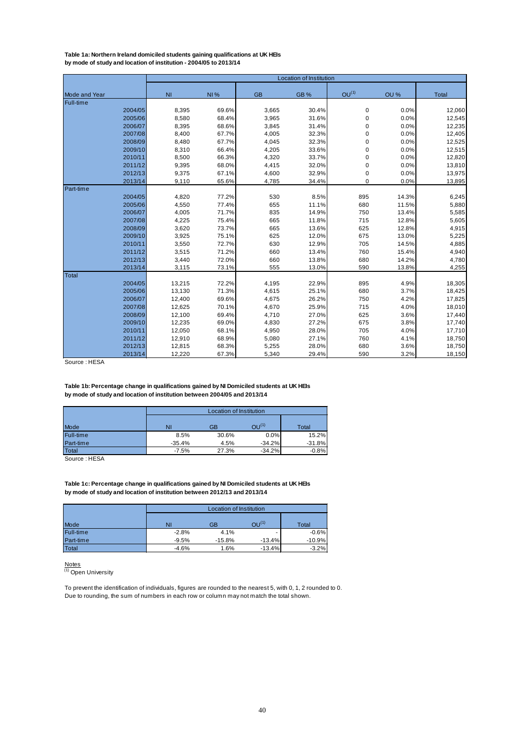**Table 1a: Northern Ireland domiciled students gaining qualifications at UK HEIs by mode of study and location of institution - 2004/05 to 2013/14**

| Mode and Year | Location of Institution | | | | | | |
|---|---|---|---|---|---|---|---|
| | NI | NI % | GB | GB % | OU[1] | OU % | Total |
| **Full-time** | | | | | | | |
| 2004/05 | 8,395 | 69.6% | 3,665 | 30.4% | 0 | 0.0% | 12,060 |
| 2005/06 | 8,580 | 68.4% | 3,965 | 31.6% | 0 | 0.0% | 12,545 |
| 2006/07 | 8,395 | 68.6% | 3,845 | 31.4% | 0 | 0.0% | 12,235 |
| 2007/08 | 8,400 | 67.7% | 4,005 | 32.3% | 0 | 0.0% | 12,405 |
| 2008/09 | 8,480 | 67.7% | 4,045 | 32.3% | 0 | 0.0% | 12,525 |
| 2009/10 | 8,310 | 66.4% | 4,205 | 33.6% | 0 | 0.0% | 12,515 |
| 2010/11 | 8,500 | 66.3% | 4,320 | 33.7% | 0 | 0.0% | 12,820 |
| 2011/12 | 9,395 | 68.0% | 4,415 | 32.0% | 0 | 0.0% | 13,810 |
| 2012/13 | 9,375 | 67.1% | 4,600 | 32.9% | 0 | 0.0% | 13,975 |
| 2013/14 | 9,110 | 65.6% | 4,785 | 34.4% | 0 | 0.0% | 13,895 |
| **Part-time** | | | | | | | |
| 2004/05 | 4,820 | 77.2% | 530 | 8.5% | 895 | 14.3% | 6,245 |
| 2005/06 | 4,550 | 77.4% | 655 | 11.1% | 680 | 11.5% | 5,880 |
| 2006/07 | 4,005 | 71.7% | 835 | 14.9% | 750 | 13.4% | 5,585 |
| 2007/08 | 4,225 | 75.4% | 665 | 11.8% | 715 | 12.8% | 5,605 |
| 2008/09 | 3,620 | 73.7% | 665 | 13.6% | 625 | 12.8% | 4,915 |
| 2009/10 | 3,925 | 75.1% | 625 | 12.0% | 675 | 13.0% | 5,225 |
| 2010/11 | 3,550 | 72.7% | 630 | 12.9% | 705 | 14.5% | 4,885 |
| 2011/12 | 3,515 | 71.2% | 660 | 13.4% | 760 | 15.4% | 4,940 |
| 2012/13 | 3,440 | 72.0% | 660 | 13.8% | 680 | 14.2% | 4,780 |
| 2013/14 | 3,115 | 73.1% | 555 | 13.0% | 590 | 13.8% | 4,255 |
| **Total** | | | | | | | |
| 2004/05 | 13,215 | 72.2% | 4,195 | 22.9% | 895 | 4.9% | 18,305 |
| 2005/06 | 13,130 | 71.3% | 4,615 | 25.1% | 680 | 3.7% | 18,425 |
| 2006/07 | 12,400 | 69.6% | 4,675 | 26.2% | 750 | 4.2% | 17,825 |
| 2007/08 | 12,625 | 70.1% | 4,670 | 25.9% | 715 | 4.0% | 18,010 |
| 2008/09 | 12,100 | 69.4% | 4,710 | 27.0% | 625 | 3.6% | 17,440 |
| 2009/10 | 12,235 | 69.0% | 4,830 | 27.2% | 675 | 3.8% | 17,740 |
| 2010/11 | 12,050 | 68.1% | 4,950 | 28.0% | 705 | 4.0% | 17,710 |
| 2011/12 | 12,910 | 68.9% | 5,080 | 27.1% | 760 | 4.1% | 18,750 |
| 2012/13 | 12,815 | 68.3% | 5,255 | 28.0% | 680 | 3.6% | 18,750 |
| 2013/14 | 12,220 | 67.3% | 5,340 | 29.4% | 590 | 3.2% | 18,150 |

Source : HESA

**Table 1b: Percentage change in qualifications gained by NI Domiciled students at UK HEIs by mode of study and location of institution between 2004/05 and 2013/14**

| Mode | Location of Institution | | | |
|---|---|---|---|---|
| | NI | GB | OU[1] | Total |
| Full-time | 8.5% | 30.6% | 0.0% | 15.2% |
| Part-time | -35.4% | 4.5% | -34.2% | -31.8% |
| Total | -7.5% | 27.3% | -34.2% | -0.8% |

Source : HESA

**Table 1c: Percentage change in qualifications gained by NI Domiciled students at UK HEIs by mode of study and location of institution between 2012/13 and 2013/14**

| Mode | Location of Institution | | | |
|---|---|---|---|---|
| | NI | GB | OU[1] | Total |
| Full-time | -2.8% | 4.1% | - | -0.6% |
| Part-time | -9.5% | -15.8% | -13.4% | -10.9% |
| Total | -4.6% | 1.6% | -13.4% | -3.2% |

Notes
[1] Open University

To prevent the identification of individuals, figures are rounded to the nearest 5, with 0, 1, 2 rounded to 0.
Due to rounding, the sum of numbers in each row or column may not match the total shown.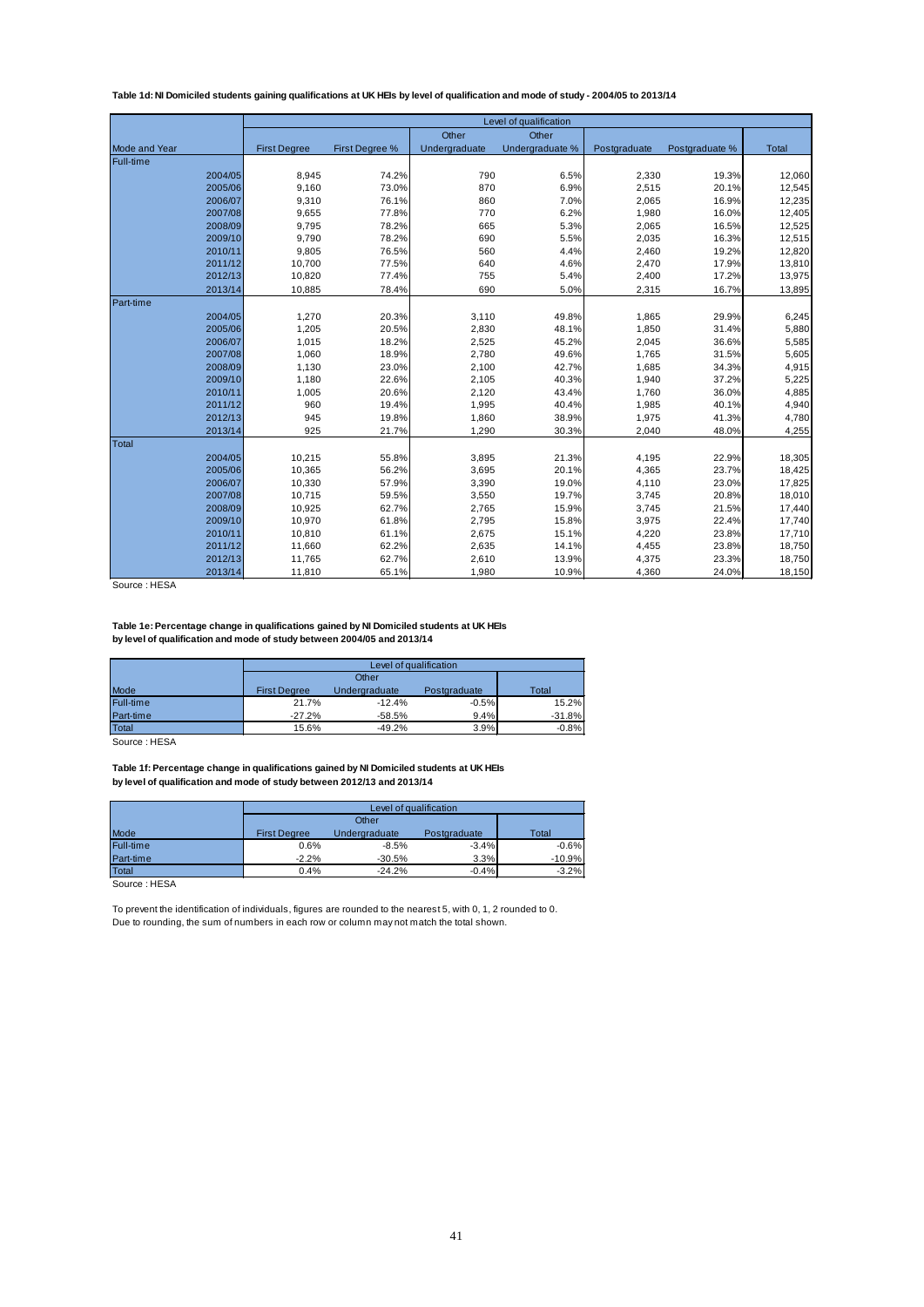**Table 1d: NI Domiciled students gaining qualifications at UK HEIs by level of qualification and mode of study - 2004/05 to 2013/14**

| | Level of qualification | | | | | | |
|---|---|---|---|---|---|---|---|
| | | | Other | Other | | | |
| Mode and Year | First Degree | First Degree % | Undergraduate | Undergraduate % | Postgraduate | Postgraduate % | Total |
| **Full-time** | | | | | | | |
| 2004/05 | 8,945 | 74.2% | 790 | 6.5% | 2,330 | 19.3% | 12,060 |
| 2005/06 | 9,160 | 73.0% | 870 | 6.9% | 2,515 | 20.1% | 12,545 |
| 2006/07 | 9,310 | 76.1% | 860 | 7.0% | 2,065 | 16.9% | 12,235 |
| 2007/08 | 9,655 | 77.8% | 770 | 6.2% | 1,980 | 16.0% | 12,405 |
| 2008/09 | 9,795 | 78.2% | 665 | 5.3% | 2,065 | 16.5% | 12,525 |
| 2009/10 | 9,790 | 78.2% | 690 | 5.5% | 2,035 | 16.3% | 12,515 |
| 2010/11 | 9,805 | 76.5% | 560 | 4.4% | 2,460 | 19.2% | 12,820 |
| 2011/12 | 10,700 | 77.5% | 640 | 4.6% | 2,470 | 17.9% | 13,810 |
| 2012/13 | 10,820 | 77.4% | 755 | 5.4% | 2,400 | 17.2% | 13,975 |
| 2013/14 | 10,885 | 78.4% | 690 | 5.0% | 2,315 | 16.7% | 13,895 |
| **Part-time** | | | | | | | |
| 2004/05 | 1,270 | 20.3% | 3,110 | 49.8% | 1,865 | 29.9% | 6,245 |
| 2005/06 | 1,205 | 20.5% | 2,830 | 48.1% | 1,850 | 31.4% | 5,880 |
| 2006/07 | 1,015 | 18.2% | 2,525 | 45.2% | 2,045 | 36.6% | 5,585 |
| 2007/08 | 1,060 | 18.9% | 2,780 | 49.6% | 1,765 | 31.5% | 5,605 |
| 2008/09 | 1,130 | 23.0% | 2,100 | 42.7% | 1,685 | 34.3% | 4,915 |
| 2009/10 | 1,180 | 22.6% | 2,105 | 40.3% | 1,940 | 37.2% | 5,225 |
| 2010/11 | 1,005 | 20.6% | 2,120 | 43.4% | 1,760 | 36.0% | 4,885 |
| 2011/12 | 960 | 19.4% | 1,995 | 40.4% | 1,985 | 40.1% | 4,940 |
| 2012/13 | 945 | 19.8% | 1,860 | 38.9% | 1,975 | 41.3% | 4,780 |
| 2013/14 | 925 | 21.7% | 1,290 | 30.3% | 2,040 | 48.0% | 4,255 |
| **Total** | | | | | | | |
| 2004/05 | 10,215 | 55.8% | 3,895 | 21.3% | 4,195 | 22.9% | 18,305 |
| 2005/06 | 10,365 | 56.2% | 3,695 | 20.1% | 4,365 | 23.7% | 18,425 |
| 2006/07 | 10,330 | 57.9% | 3,390 | 19.0% | 4,110 | 23.0% | 17,825 |
| 2007/08 | 10,715 | 59.5% | 3,550 | 19.7% | 3,745 | 20.8% | 18,010 |
| 2008/09 | 10,925 | 62.7% | 2,765 | 15.9% | 3,745 | 21.5% | 17,440 |
| 2009/10 | 10,970 | 61.8% | 2,795 | 15.8% | 3,975 | 22.4% | 17,740 |
| 2010/11 | 10,810 | 61.1% | 2,675 | 15.1% | 4,220 | 23.8% | 17,710 |
| 2011/12 | 11,660 | 62.2% | 2,635 | 14.1% | 4,455 | 23.8% | 18,750 |
| 2012/13 | 11,765 | 62.7% | 2,610 | 13.9% | 4,375 | 23.3% | 18,750 |
| 2013/14 | 11,810 | 65.1% | 1,980 | 10.9% | 4,360 | 24.0% | 18,150 |

Source : HESA

**Table 1e: Percentage change in qualifications gained by NI Domiciled students at UK HEIs by level of qualification and mode of study between 2004/05 and 2013/14**

| | Level of qualification | | | |
|---|---|---|---|---|
| | | Other | | |
| Mode | First Degree | Undergraduate | Postgraduate | Total |
| Full-time | 21.7% | -12.4% | -0.5% | 15.2% |
| Part-time | -27.2% | -58.5% | 9.4% | -31.8% |
| Total | 15.6% | -49.2% | 3.9% | -0.8% |

Source : HESA

**Table 1f: Percentage change in qualifications gained by NI Domiciled students at UK HEIs by level of qualification and mode of study between 2012/13 and 2013/14**

| | Level of qualification | | | |
|---|---|---|---|---|
| | | Other | | |
| Mode | First Degree | Undergraduate | Postgraduate | Total |
| Full-time | 0.6% | -8.5% | -3.4% | -0.6% |
| Part-time | -2.2% | -30.5% | 3.3% | -10.9% |
| Total | 0.4% | -24.2% | -0.4% | -3.2% |

Source : HESA

To prevent the identification of individuals, figures are rounded to the nearest 5, with 0, 1, 2 rounded to 0.
Due to rounding, the sum of numbers in each row or column may not match the total shown.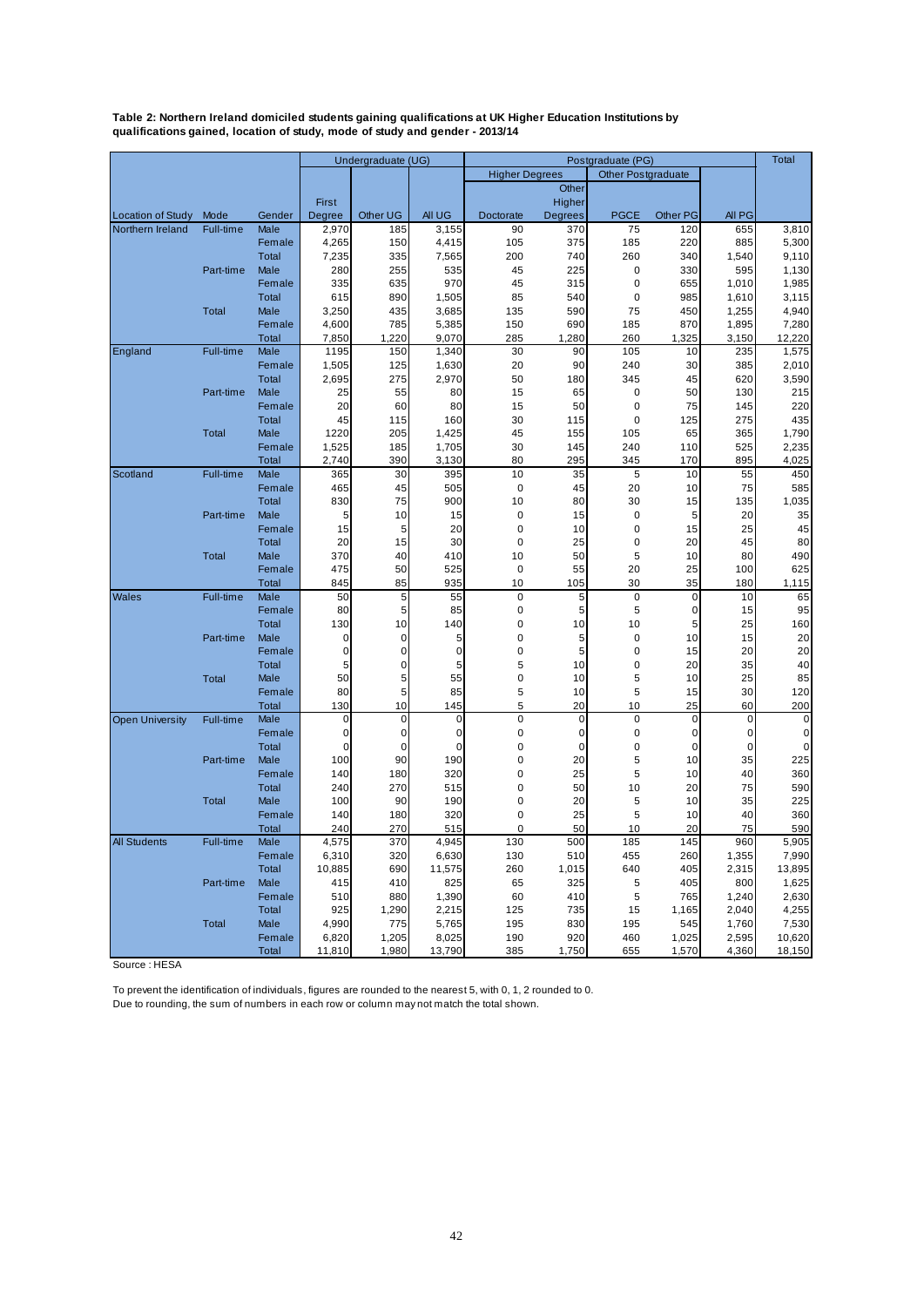**Table 2: Northern Ireland domiciled students gaining qualifications at UK Higher Education Institutions by qualifications gained, location of study, mode of study and gender - 2013/14**

| | | | Undergraduate (UG) | | | Postgraduate (PG) | | | | | Total |
|---|---|---|---|---|---|---|---|---|---|---|---|
| | | | | | | Higher Degrees | | Other Postgraduate | | | |
| Location of Study | Mode | Gender | First Degree | Other UG | All UG | Doctorate | Other Higher Degrees | PGCE | Other PG | All PG | |
| Northern Ireland | Full-time | Male | 2,970 | 185 | 3,155 | 90 | 370 | 75 | 120 | 655 | 3,810 |
| | | Female | 4,265 | 150 | 4,415 | 105 | 375 | 185 | 220 | 885 | 5,300 |
| | | Total | 7,235 | 335 | 7,565 | 200 | 740 | 260 | 340 | 1,540 | 9,110 |
| | Part-time | Male | 280 | 255 | 535 | 45 | 225 | 0 | 330 | 595 | 1,130 |
| | | Female | 335 | 635 | 970 | 45 | 315 | 0 | 655 | 1,010 | 1,985 |
| | | Total | 615 | 890 | 1,505 | 85 | 540 | 0 | 985 | 1,610 | 3,115 |
| | Total | Male | 3,250 | 435 | 3,685 | 135 | 590 | 75 | 450 | 1,255 | 4,940 |
| | | Female | 4,600 | 785 | 5,385 | 150 | 690 | 185 | 870 | 1,895 | 7,280 |
| | | Total | 7,850 | 1,220 | 9,070 | 285 | 1,280 | 260 | 1,325 | 3,150 | 12,220 |
| England | Full-time | Male | 1195 | 150 | 1,340 | 30 | 90 | 105 | 10 | 235 | 1,575 |
| | | Female | 1,505 | 125 | 1,630 | 20 | 90 | 240 | 30 | 385 | 2,010 |
| | | Total | 2,695 | 275 | 2,970 | 50 | 180 | 345 | 45 | 620 | 3,590 |
| | Part-time | Male | 25 | 55 | 80 | 15 | 65 | 0 | 50 | 130 | 215 |
| | | Female | 20 | 60 | 80 | 15 | 50 | 0 | 75 | 145 | 220 |
| | | Total | 45 | 115 | 160 | 30 | 115 | 0 | 125 | 275 | 435 |
| | Total | Male | 1220 | 205 | 1,425 | 45 | 155 | 105 | 65 | 365 | 1,790 |
| | | Female | 1,525 | 185 | 1,705 | 30 | 145 | 240 | 110 | 525 | 2,235 |
| | | Total | 2,740 | 390 | 3,130 | 80 | 295 | 345 | 170 | 895 | 4,025 |
| Scotland | Full-time | Male | 365 | 30 | 395 | 10 | 35 | 5 | 10 | 55 | 450 |
| | | Female | 465 | 45 | 505 | 0 | 45 | 20 | 10 | 75 | 585 |
| | | Total | 830 | 75 | 900 | 10 | 80 | 30 | 15 | 135 | 1,035 |
| | Part-time | Male | 5 | 10 | 15 | 0 | 15 | 0 | 5 | 20 | 35 |
| | | Female | 15 | 5 | 20 | 0 | 10 | 0 | 15 | 25 | 45 |
| | | Total | 20 | 15 | 30 | 0 | 25 | 0 | 20 | 45 | 80 |
| | Total | Male | 370 | 40 | 410 | 10 | 50 | 5 | 10 | 80 | 490 |
| | | Female | 475 | 50 | 525 | 0 | 55 | 20 | 25 | 100 | 625 |
| | | Total | 845 | 85 | 935 | 10 | 105 | 30 | 35 | 180 | 1,115 |
| Wales | Full-time | Male | 50 | 5 | 55 | 0 | 5 | 0 | 0 | 10 | 65 |
| | | Female | 80 | 5 | 85 | 0 | 5 | 5 | 0 | 15 | 95 |
| | | Total | 130 | 10 | 140 | 0 | 10 | 10 | 5 | 25 | 160 |
| | Part-time | Male | 0 | 0 | 5 | 0 | 5 | 0 | 10 | 15 | 20 |
| | | Female | 0 | 0 | 0 | 0 | 5 | 0 | 15 | 20 | 20 |
| | | Total | 5 | 0 | 5 | 5 | 10 | 0 | 20 | 35 | 40 |
| | Total | Male | 50 | 5 | 55 | 0 | 10 | 5 | 10 | 25 | 85 |
| | | Female | 80 | 5 | 85 | 5 | 10 | 5 | 15 | 30 | 120 |
| | | Total | 130 | 10 | 145 | 5 | 20 | 10 | 25 | 60 | 200 |
| Open University | Full-time | Male | 0 | 0 | 0 | 0 | 0 | 0 | 0 | 0 | 0 |
| | | Female | 0 | 0 | 0 | 0 | 0 | 0 | 0 | 0 | 0 |
| | | Total | 0 | 0 | 0 | 0 | 0 | 0 | 0 | 0 | 0 |
| | Part-time | Male | 100 | 90 | 190 | 0 | 20 | 5 | 10 | 35 | 225 |
| | | Female | 140 | 180 | 320 | 0 | 25 | 5 | 10 | 40 | 360 |
| | | Total | 240 | 270 | 515 | 0 | 50 | 10 | 20 | 75 | 590 |
| | Total | Male | 100 | 90 | 190 | 0 | 20 | 5 | 10 | 35 | 225 |
| | | Female | 140 | 180 | 320 | 0 | 25 | 5 | 10 | 40 | 360 |
| | | Total | 240 | 270 | 515 | 0 | 50 | 10 | 20 | 75 | 590 |
| All Students | Full-time | Male | 4,575 | 370 | 4,945 | 130 | 500 | 185 | 145 | 960 | 5,905 |
| | | Female | 6,310 | 320 | 6,630 | 130 | 510 | 455 | 260 | 1,355 | 7,990 |
| | | Total | 10,885 | 690 | 11,575 | 260 | 1,015 | 640 | 405 | 2,315 | 13,895 |
| | Part-time | Male | 415 | 410 | 825 | 65 | 325 | 5 | 405 | 800 | 1,625 |
| | | Female | 510 | 880 | 1,390 | 60 | 410 | 5 | 765 | 1,240 | 2,630 |
| | | Total | 925 | 1,290 | 2,215 | 125 | 735 | 15 | 1,165 | 2,040 | 4,255 |
| | Total | Male | 4,990 | 775 | 5,765 | 195 | 830 | 195 | 545 | 1,760 | 7,530 |
| | | Female | 6,820 | 1,205 | 8,025 | 190 | 920 | 460 | 1,025 | 2,595 | 10,620 |
| | | Total | 11,810 | 1,980 | 13,790 | 385 | 1,750 | 655 | 1,570 | 4,360 | 18,150 |

Source : HESA

To prevent the identification of individuals, figures are rounded to the nearest 5, with 0, 1, 2 rounded to 0.
Due to rounding, the sum of numbers in each row or column may not match the total shown.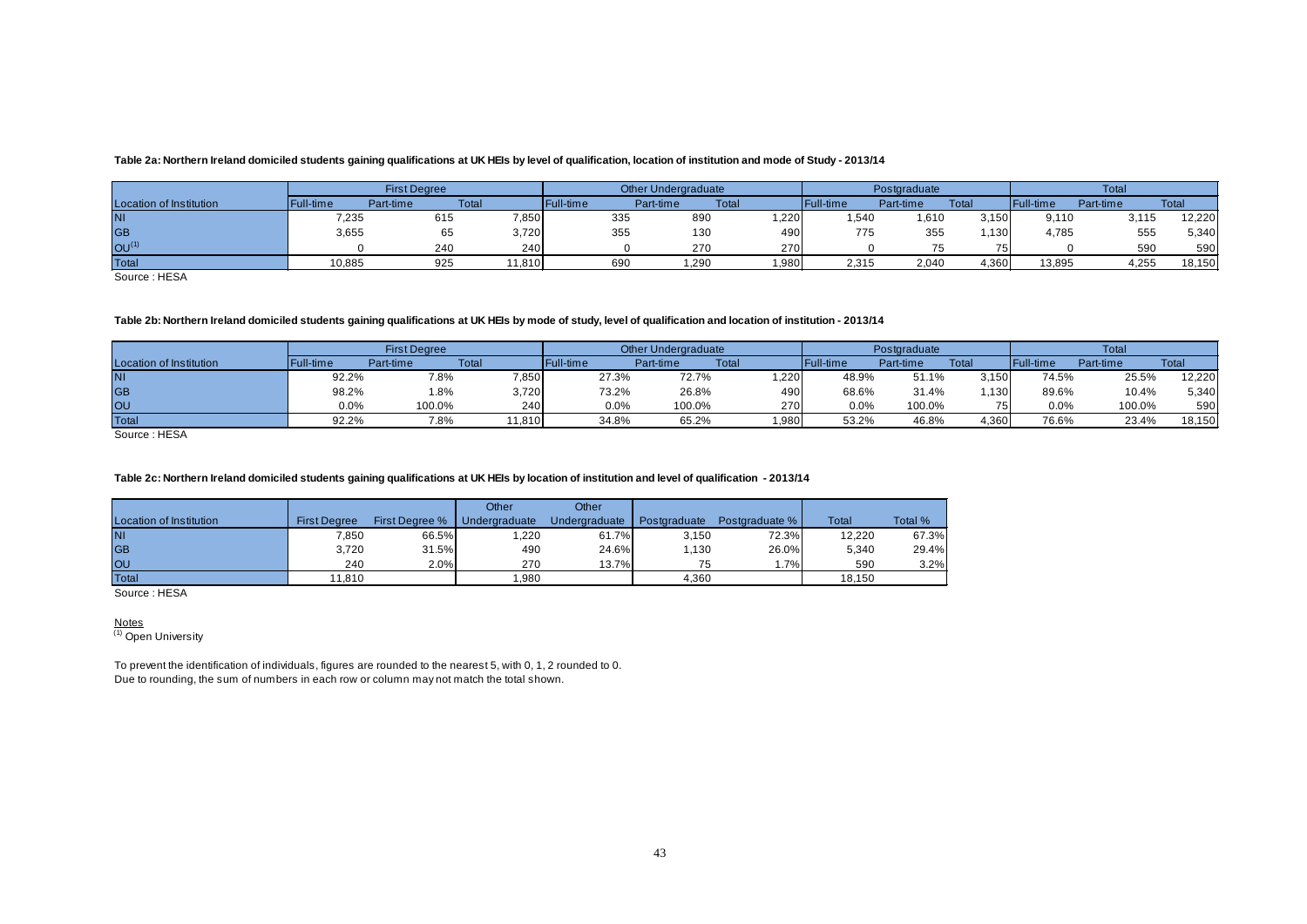**Table 2a: Northern Ireland domiciled students gaining qualifications at UK HEIs by level of qualification, location of institution and mode of Study - 2013/14**

| | First Degree | | | Other Undergraduate | | | Postgraduate | | | Total | | |
|---|---|---|---|---|---|---|---|---|---|---|---|---|
| Location of Institution | Full-time | Part-time | Total | Full-time | Part-time | Total | Full-time | Part-time | Total | Full-time | Part-time | Total |
| NI | 7,235 | 615 | 7,850 | 335 | 890 | 1,220 | 1,540 | 1,610 | 3,150 | 9,110 | 3,115 | 12,220 |
| GB | 3,655 | 65 | 3,720 | 355 | 130 | 490 | 775 | 355 | 1,130 | 4,785 | 555 | 5,340 |
| OU[1] | 0 | 240 | 240 | 0 | 270 | 270 | 0 | 75 | 75 | 0 | 590 | 590 |
| Total | 10,885 | 925 | 11,810 | 690 | 1,290 | 1,980 | 2,315 | 2,040 | 4,360 | 13,895 | 4,255 | 18,150 |

Source : HESA

**Table 2b: Northern Ireland domiciled students gaining qualifications at UK HEIs by mode of study, level of qualification and location of institution - 2013/14**

| | First Degree | | | Other Undergraduate | | | Postgraduate | | | Total | | |
|---|---|---|---|---|---|---|---|---|---|---|---|---|
| Location of Institution | Full-time | Part-time | Total | Full-time | Part-time | Total | Full-time | Part-time | Total | Full-time | Part-time | Total |
| NI | 92.2% | 7.8% | 7,850 | 27.3% | 72.7% | 1,220 | 48.9% | 51.1% | 3,150 | 74.5% | 25.5% | 12,220 |
| GB | 98.2% | 1.8% | 3,720 | 73.2% | 26.8% | 490 | 68.6% | 31.4% | 1,130 | 89.6% | 10.4% | 5,340 |
| OU | 0.0% | 100.0% | 240 | 0.0% | 100.0% | 270 | 0.0% | 100.0% | 75 | 0.0% | 100.0% | 590 |
| Total | 92.2% | 7.8% | 11,810 | 34.8% | 65.2% | 1,980 | 53.2% | 46.8% | 4,360 | 76.6% | 23.4% | 18,150 |

Source : HESA

**Table 2c: Northern Ireland domiciled students gaining qualifications at UK HEIs by location of institution and level of qualification - 2013/14**

| Location of Institution | First Degree | First Degree % | Other Undergraduate | Other Undergraduate | Postgraduate | Postgraduate % | Total | Total % |
|---|---|---|---|---|---|---|---|---|
| NI | 7,850 | 66.5% | 1,220 | 61.7% | 3,150 | 72.3% | 12,220 | 67.3% |
| GB | 3,720 | 31.5% | 490 | 24.6% | 1,130 | 26.0% | 5,340 | 29.4% |
| OU | 240 | 2.0% | 270 | 13.7% | 75 | 1.7% | 590 | 3.2% |
| Total | 11,810 | | 1,980 | | 4,360 | | 18,150 | |

Source : HESA

Notes
[1] Open University

To prevent the identification of individuals, figures are rounded to the nearest 5, with 0, 1, 2 rounded to 0.
Due to rounding, the sum of numbers in each row or column may not match the total shown.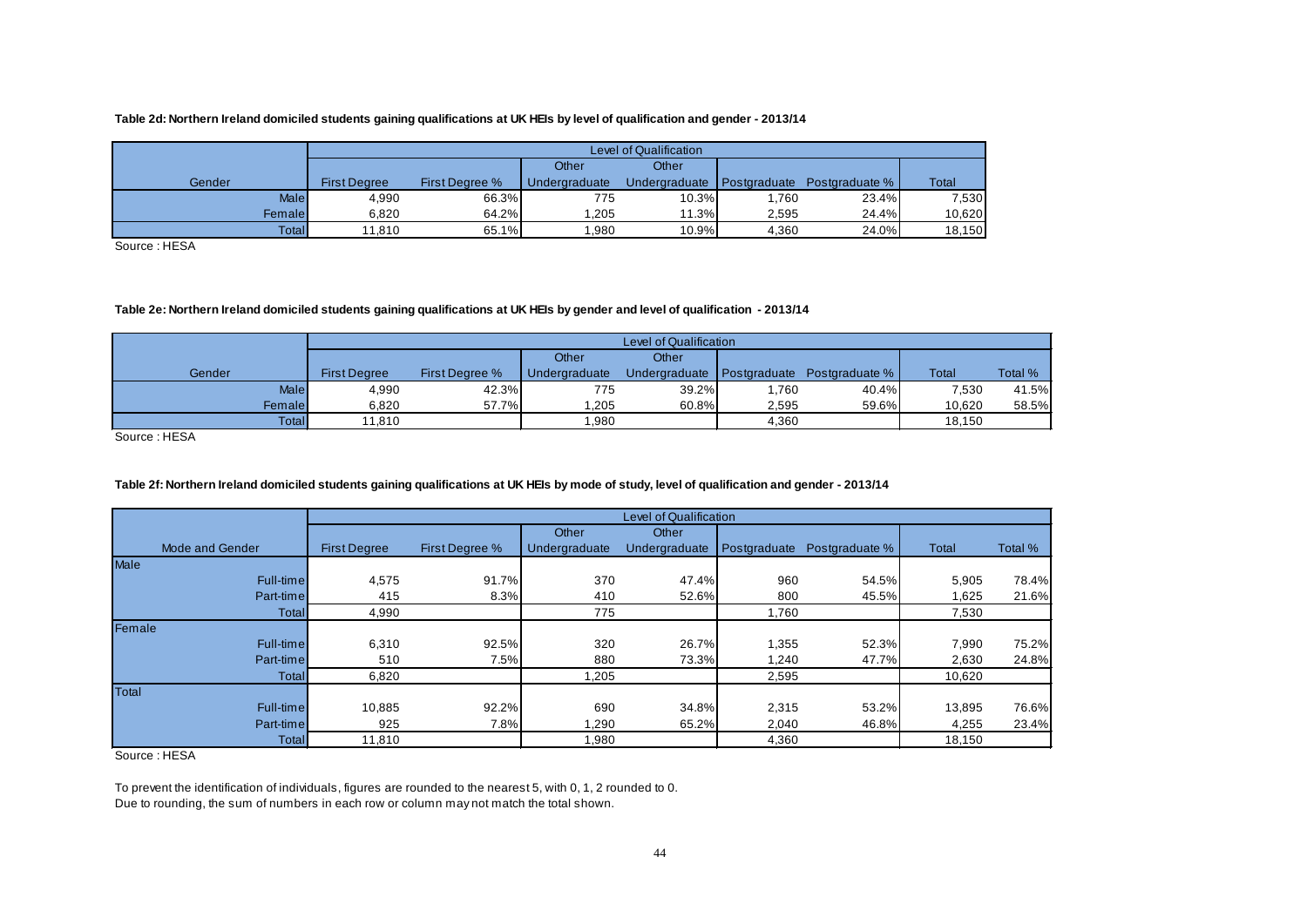**Table 2d: Northern Ireland domiciled students gaining qualifications at UK HEIs by level of qualification and gender - 2013/14**

| | Level of Qualification | | | | | | |
|---|---|---|---|---|---|---|---|
| Gender | First Degree | First Degree % | Other Undergraduate | Other Undergraduate | Postgraduate | Postgraduate % | Total |
| Male | 4,990 | 66.3% | 775 | 10.3% | 1,760 | 23.4% | 7,530 |
| Female | 6,820 | 64.2% | 1,205 | 11.3% | 2,595 | 24.4% | 10,620 |
| Total | 11,810 | 65.1% | 1,980 | 10.9% | 4,360 | 24.0% | 18,150 |

Source : HESA

**Table 2e: Northern Ireland domiciled students gaining qualifications at UK HEIs by gender and level of qualification - 2013/14**

| | Level of Qualification | | | | | | | |
|---|---|---|---|---|---|---|---|---|
| Gender | First Degree | First Degree % | Other Undergraduate | Other Undergraduate | Postgraduate | Postgraduate % | Total | Total % |
| Male | 4,990 | 42.3% | 775 | 39.2% | 1,760 | 40.4% | 7,530 | 41.5% |
| Female | 6,820 | 57.7% | 1,205 | 60.8% | 2,595 | 59.6% | 10,620 | 58.5% |
| Total | 11,810 | | 1,980 | | 4,360 | | 18,150 | |

Source : HESA

**Table 2f: Northern Ireland domiciled students gaining qualifications at UK HEIs by mode of study, level of qualification and gender - 2013/14**

| | Level of Qualification | | | | | | | |
|---|---|---|---|---|---|---|---|---|
| Mode and Gender | First Degree | First Degree % | Other Undergraduate | Other Undergraduate | Postgraduate | Postgraduate % | Total | Total % |
| **Male** | | | | | | | | |
| Full-time | 4,575 | 91.7% | 370 | 47.4% | 960 | 54.5% | 5,905 | 78.4% |
| Part-time | 415 | 8.3% | 410 | 52.6% | 800 | 45.5% | 1,625 | 21.6% |
| Total | 4,990 | | 775 | | 1,760 | | 7,530 | |
| **Female** | | | | | | | | |
| Full-time | 6,310 | 92.5% | 320 | 26.7% | 1,355 | 52.3% | 7,990 | 75.2% |
| Part-time | 510 | 7.5% | 880 | 73.3% | 1,240 | 47.7% | 2,630 | 24.8% |
| Total | 6,820 | | 1,205 | | 2,595 | | 10,620 | |
| **Total** | | | | | | | | |
| Full-time | 10,885 | 92.2% | 690 | 34.8% | 2,315 | 53.2% | 13,895 | 76.6% |
| Part-time | 925 | 7.8% | 1,290 | 65.2% | 2,040 | 46.8% | 4,255 | 23.4% |
| Total | 11,810 | | 1,980 | | 4,360 | | 18,150 | |

Source : HESA

To prevent the identification of individuals, figures are rounded to the nearest 5, with 0, 1, 2 rounded to 0.
Due to rounding, the sum of numbers in each row or column may not match the total shown.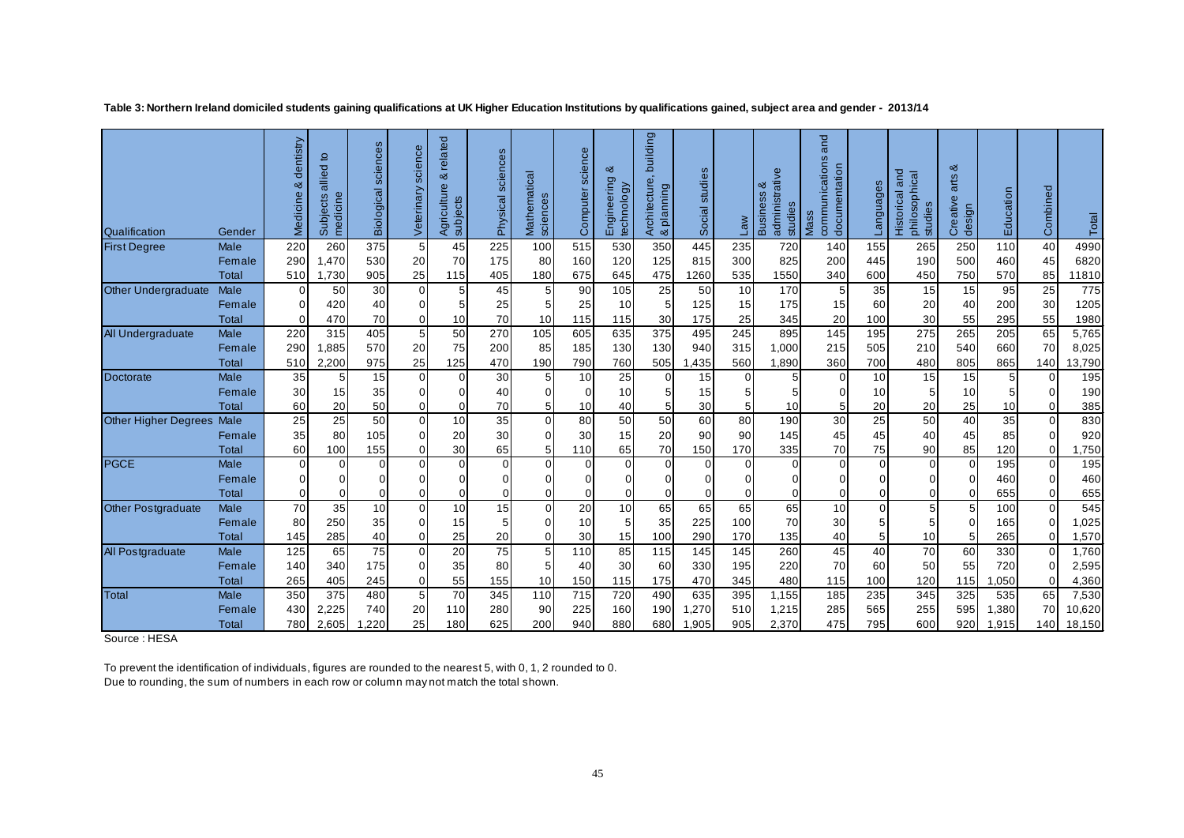**Table 3: Northern Ireland domiciled students gaining qualifications at UK Higher Education Institutions by qualifications gained, subject area and gender - 2013/14**

| Qualification | Gender | Medicine & dentistry | Subjects allied to medicine | Biological sciences | Veterinary science | Agriculture & related subjects | Physical sciences | Mathematical sciences | Computer science | Engineering & technology | Architecture, building & planning | Social studies | Law | Business & administrative studies | Mass communications and documentation | Languages | Historical and philosophical studies | Creative arts & design | Education | Combined | Total |
|---|---|---|---|---|---|---|---|---|---|---|---|---|---|---|---|---|---|---|---|---|---|
| First Degree | Male | 220 | 260 | 375 | 5 | 45 | 225 | 100 | 515 | 530 | 350 | 445 | 235 | 720 | 140 | 155 | 265 | 250 | 110 | 40 | 4990 |
| | Female | 290 | 1,470 | 530 | 20 | 70 | 175 | 80 | 160 | 120 | 125 | 815 | 300 | 825 | 200 | 445 | 190 | 500 | 460 | 45 | 6820 |
| | Total | 510 | 1,730 | 905 | 25 | 115 | 405 | 180 | 675 | 645 | 475 | 1260 | 535 | 1550 | 340 | 600 | 450 | 750 | 570 | 85 | 11810 |
| Other Undergraduate | Male | 0 | 50 | 30 | 0 | 5 | 45 | 5 | 90 | 105 | 25 | 50 | 10 | 170 | 5 | 35 | 15 | 15 | 95 | 25 | 775 |
| | Female | 0 | 420 | 40 | 0 | 5 | 25 | 5 | 25 | 10 | 5 | 125 | 15 | 175 | 15 | 60 | 20 | 40 | 200 | 30 | 1205 |
| | Total | 0 | 470 | 70 | 0 | 10 | 70 | 10 | 115 | 115 | 30 | 175 | 25 | 345 | 20 | 100 | 30 | 55 | 295 | 55 | 1980 |
| All Undergraduate | Male | 220 | 315 | 405 | 5 | 50 | 270 | 105 | 605 | 635 | 375 | 495 | 245 | 895 | 145 | 195 | 275 | 265 | 205 | 65 | 5,765 |
| | Female | 290 | 1,885 | 570 | 20 | 75 | 200 | 85 | 185 | 130 | 130 | 940 | 315 | 1,000 | 215 | 505 | 210 | 540 | 660 | 70 | 8,025 |
| | Total | 510 | 2,200 | 975 | 25 | 125 | 470 | 190 | 790 | 760 | 505 | 1,435 | 560 | 1,890 | 360 | 700 | 480 | 805 | 865 | 140 | 13,790 |
| Doctorate | Male | 35 | 5 | 15 | 0 | 0 | 30 | 5 | 10 | 25 | 0 | 15 | 0 | 5 | 0 | 10 | 15 | 15 | 5 | 0 | 195 |
| | Female | 30 | 15 | 35 | 0 | 0 | 40 | 0 | 0 | 10 | 5 | 15 | 5 | 5 | 0 | 10 | 5 | 10 | 5 | 0 | 190 |
| | Total | 60 | 20 | 50 | 0 | 0 | 70 | 5 | 10 | 40 | 5 | 30 | 5 | 10 | 5 | 20 | 20 | 25 | 10 | 0 | 385 |
| Other Higher Degrees | Male | 25 | 25 | 50 | 0 | 10 | 35 | 0 | 80 | 50 | 50 | 60 | 80 | 190 | 30 | 25 | 50 | 40 | 35 | 0 | 830 |
| | Female | 35 | 80 | 105 | 0 | 20 | 30 | 0 | 30 | 15 | 20 | 90 | 90 | 145 | 45 | 45 | 40 | 45 | 85 | 0 | 920 |
| | Total | 60 | 100 | 155 | 0 | 30 | 65 | 5 | 110 | 65 | 70 | 150 | 170 | 335 | 70 | 75 | 90 | 85 | 120 | 0 | 1,750 |
| PGCE | Male | 0 | 0 | 0 | 0 | 0 | 0 | 0 | 0 | 0 | 0 | 0 | 0 | 0 | 0 | 0 | 0 | 0 | 195 | 0 | 195 |
| | Female | 0 | 0 | 0 | 0 | 0 | 0 | 0 | 0 | 0 | 0 | 0 | 0 | 0 | 0 | 0 | 0 | 0 | 460 | 0 | 460 |
| | Total | 0 | 0 | 0 | 0 | 0 | 0 | 0 | 0 | 0 | 0 | 0 | 0 | 0 | 0 | 0 | 0 | 0 | 655 | 0 | 655 |
| Other Postgraduate | Male | 70 | 35 | 10 | 0 | 10 | 15 | 0 | 20 | 10 | 65 | 65 | 65 | 65 | 10 | 0 | 5 | 5 | 100 | 0 | 545 |
| | Female | 80 | 250 | 35 | 0 | 15 | 5 | 0 | 10 | 5 | 35 | 225 | 100 | 70 | 30 | 5 | 5 | 0 | 165 | 0 | 1,025 |
| | Total | 145 | 285 | 40 | 0 | 25 | 20 | 0 | 30 | 15 | 100 | 290 | 170 | 135 | 40 | 5 | 10 | 5 | 265 | 0 | 1,570 |
| All Postgraduate | Male | 125 | 65 | 75 | 0 | 20 | 75 | 5 | 110 | 85 | 115 | 145 | 145 | 260 | 45 | 40 | 70 | 60 | 330 | 0 | 1,760 |
| | Female | 140 | 340 | 175 | 0 | 35 | 80 | 5 | 40 | 30 | 60 | 330 | 195 | 220 | 70 | 60 | 50 | 55 | 720 | 0 | 2,595 |
| | Total | 265 | 405 | 245 | 0 | 55 | 155 | 10 | 150 | 115 | 175 | 470 | 345 | 480 | 115 | 100 | 120 | 115 | 1,050 | 0 | 4,360 |
| Total | Male | 350 | 375 | 480 | 5 | 70 | 345 | 110 | 715 | 720 | 490 | 635 | 395 | 1,155 | 185 | 235 | 345 | 325 | 535 | 65 | 7,530 |
| | Female | 430 | 2,225 | 740 | 20 | 110 | 280 | 90 | 225 | 160 | 190 | 1,270 | 510 | 1,215 | 285 | 565 | 255 | 595 | 1,380 | 70 | 10,620 |
| | Total | 780 | 2,605 | 1,220 | 25 | 180 | 625 | 200 | 940 | 880 | 680 | 1,905 | 905 | 2,370 | 475 | 795 | 600 | 920 | 1,915 | 140 | 18,150 |

Source : HESA

To prevent the identification of individuals, figures are rounded to the nearest 5, with 0, 1, 2 rounded to 0.
Due to rounding, the sum of numbers in each row or column may not match the total shown.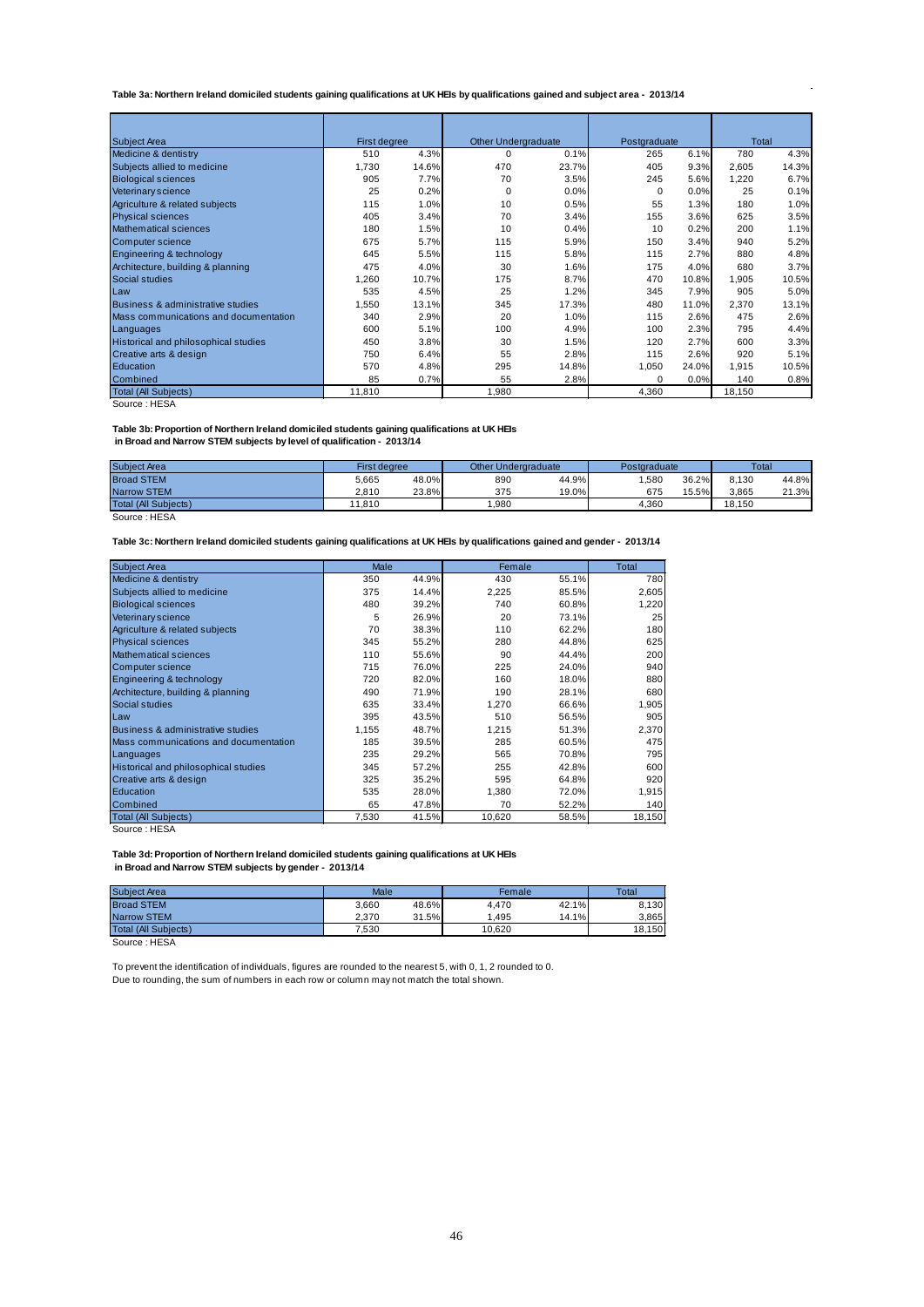**Table 3a: Northern Ireland domiciled students gaining qualifications at UK HEIs by qualifications gained and subject area - 2013/14**

| Subject Area | First degree | | Other Undergraduate | | Postgraduate | | Total | |
|---|---|---|---|---|---|---|---|---|
| Medicine & dentistry | 510 | 4.3% | 0 | 0.1% | 265 | 6.1% | 780 | 4.3% |
| Subjects allied to medicine | 1,730 | 14.6% | 470 | 23.7% | 405 | 9.3% | 2,605 | 14.3% |
| Biological sciences | 905 | 7.7% | 70 | 3.5% | 245 | 5.6% | 1,220 | 6.7% |
| Veterinary science | 25 | 0.2% | 0 | 0.0% | 0 | 0.0% | 25 | 0.1% |
| Agriculture & related subjects | 115 | 1.0% | 10 | 0.5% | 55 | 1.3% | 180 | 1.0% |
| Physical sciences | 405 | 3.4% | 70 | 3.4% | 155 | 3.6% | 625 | 3.5% |
| Mathematical sciences | 180 | 1.5% | 10 | 0.4% | 10 | 0.2% | 200 | 1.1% |
| Computer science | 675 | 5.7% | 115 | 5.9% | 150 | 3.4% | 940 | 5.2% |
| Engineering & technology | 645 | 5.5% | 115 | 5.8% | 115 | 2.7% | 880 | 4.8% |
| Architecture, building & planning | 475 | 4.0% | 30 | 1.6% | 175 | 4.0% | 680 | 3.7% |
| Social studies | 1,260 | 10.7% | 175 | 8.7% | 470 | 10.8% | 1,905 | 10.5% |
| Law | 535 | 4.5% | 25 | 1.2% | 345 | 7.9% | 905 | 5.0% |
| Business & administrative studies | 1,550 | 13.1% | 345 | 17.3% | 480 | 11.0% | 2,370 | 13.1% |
| Mass communications and documentation | 340 | 2.9% | 20 | 1.0% | 115 | 2.6% | 475 | 2.6% |
| Languages | 600 | 5.1% | 100 | 4.9% | 100 | 2.3% | 795 | 4.4% |
| Historical and philosophical studies | 450 | 3.8% | 30 | 1.5% | 120 | 2.7% | 600 | 3.3% |
| Creative arts & design | 750 | 6.4% | 55 | 2.8% | 115 | 2.6% | 920 | 5.1% |
| Education | 570 | 4.8% | 295 | 14.8% | 1,050 | 24.0% | 1,915 | 10.5% |
| Combined | 85 | 0.7% | 55 | 2.8% | 0 | 0.0% | 140 | 0.8% |
| Total (All Subjects) | 11,810 | | 1,980 | | 4,360 | | 18,150 | |

Source : HESA

**Table 3b: Proportion of Northern Ireland domiciled students gaining qualifications at UK HEIs in Broad and Narrow STEM subjects by level of qualification - 2013/14**

| Subject Area | First degree | | Other Undergraduate | | Postgraduate | | Total | |
|---|---|---|---|---|---|---|---|---|
| Broad STEM | 5,665 | 48.0% | 890 | 44.9% | 1,580 | 36.2% | 8,130 | 44.8% |
| Narrow STEM | 2,810 | 23.8% | 375 | 19.0% | 675 | 15.5% | 3,865 | 21.3% |
| Total (All Subjects) | 11,810 | | 1,980 | | 4,360 | | 18,150 | |

Source : HESA

**Table 3c: Northern Ireland domiciled students gaining qualifications at UK HEIs by qualifications gained and gender - 2013/14**

| Subject Area | Male | | Female | | Total |
|---|---|---|---|---|---|
| Medicine & dentistry | 350 | 44.9% | 430 | 55.1% | 780 |
| Subjects allied to medicine | 375 | 14.4% | 2,225 | 85.5% | 2,605 |
| Biological sciences | 480 | 39.2% | 740 | 60.8% | 1,220 |
| Veterinary science | 5 | 26.9% | 20 | 73.1% | 25 |
| Agriculture & related subjects | 70 | 38.3% | 110 | 62.2% | 180 |
| Physical sciences | 345 | 55.2% | 280 | 44.8% | 625 |
| Mathematical sciences | 110 | 55.6% | 90 | 44.4% | 200 |
| Computer science | 715 | 76.0% | 225 | 24.0% | 940 |
| Engineering & technology | 720 | 82.0% | 160 | 18.0% | 880 |
| Architecture, building & planning | 490 | 71.9% | 190 | 28.1% | 680 |
| Social studies | 635 | 33.4% | 1,270 | 66.6% | 1,905 |
| Law | 395 | 43.5% | 510 | 56.5% | 905 |
| Business & administrative studies | 1,155 | 48.7% | 1,215 | 51.3% | 2,370 |
| Mass communications and documentation | 185 | 39.5% | 285 | 60.5% | 475 |
| Languages | 235 | 29.2% | 565 | 70.8% | 795 |
| Historical and philosophical studies | 345 | 57.2% | 255 | 42.8% | 600 |
| Creative arts & design | 325 | 35.2% | 595 | 64.8% | 920 |
| Education | 535 | 28.0% | 1,380 | 72.0% | 1,915 |
| Combined | 65 | 47.8% | 70 | 52.2% | 140 |
| Total (All Subjects) | 7,530 | 41.5% | 10,620 | 58.5% | 18,150 |

Source : HESA

**Table 3d: Proportion of Northern Ireland domiciled students gaining qualifications at UK HEIs in Broad and Narrow STEM subjects by gender - 2013/14**

| Subject Area | Male | | Female | | Total |
|---|---|---|---|---|---|
| Broad STEM | 3,660 | 48.6% | 4,470 | 42.1% | 8,130 |
| Narrow STEM | 2,370 | 31.5% | 1,495 | 14.1% | 3,865 |
| Total (All Subjects) | 7,530 | | 10,620 | | 18,150 |

Source : HESA

To prevent the identification of individuals, figures are rounded to the nearest 5, with 0, 1, 2 rounded to 0.
Due to rounding, the sum of numbers in each row or column may not match the total shown.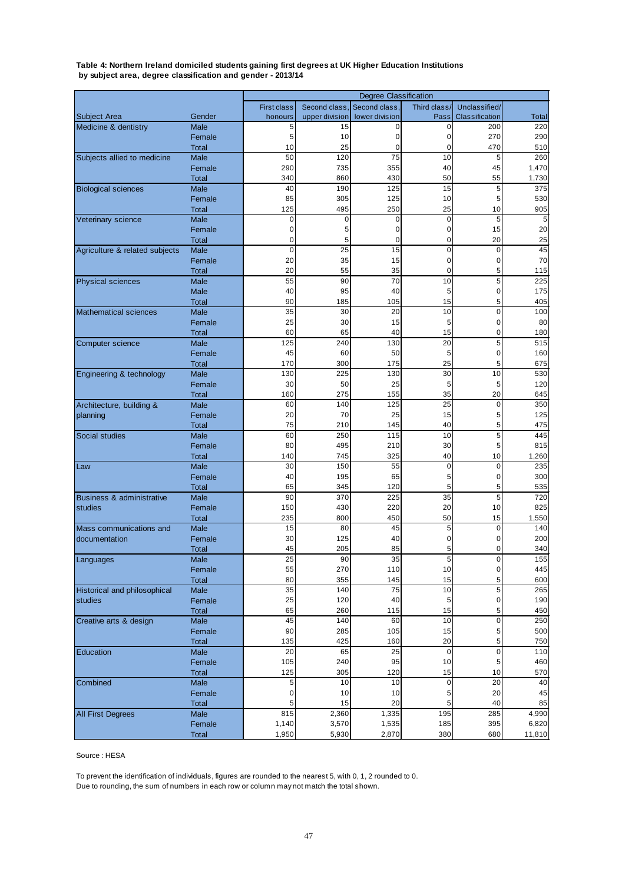**Table 4: Northern Ireland domiciled students gaining first degrees at UK Higher Education Institutions by subject area, degree classification and gender - 2013/14**

| | | Degree Classification | | | | | |
|---|---|---|---|---|---|---|---|
| Subject Area | Gender | First class honours | Second class, upper division | Second class, lower division | Third class/ Pass | Unclassified/ Classification | Total |
| Medicine & dentistry | Male | 5 | 15 | 0 | 0 | 200 | 220 |
| | Female | 5 | 10 | 0 | 0 | 270 | 290 |
| | Total | 10 | 25 | 0 | 0 | 470 | 510 |
| Subjects allied to medicine | Male | 50 | 120 | 75 | 10 | 5 | 260 |
| | Female | 290 | 735 | 355 | 40 | 45 | 1,470 |
| | Total | 340 | 860 | 430 | 50 | 55 | 1,730 |
| Biological sciences | Male | 40 | 190 | 125 | 15 | 5 | 375 |
| | Female | 85 | 305 | 125 | 10 | 5 | 530 |
| | Total | 125 | 495 | 250 | 25 | 10 | 905 |
| Veterinary science | Male | 0 | 0 | 0 | 0 | 5 | 5 |
| | Female | 0 | 5 | 0 | 0 | 15 | 20 |
| | Total | 0 | 5 | 0 | 0 | 20 | 25 |
| Agriculture & related subjects | Male | 0 | 25 | 15 | 0 | 0 | 45 |
| | Female | 20 | 35 | 15 | 0 | 0 | 70 |
| | Total | 20 | 55 | 35 | 0 | 5 | 115 |
| Physical sciences | Male | 55 | 90 | 70 | 10 | 5 | 225 |
| | Male | 40 | 95 | 40 | 5 | 0 | 175 |
| | Total | 90 | 185 | 105 | 15 | 5 | 405 |
| Mathematical sciences | Male | 35 | 30 | 20 | 10 | 0 | 100 |
| | Female | 25 | 30 | 15 | 5 | 0 | 80 |
| | Total | 60 | 65 | 40 | 15 | 0 | 180 |
| Computer science | Male | 125 | 240 | 130 | 20 | 5 | 515 |
| | Female | 45 | 60 | 50 | 5 | 0 | 160 |
| | Total | 170 | 300 | 175 | 25 | 5 | 675 |
| Engineering & technology | Male | 130 | 225 | 130 | 30 | 10 | 530 |
| | Female | 30 | 50 | 25 | 5 | 5 | 120 |
| | Total | 160 | 275 | 155 | 35 | 20 | 645 |
| Architecture, building & planning | Male | 60 | 140 | 125 | 25 | 0 | 350 |
| | Female | 20 | 70 | 25 | 15 | 5 | 125 |
| | Total | 75 | 210 | 145 | 40 | 5 | 475 |
| Social studies | Male | 60 | 250 | 115 | 10 | 5 | 445 |
| | Female | 80 | 495 | 210 | 30 | 5 | 815 |
| | Total | 140 | 745 | 325 | 40 | 10 | 1,260 |
| Law | Male | 30 | 150 | 55 | 0 | 0 | 235 |
| | Female | 40 | 195 | 65 | 5 | 0 | 300 |
| | Total | 65 | 345 | 120 | 5 | 5 | 535 |
| Business & administrative studies | Male | 90 | 370 | 225 | 35 | 5 | 720 |
| | Female | 150 | 430 | 220 | 20 | 10 | 825 |
| | Total | 235 | 800 | 450 | 50 | 15 | 1,550 |
| Mass communications and documentation | Male | 15 | 80 | 45 | 5 | 0 | 140 |
| | Female | 30 | 125 | 40 | 0 | 0 | 200 |
| | Total | 45 | 205 | 85 | 5 | 0 | 340 |
| Languages | Male | 25 | 90 | 35 | 5 | 0 | 155 |
| | Female | 55 | 270 | 110 | 10 | 0 | 445 |
| | Total | 80 | 355 | 145 | 15 | 5 | 600 |
| Historical and philosophical studies | Male | 35 | 140 | 75 | 10 | 5 | 265 |
| | Female | 25 | 120 | 40 | 5 | 0 | 190 |
| | Total | 65 | 260 | 115 | 15 | 5 | 450 |
| Creative arts & design | Male | 45 | 140 | 60 | 10 | 0 | 250 |
| | Female | 90 | 285 | 105 | 15 | 5 | 500 |
| | Total | 135 | 425 | 160 | 20 | 5 | 750 |
| Education | Male | 20 | 65 | 25 | 0 | 0 | 110 |
| | Female | 105 | 240 | 95 | 10 | 5 | 460 |
| | Total | 125 | 305 | 120 | 15 | 10 | 570 |
| Combined | Male | 5 | 10 | 10 | 0 | 20 | 40 |
| | Female | 0 | 10 | 10 | 5 | 20 | 45 |
| | Total | 5 | 15 | 20 | 5 | 40 | 85 |
| All First Degrees | Male | 815 | 2,360 | 1,335 | 195 | 285 | 4,990 |
| | Female | 1,140 | 3,570 | 1,535 | 185 | 395 | 6,820 |
| | Total | 1,950 | 5,930 | 2,870 | 380 | 680 | 11,810 |

Source : HESA

To prevent the identification of individuals, figures are rounded to the nearest 5, with 0, 1, 2 rounded to 0.
Due to rounding, the sum of numbers in each row or column may not match the total shown.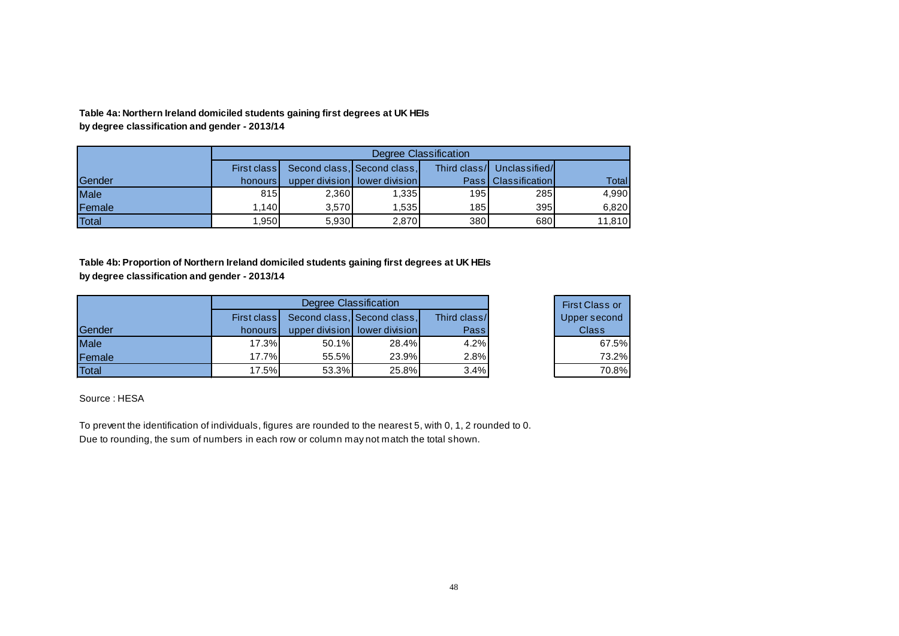**Table 4a: Northern Ireland domiciled students gaining first degrees at UK HEIs by degree classification and gender - 2013/14**

| | Degree Classification | | | | | |
|---|---|---|---|---|---|---|
| Gender | First class honours | Second class, upper division | Second class, lower division | Third class/ Pass | Unclassified/ Classification | Total |
| Male | 815 | 2,360 | 1,335 | 195 | 285 | 4,990 |
| Female | 1,140 | 3,570 | 1,535 | 185 | 395 | 6,820 |
| Total | 1,950 | 5,930 | 2,870 | 380 | 680 | 11,810 |

**Table 4b: Proportion of Northern Ireland domiciled students gaining first degrees at UK HEIs by degree classification and gender - 2013/14**

| | Degree Classification | | | | |
|---|---|---|---|---|---|
| Gender | First class honours | Second class, upper division | Second class, lower division | Third class/ Pass | First Class or Upper second Class |
| Male | 17.3% | 50.1% | 28.4% | 4.2% | 67.5% |
| Female | 17.7% | 55.5% | 23.9% | 2.8% | 73.2% |
| Total | 17.5% | 53.3% | 25.8% | 3.4% | 70.8% |

Source : HESA

To prevent the identification of individuals, figures are rounded to the nearest 5, with 0, 1, 2 rounded to 0.
Due to rounding, the sum of numbers in each row or column may not match the total shown.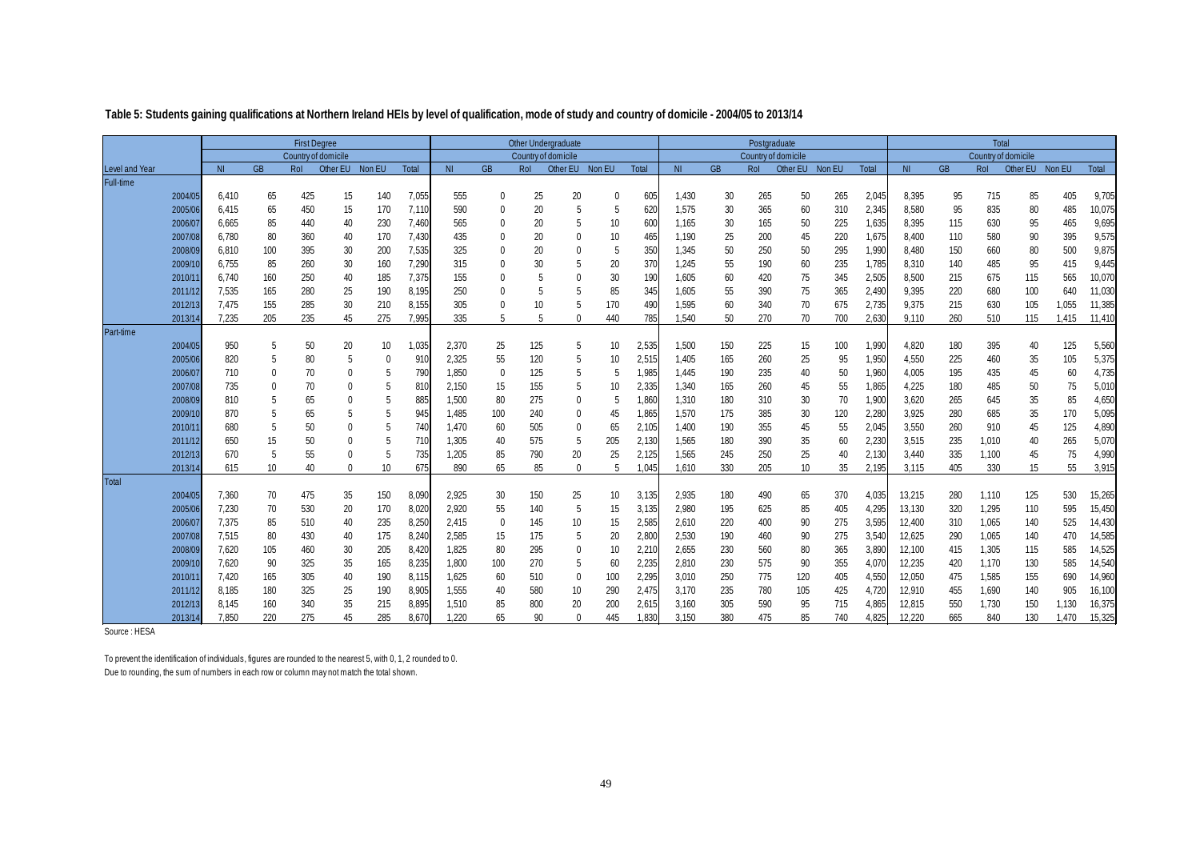**Table 5: Students gaining qualifications at Northern Ireland HEIs by level of qualification, mode of study and country of domicile - 2004/05 to 2013/14**

| | First Degree | | | | | | Other Undergraduate | | | | | | Postgraduate | | | | | | Total | | | | | |
|---|---|---|---|---|---|---|---|---|---|---|---|---|---|---|---|---|---|---|---|---|---|---|---|---|
| | Country of domicile | | | | | | Country of domicile | | | | | | Country of domicile | | | | | | Country of domicile | | | | | |
| Level and Year | NI | GB | RoI | Other EU | Non EU | Total | NI | GB | RoI | Other EU | Non EU | Total | NI | GB | RoI | Other EU | Non EU | Total | NI | GB | RoI | Other EU | Non EU | Total |
| **Full-time** | | | | | | | | | | | | | | | | | | | | | | | | |
| 2004/05 | 6,410 | 65 | 425 | 15 | 140 | 7,055 | 555 | 0 | 25 | 20 | 0 | 605 | 1,430 | 30 | 265 | 50 | 265 | 2,045 | 8,395 | 95 | 715 | 85 | 405 | 9,705 |
| 2005/06 | 6,415 | 65 | 450 | 15 | 170 | 7,110 | 590 | 0 | 20 | 5 | 5 | 620 | 1,575 | 30 | 365 | 60 | 310 | 2,345 | 8,580 | 95 | 835 | 80 | 485 | 10,075 |
| 2006/07 | 6,665 | 85 | 440 | 40 | 230 | 7,460 | 565 | 0 | 20 | 5 | 10 | 600 | 1,165 | 30 | 165 | 50 | 225 | 1,635 | 8,395 | 115 | 630 | 95 | 465 | 9,695 |
| 2007/08 | 6,780 | 80 | 360 | 40 | 170 | 7,430 | 435 | 0 | 20 | 0 | 10 | 465 | 1,190 | 25 | 200 | 45 | 220 | 1,675 | 8,400 | 110 | 580 | 90 | 395 | 9,575 |
| 2008/09 | 6,810 | 100 | 395 | 30 | 200 | 7,535 | 325 | 0 | 20 | 0 | 5 | 350 | 1,345 | 50 | 250 | 50 | 295 | 1,990 | 8,480 | 150 | 660 | 80 | 500 | 9,875 |
| 2009/10 | 6,755 | 85 | 260 | 30 | 160 | 7,290 | 315 | 0 | 30 | 5 | 20 | 370 | 1,245 | 55 | 190 | 60 | 235 | 1,785 | 8,310 | 140 | 485 | 95 | 415 | 9,445 |
| 2010/11 | 6,740 | 160 | 250 | 40 | 185 | 7,375 | 155 | 0 | 5 | 0 | 30 | 190 | 1,605 | 60 | 420 | 75 | 345 | 2,505 | 8,500 | 215 | 675 | 115 | 565 | 10,070 |
| 2011/12 | 7,535 | 165 | 280 | 25 | 190 | 8,195 | 250 | 0 | 5 | 5 | 85 | 345 | 1,605 | 55 | 390 | 75 | 365 | 2,490 | 9,395 | 220 | 680 | 100 | 640 | 11,030 |
| 2012/13 | 7,475 | 155 | 285 | 30 | 210 | 8,155 | 305 | 0 | 10 | 5 | 170 | 490 | 1,595 | 60 | 340 | 70 | 675 | 2,735 | 9,375 | 215 | 630 | 105 | 1,055 | 11,385 |
| 2013/14 | 7,235 | 205 | 235 | 45 | 275 | 7,995 | 335 | 5 | 5 | 0 | 440 | 785 | 1,540 | 50 | 270 | 70 | 700 | 2,630 | 9,110 | 260 | 510 | 115 | 1,415 | 11,410 |
| **Part-time** | | | | | | | | | | | | | | | | | | | | | | | | |
| 2004/05 | 950 | 5 | 50 | 20 | 10 | 1,035 | 2,370 | 25 | 125 | 5 | 10 | 2,535 | 1,500 | 150 | 225 | 15 | 100 | 1,990 | 4,820 | 180 | 395 | 40 | 125 | 5,560 |
| 2005/06 | 820 | 5 | 80 | 5 | 0 | 910 | 2,325 | 55 | 120 | 5 | 10 | 2,515 | 1,405 | 165 | 260 | 25 | 95 | 1,950 | 4,550 | 225 | 460 | 35 | 105 | 5,375 |
| 2006/07 | 710 | 0 | 70 | 0 | 5 | 790 | 1,850 | 0 | 125 | 5 | 5 | 1,985 | 1,445 | 190 | 235 | 40 | 50 | 1,960 | 4,005 | 195 | 435 | 45 | 60 | 4,735 |
| 2007/08 | 735 | 0 | 70 | 0 | 5 | 810 | 2,150 | 15 | 155 | 5 | 10 | 2,335 | 1,340 | 165 | 260 | 45 | 55 | 1,865 | 4,225 | 180 | 485 | 50 | 75 | 5,010 |
| 2008/09 | 810 | 5 | 65 | 0 | 5 | 885 | 1,500 | 80 | 275 | 0 | 5 | 1,860 | 1,310 | 180 | 310 | 30 | 70 | 1,900 | 3,620 | 265 | 645 | 35 | 85 | 4,650 |
| 2009/10 | 870 | 5 | 65 | 5 | 5 | 945 | 1,485 | 100 | 240 | 0 | 45 | 1,865 | 1,570 | 175 | 385 | 30 | 120 | 2,280 | 3,925 | 280 | 685 | 35 | 170 | 5,095 |
| 2010/11 | 680 | 5 | 50 | 0 | 5 | 740 | 1,470 | 60 | 505 | 0 | 65 | 2,105 | 1,400 | 190 | 355 | 45 | 55 | 2,045 | 3,550 | 260 | 910 | 45 | 125 | 4,890 |
| 2011/12 | 650 | 15 | 50 | 0 | 5 | 710 | 1,305 | 40 | 575 | 5 | 205 | 2,130 | 1,565 | 180 | 390 | 35 | 60 | 2,230 | 3,515 | 235 | 1,010 | 40 | 265 | 5,070 |
| 2012/13 | 670 | 5 | 55 | 0 | 5 | 735 | 1,205 | 85 | 790 | 20 | 25 | 2,125 | 1,565 | 245 | 250 | 25 | 40 | 2,130 | 3,440 | 335 | 1,100 | 45 | 75 | 4,990 |
| 2013/14 | 615 | 10 | 40 | 0 | 10 | 675 | 890 | 65 | 85 | 0 | 5 | 1,045 | 1,610 | 330 | 205 | 10 | 35 | 2,195 | 3,115 | 405 | 330 | 15 | 55 | 3,915 |
| **Total** | | | | | | | | | | | | | | | | | | | | | | | | |
| 2004/05 | 7,360 | 70 | 475 | 35 | 150 | 8,090 | 2,925 | 30 | 150 | 25 | 10 | 3,135 | 2,935 | 180 | 490 | 65 | 370 | 4,035 | 13,215 | 280 | 1,110 | 125 | 530 | 15,265 |
| 2005/06 | 7,230 | 70 | 530 | 20 | 170 | 8,020 | 2,920 | 55 | 140 | 5 | 15 | 3,135 | 2,980 | 195 | 625 | 85 | 405 | 4,295 | 13,130 | 320 | 1,295 | 110 | 595 | 15,450 |
| 2006/07 | 7,375 | 85 | 510 | 40 | 235 | 8,250 | 2,415 | 0 | 145 | 10 | 15 | 2,585 | 2,610 | 220 | 400 | 90 | 275 | 3,595 | 12,400 | 310 | 1,065 | 140 | 525 | 14,430 |
| 2007/08 | 7,515 | 80 | 430 | 40 | 175 | 8,240 | 2,585 | 15 | 175 | 5 | 20 | 2,800 | 2,530 | 190 | 460 | 90 | 275 | 3,540 | 12,625 | 290 | 1,065 | 140 | 470 | 14,585 |
| 2008/09 | 7,620 | 105 | 460 | 30 | 205 | 8,420 | 1,825 | 80 | 295 | 0 | 10 | 2,210 | 2,655 | 230 | 560 | 80 | 365 | 3,890 | 12,100 | 415 | 1,305 | 115 | 585 | 14,525 |
| 2009/10 | 7,620 | 90 | 325 | 35 | 165 | 8,235 | 1,800 | 100 | 270 | 5 | 60 | 2,235 | 2,810 | 230 | 575 | 90 | 355 | 4,070 | 12,235 | 420 | 1,170 | 130 | 585 | 14,540 |
| 2010/11 | 7,420 | 165 | 305 | 40 | 190 | 8,115 | 1,625 | 60 | 510 | 0 | 100 | 2,295 | 3,010 | 250 | 775 | 120 | 405 | 4,550 | 12,050 | 475 | 1,585 | 155 | 690 | 14,960 |
| 2011/12 | 8,185 | 180 | 325 | 25 | 190 | 8,905 | 1,555 | 40 | 580 | 10 | 290 | 2,475 | 3,170 | 235 | 780 | 105 | 425 | 4,720 | 12,910 | 455 | 1,690 | 140 | 905 | 16,100 |
| 2012/13 | 8,145 | 160 | 340 | 35 | 215 | 8,895 | 1,510 | 85 | 800 | 20 | 200 | 2,615 | 3,160 | 305 | 590 | 95 | 715 | 4,865 | 12,815 | 550 | 1,730 | 150 | 1,130 | 16,375 |
| 2013/14 | 7,850 | 220 | 275 | 45 | 285 | 8,670 | 1,220 | 65 | 90 | 0 | 445 | 1,830 | 3,150 | 380 | 475 | 85 | 740 | 4,825 | 12,220 | 665 | 840 | 130 | 1,470 | 15,325 |

Source : HESA

To prevent the identification of individuals, figures are rounded to the nearest 5, with 0, 1, 2 rounded to 0.
Due to rounding, the sum of numbers in each row or column may not match the total shown.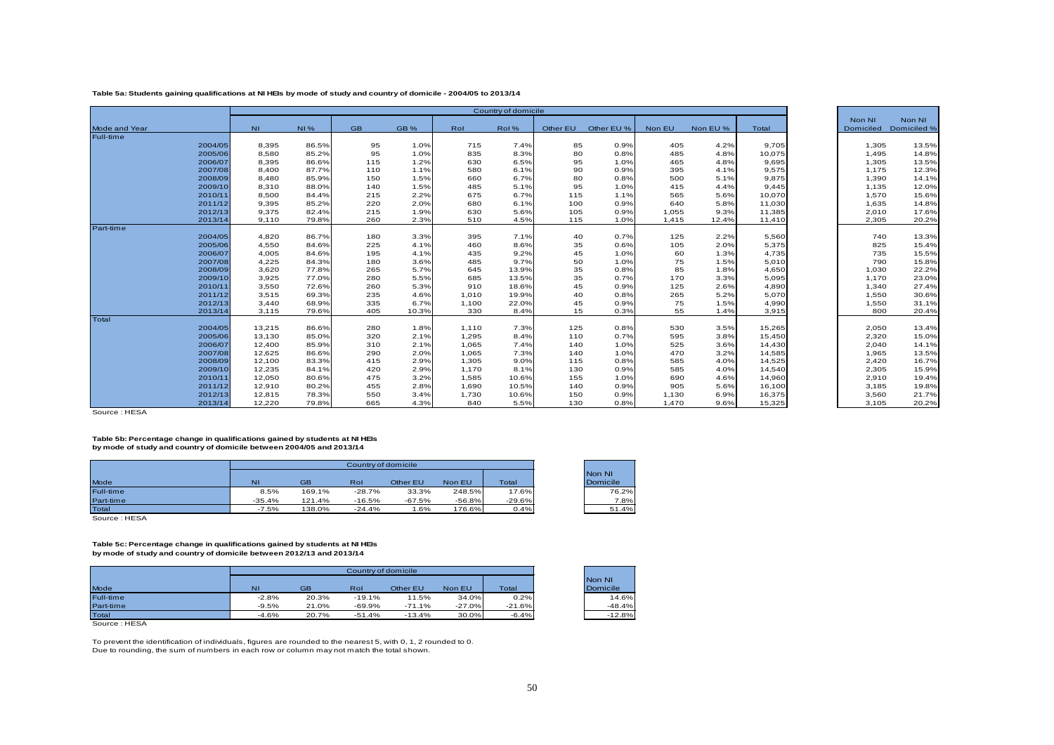**Table 5a: Students gaining qualifications at NI HEIs by mode of study and country of domicile - 2004/05 to 2013/14**

| Mode and Year | NI | NI % | GB | GB % | RoI | RoI % | Other EU | Other EU % | Non EU | Non EU % | Total | Non NI Domiciled | Non NI Domiciled % |
|---|---|---|---|---|---|---|---|---|---|---|---|---|---|
| **Full-time** | | | | | | | | | | | | | |
| 2004/05 | 8,395 | 86.5% | 95 | 1.0% | 715 | 7.4% | 85 | 0.9% | 405 | 4.2% | 9,705 | 1,305 | 13.5% |
| 2005/06 | 8,580 | 85.2% | 95 | 1.0% | 835 | 8.3% | 80 | 0.8% | 485 | 4.8% | 10,075 | 1,495 | 14.8% |
| 2006/07 | 8,395 | 86.6% | 115 | 1.2% | 630 | 6.5% | 95 | 1.0% | 465 | 4.8% | 9,695 | 1,305 | 13.5% |
| 2007/08 | 8,400 | 87.7% | 110 | 1.1% | 580 | 6.1% | 90 | 0.9% | 395 | 4.1% | 9,575 | 1,175 | 12.3% |
| 2008/09 | 8,480 | 85.9% | 150 | 1.5% | 660 | 6.7% | 80 | 0.8% | 500 | 5.1% | 9,875 | 1,390 | 14.1% |
| 2009/10 | 8,310 | 88.0% | 140 | 1.5% | 485 | 5.1% | 95 | 1.0% | 415 | 4.4% | 9,445 | 1,135 | 12.0% |
| 2010/11 | 8,500 | 84.4% | 215 | 2.2% | 675 | 6.7% | 115 | 1.1% | 565 | 5.6% | 10,070 | 1,570 | 15.6% |
| 2011/12 | 9,395 | 85.2% | 220 | 2.0% | 680 | 6.1% | 100 | 0.9% | 640 | 5.8% | 11,030 | 1,635 | 14.8% |
| 2012/13 | 9,375 | 82.4% | 215 | 1.9% | 630 | 5.6% | 105 | 0.9% | 1,055 | 9.3% | 11,385 | 2,010 | 17.6% |
| 2013/14 | 9,110 | 79.8% | 260 | 2.3% | 510 | 4.5% | 115 | 1.0% | 1,415 | 12.4% | 11,410 | 2,305 | 20.2% |
| **Part-time** | | | | | | | | | | | | | |
| 2004/05 | 4,820 | 86.7% | 180 | 3.3% | 395 | 7.1% | 40 | 0.7% | 125 | 2.2% | 5,560 | 740 | 13.3% |
| 2005/06 | 4,550 | 84.6% | 225 | 4.1% | 460 | 8.6% | 35 | 0.6% | 105 | 2.0% | 5,375 | 825 | 15.4% |
| 2006/07 | 4,005 | 84.6% | 195 | 4.1% | 435 | 9.2% | 45 | 1.0% | 60 | 1.3% | 4,735 | 735 | 15.5% |
| 2007/08 | 4,225 | 84.3% | 180 | 3.6% | 485 | 9.7% | 50 | 1.0% | 75 | 1.5% | 5,010 | 790 | 15.8% |
| 2008/09 | 3,620 | 77.8% | 265 | 5.7% | 645 | 13.9% | 35 | 0.8% | 85 | 1.8% | 4,650 | 1,030 | 22.2% |
| 2009/10 | 3,925 | 77.0% | 280 | 5.5% | 685 | 13.5% | 35 | 0.7% | 170 | 3.3% | 5,095 | 1,170 | 23.0% |
| 2010/11 | 3,550 | 72.6% | 260 | 5.3% | 910 | 18.6% | 45 | 0.9% | 125 | 2.6% | 4,890 | 1,340 | 27.4% |
| 2011/12 | 3,515 | 69.3% | 235 | 4.6% | 1,010 | 19.9% | 40 | 0.8% | 265 | 5.2% | 5,070 | 1,550 | 30.6% |
| 2012/13 | 3,440 | 68.9% | 335 | 6.7% | 1,100 | 22.0% | 45 | 0.9% | 75 | 1.5% | 4,990 | 1,550 | 31.1% |
| 2013/14 | 3,115 | 79.6% | 405 | 10.3% | 330 | 8.4% | 15 | 0.3% | 55 | 1.4% | 3,915 | 800 | 20.4% |
| **Total** | | | | | | | | | | | | | |
| 2004/05 | 13,215 | 86.6% | 280 | 1.8% | 1,110 | 7.3% | 125 | 0.8% | 530 | 3.5% | 15,265 | 2,050 | 13.4% |
| 2005/06 | 13,130 | 85.0% | 320 | 2.1% | 1,295 | 8.4% | 110 | 0.7% | 595 | 3.8% | 15,450 | 2,320 | 15.0% |
| 2006/07 | 12,400 | 85.9% | 310 | 2.1% | 1,065 | 7.4% | 140 | 1.0% | 525 | 3.6% | 14,430 | 2,040 | 14.1% |
| 2007/08 | 12,625 | 86.6% | 290 | 2.0% | 1,065 | 7.3% | 140 | 1.0% | 470 | 3.2% | 14,585 | 1,965 | 13.5% |
| 2008/09 | 12,100 | 83.3% | 415 | 2.9% | 1,305 | 9.0% | 115 | 0.8% | 585 | 4.0% | 14,525 | 2,420 | 16.7% |
| 2009/10 | 12,235 | 84.1% | 420 | 2.9% | 1,170 | 8.1% | 130 | 0.9% | 585 | 4.0% | 14,540 | 2,305 | 15.9% |
| 2010/11 | 12,050 | 80.6% | 475 | 3.2% | 1,585 | 10.6% | 155 | 1.0% | 690 | 4.6% | 14,960 | 2,910 | 19.4% |
| 2011/12 | 12,910 | 80.2% | 455 | 2.8% | 1,690 | 10.5% | 140 | 0.9% | 905 | 5.6% | 16,100 | 3,185 | 19.8% |
| 2012/13 | 12,815 | 78.3% | 550 | 3.4% | 1,730 | 10.6% | 150 | 0.9% | 1,130 | 6.9% | 16,375 | 3,560 | 21.7% |
| 2013/14 | 12,220 | 79.8% | 665 | 4.3% | 840 | 5.5% | 130 | 0.8% | 1,470 | 9.6% | 15,325 | 3,105 | 20.2% |

Source : HESA

**Table 5b: Percentage change in qualifications gained by students at NI HEIs by mode of study and country of domicile between 2004/05 and 2013/14**

| Mode | NI | GB | RoI | Other EU | Non EU | Total | Non NI Domicile |
|---|---|---|---|---|---|---|---|
| Full-time | 8.5% | 169.1% | -28.7% | 33.3% | 248.5% | 17.6% | 76.2% |
| Part-time | -35.4% | 121.4% | -16.5% | -67.5% | -56.8% | -29.6% | 7.8% |
| Total | -7.5% | 138.0% | -24.4% | 1.6% | 176.6% | 0.4% | 51.4% |

Source : HESA

**Table 5c: Percentage change in qualifications gained by students at NI HEIs by mode of study and country of domicile between 2012/13 and 2013/14**

| Mode | NI | GB | RoI | Other EU | Non EU | Total | Non NI Domicile |
|---|---|---|---|---|---|---|---|
| Full-time | -2.8% | 20.3% | -19.1% | 11.5% | 34.0% | 0.2% | 14.6% |
| Part-time | -9.5% | 21.0% | -69.9% | -71.1% | -27.0% | -21.6% | -48.4% |
| Total | -4.6% | 20.7% | -51.4% | -13.4% | 30.0% | -6.4% | -12.8% |

Source : HESA

To prevent the identification of individuals, figures are rounded to the nearest 5, with 0, 1, 2 rounded to 0.
Due to rounding, the sum of numbers in each row or column may not match the total shown.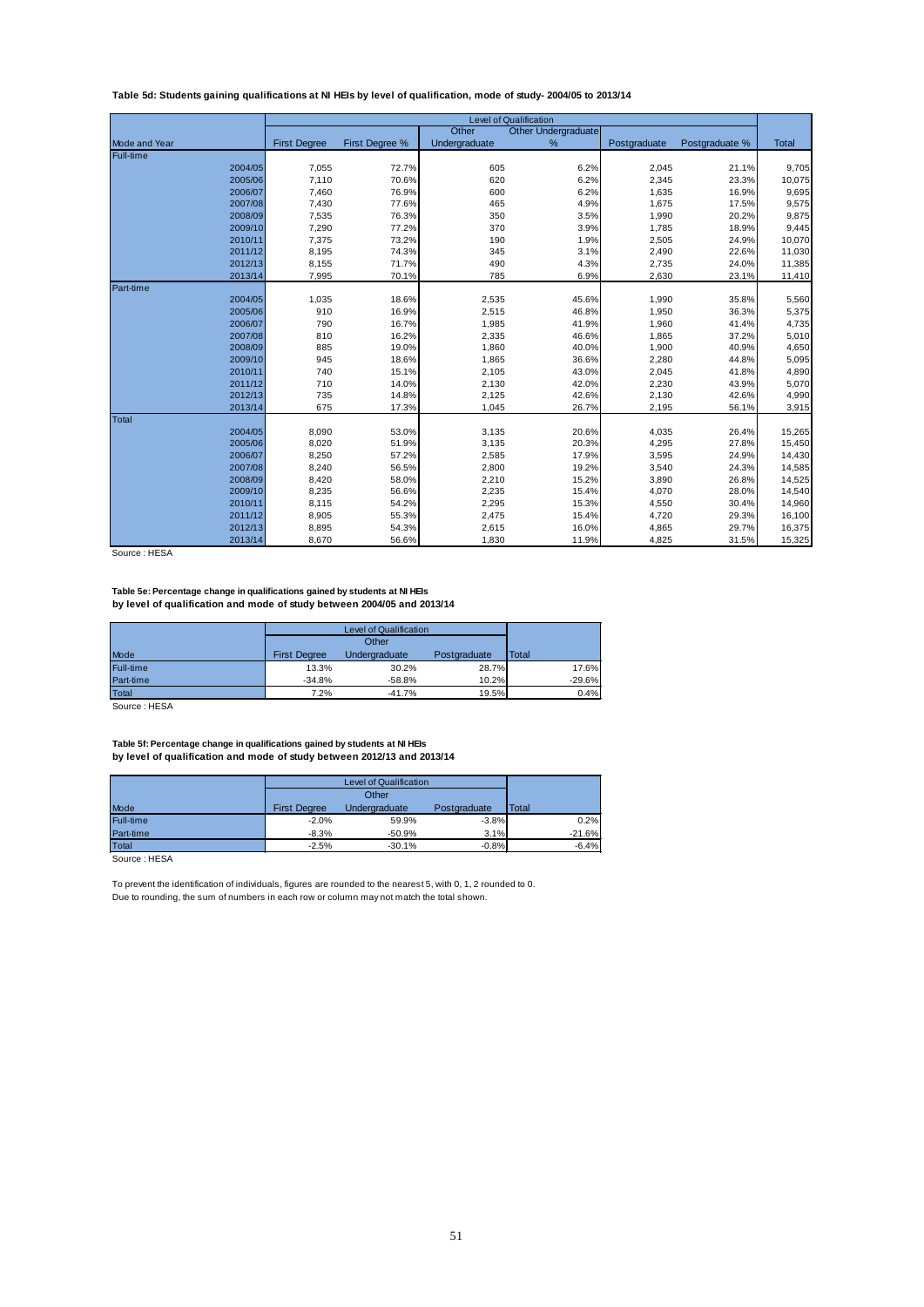**Table 5d: Students gaining qualifications at NI HEIs by level of qualification, mode of study- 2004/05 to 2013/14**

| | Level of Qualification | | | | | | |
|---|---|---|---|---|---|---|---|
| Mode and Year | First Degree | First Degree % | Other Undergraduate | Other Undergraduate % | Postgraduate | Postgraduate % | Total |
| **Full-time** | | | | | | | |
| 2004/05 | 7,055 | 72.7% | 605 | 6.2% | 2,045 | 21.1% | 9,705 |
| 2005/06 | 7,110 | 70.6% | 620 | 6.2% | 2,345 | 23.3% | 10,075 |
| 2006/07 | 7,460 | 76.9% | 600 | 6.2% | 1,635 | 16.9% | 9,695 |
| 2007/08 | 7,430 | 77.6% | 465 | 4.9% | 1,675 | 17.5% | 9,575 |
| 2008/09 | 7,535 | 76.3% | 350 | 3.5% | 1,990 | 20.2% | 9,875 |
| 2009/10 | 7,290 | 77.2% | 370 | 3.9% | 1,785 | 18.9% | 9,445 |
| 2010/11 | 7,375 | 73.2% | 190 | 1.9% | 2,505 | 24.9% | 10,070 |
| 2011/12 | 8,195 | 74.3% | 345 | 3.1% | 2,490 | 22.6% | 11,030 |
| 2012/13 | 8,155 | 71.7% | 490 | 4.3% | 2,735 | 24.0% | 11,385 |
| 2013/14 | 7,995 | 70.1% | 785 | 6.9% | 2,630 | 23.1% | 11,410 |
| **Part-time** | | | | | | | |
| 2004/05 | 1,035 | 18.6% | 2,535 | 45.6% | 1,990 | 35.8% | 5,560 |
| 2005/06 | 910 | 16.9% | 2,515 | 46.8% | 1,950 | 36.3% | 5,375 |
| 2006/07 | 790 | 16.7% | 1,985 | 41.9% | 1,960 | 41.4% | 4,735 |
| 2007/08 | 810 | 16.2% | 2,335 | 46.6% | 1,865 | 37.2% | 5,010 |
| 2008/09 | 885 | 19.0% | 1,860 | 40.0% | 1,900 | 40.9% | 4,650 |
| 2009/10 | 945 | 18.6% | 1,865 | 36.6% | 2,280 | 44.8% | 5,095 |
| 2010/11 | 740 | 15.1% | 2,105 | 43.0% | 2,045 | 41.8% | 4,890 |
| 2011/12 | 710 | 14.0% | 2,130 | 42.0% | 2,230 | 43.9% | 5,070 |
| 2012/13 | 735 | 14.8% | 2,125 | 42.6% | 2,130 | 42.6% | 4,990 |
| 2013/14 | 675 | 17.3% | 1,045 | 26.7% | 2,195 | 56.1% | 3,915 |
| **Total** | | | | | | | |
| 2004/05 | 8,090 | 53.0% | 3,135 | 20.6% | 4,035 | 26.4% | 15,265 |
| 2005/06 | 8,020 | 51.9% | 3,135 | 20.3% | 4,295 | 27.8% | 15,450 |
| 2006/07 | 8,250 | 57.2% | 2,585 | 17.9% | 3,595 | 24.9% | 14,430 |
| 2007/08 | 8,240 | 56.5% | 2,800 | 19.2% | 3,540 | 24.3% | 14,585 |
| 2008/09 | 8,420 | 58.0% | 2,210 | 15.2% | 3,890 | 26.8% | 14,525 |
| 2009/10 | 8,235 | 56.6% | 2,235 | 15.4% | 4,070 | 28.0% | 14,540 |
| 2010/11 | 8,115 | 54.2% | 2,295 | 15.3% | 4,550 | 30.4% | 14,960 |
| 2011/12 | 8,905 | 55.3% | 2,475 | 15.4% | 4,720 | 29.3% | 16,100 |
| 2012/13 | 8,895 | 54.3% | 2,615 | 16.0% | 4,865 | 29.7% | 16,375 |
| 2013/14 | 8,670 | 56.6% | 1,830 | 11.9% | 4,825 | 31.5% | 15,325 |

Source : HESA

**Table 5e: Percentage change in qualifications gained by students at NI HEIs by level of qualification and mode of study between 2004/05 and 2013/14**

| | Level of Qualification | | | |
|---|---|---|---|---|
| Mode | First Degree | Other Undergraduate | Postgraduate | Total |
| Full-time | 13.3% | 30.2% | 28.7% | 17.6% |
| Part-time | -34.8% | -58.8% | 10.2% | -29.6% |
| Total | 7.2% | -41.7% | 19.5% | 0.4% |

Source : HESA

**Table 5f: Percentage change in qualifications gained by students at NI HEIs by level of qualification and mode of study between 2012/13 and 2013/14**

| | Level of Qualification | | | |
|---|---|---|---|---|
| Mode | First Degree | Other Undergraduate | Postgraduate | Total |
| Full-time | -2.0% | 59.9% | -3.8% | 0.2% |
| Part-time | -8.3% | -50.9% | 3.1% | -21.6% |
| Total | -2.5% | -30.1% | -0.8% | -6.4% |

Source : HESA

To prevent the identification of individuals, figures are rounded to the nearest 5, with 0, 1, 2 rounded to 0.
Due to rounding, the sum of numbers in each row or column may not match the total shown.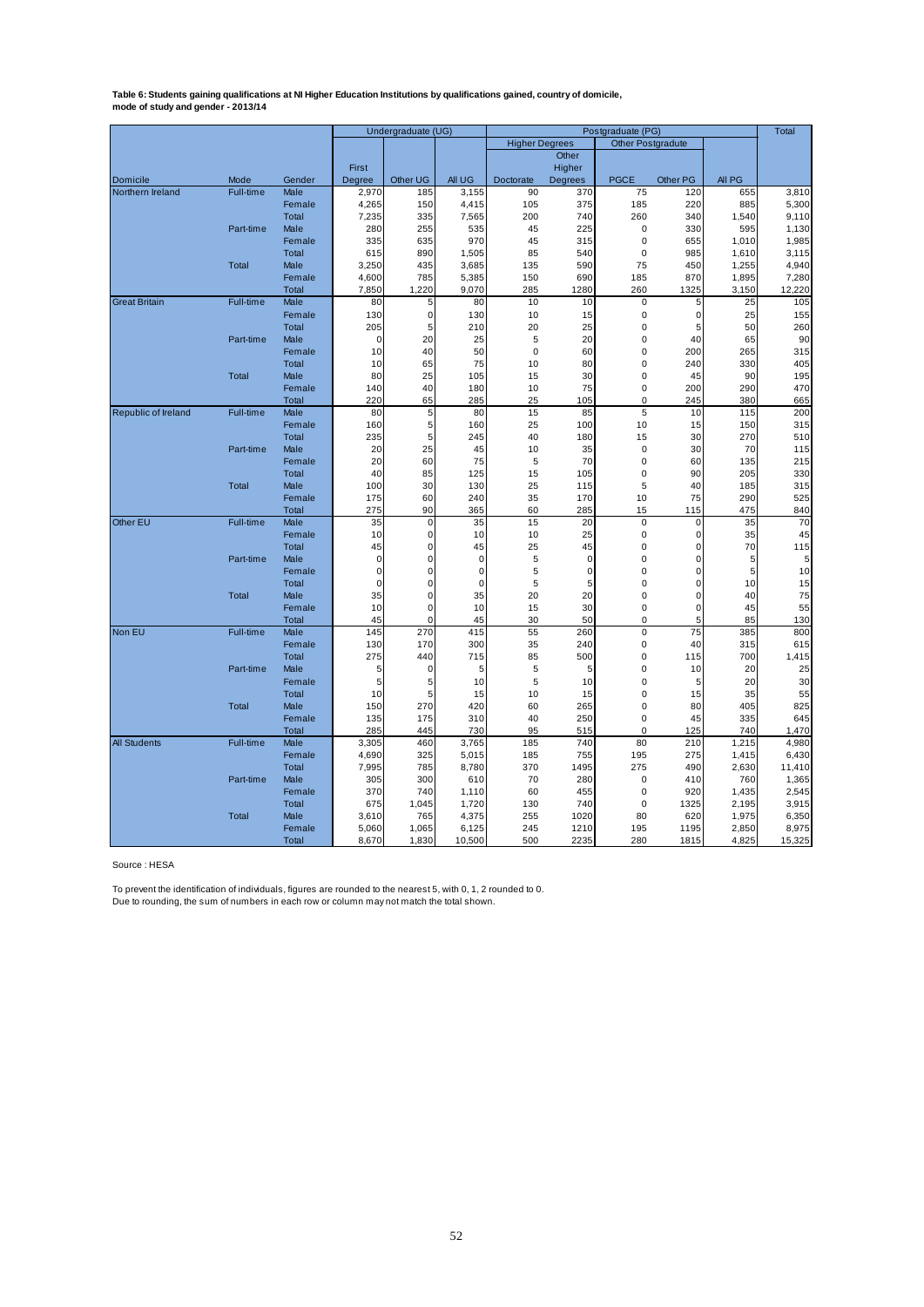**Table 6: Students gaining qualifications at NI Higher Education Institutions by qualifications gained, country of domicile, mode of study and gender - 2013/14**

| | | | Undergraduate (UG) | | | Postgraduate (PG) | | | | | Total |
|---|---|---|---|---|---|---|---|---|---|---|---|
| | | | | | | Higher Degrees | | Other Postgraduate | | | |
| Domicile | Mode | Gender | First Degree | Other UG | All UG | Doctorate | Other Higher Degrees | PGCE | Other PG | All PG | |
| Northern Ireland | Full-time | Male | 2,970 | 185 | 3,155 | 90 | 370 | 75 | 120 | 655 | 3,810 |
| | | Female | 4,265 | 150 | 4,415 | 105 | 375 | 185 | 220 | 885 | 5,300 |
| | | Total | 7,235 | 335 | 7,565 | 200 | 740 | 260 | 340 | 1,540 | 9,110 |
| | Part-time | Male | 280 | 255 | 535 | 45 | 225 | 0 | 330 | 595 | 1,130 |
| | | Female | 335 | 635 | 970 | 45 | 315 | 0 | 655 | 1,010 | 1,985 |
| | | Total | 615 | 890 | 1,505 | 85 | 540 | 0 | 985 | 1,610 | 3,115 |
| | Total | Male | 3,250 | 435 | 3,685 | 135 | 590 | 75 | 450 | 1,255 | 4,940 |
| | | Female | 4,600 | 785 | 5,385 | 150 | 690 | 185 | 870 | 1,895 | 7,280 |
| | | Total | 7,850 | 1,220 | 9,070 | 285 | 1280 | 260 | 1325 | 3,150 | 12,220 |
| Great Britain | Full-time | Male | 80 | 5 | 80 | 10 | 10 | 0 | 5 | 25 | 105 |
| | | Female | 130 | 0 | 130 | 10 | 15 | 0 | 0 | 25 | 155 |
| | | Total | 205 | 5 | 210 | 20 | 25 | 0 | 5 | 50 | 260 |
| | Part-time | Male | 0 | 20 | 25 | 5 | 20 | 0 | 40 | 65 | 90 |
| | | Female | 10 | 40 | 50 | 0 | 60 | 0 | 200 | 265 | 315 |
| | | Total | 10 | 65 | 75 | 10 | 80 | 0 | 240 | 330 | 405 |
| | Total | Male | 80 | 25 | 105 | 15 | 30 | 0 | 45 | 90 | 195 |
| | | Female | 140 | 40 | 180 | 10 | 75 | 0 | 200 | 290 | 470 |
| | | Total | 220 | 65 | 285 | 25 | 105 | 0 | 245 | 380 | 665 |
| Republic of Ireland | Full-time | Male | 80 | 5 | 80 | 15 | 85 | 5 | 10 | 115 | 200 |
| | | Female | 160 | 5 | 160 | 25 | 100 | 10 | 15 | 150 | 315 |
| | | Total | 235 | 5 | 245 | 40 | 180 | 15 | 30 | 270 | 510 |
| | Part-time | Male | 20 | 25 | 45 | 10 | 35 | 0 | 30 | 70 | 115 |
| | | Female | 20 | 60 | 75 | 5 | 70 | 0 | 60 | 135 | 215 |
| | | Total | 40 | 85 | 125 | 15 | 105 | 0 | 90 | 205 | 330 |
| | Total | Male | 100 | 30 | 130 | 25 | 115 | 5 | 40 | 185 | 315 |
| | | Female | 175 | 60 | 240 | 35 | 170 | 10 | 75 | 290 | 525 |
| | | Total | 275 | 90 | 365 | 60 | 285 | 15 | 115 | 475 | 840 |
| Other EU | Full-time | Male | 35 | 0 | 35 | 15 | 20 | 0 | 0 | 35 | 70 |
| | | Female | 10 | 0 | 10 | 10 | 25 | 0 | 0 | 35 | 45 |
| | | Total | 45 | 0 | 45 | 25 | 45 | 0 | 0 | 70 | 115 |
| | Part-time | Male | 0 | 0 | 0 | 5 | 0 | 0 | 0 | 5 | 5 |
| | | Female | 0 | 0 | 0 | 5 | 0 | 0 | 0 | 5 | 10 |
| | | Total | 0 | 0 | 0 | 5 | 5 | 0 | 0 | 10 | 15 |
| | Total | Male | 35 | 0 | 35 | 20 | 20 | 0 | 0 | 40 | 75 |
| | | Female | 10 | 0 | 10 | 15 | 30 | 0 | 0 | 45 | 55 |
| | | Total | 45 | 0 | 45 | 30 | 50 | 0 | 5 | 85 | 130 |
| Non EU | Full-time | Male | 145 | 270 | 415 | 55 | 260 | 0 | 75 | 385 | 800 |
| | | Female | 130 | 170 | 300 | 35 | 240 | 0 | 40 | 315 | 615 |
| | | Total | 275 | 440 | 715 | 85 | 500 | 0 | 115 | 700 | 1,415 |
| | Part-time | Male | 5 | 0 | 5 | 5 | 5 | 0 | 10 | 20 | 25 |
| | | Female | 5 | 5 | 10 | 5 | 10 | 0 | 5 | 20 | 30 |
| | | Total | 10 | 5 | 15 | 10 | 15 | 0 | 15 | 35 | 55 |
| | Total | Male | 150 | 270 | 420 | 60 | 265 | 0 | 80 | 405 | 825 |
| | | Female | 135 | 175 | 310 | 40 | 250 | 0 | 45 | 335 | 645 |
| | | Total | 285 | 445 | 730 | 95 | 515 | 0 | 125 | 740 | 1,470 |
| All Students | Full-time | Male | 3,305 | 460 | 3,765 | 185 | 740 | 80 | 210 | 1,215 | 4,980 |
| | | Female | 4,690 | 325 | 5,015 | 185 | 755 | 195 | 275 | 1,415 | 6,430 |
| | | Total | 7,995 | 785 | 8,780 | 370 | 1495 | 275 | 490 | 2,630 | 11,410 |
| | Part-time | Male | 305 | 300 | 610 | 70 | 280 | 0 | 410 | 760 | 1,365 |
| | | Female | 370 | 740 | 1,110 | 60 | 455 | 0 | 920 | 1,435 | 2,545 |
| | | Total | 675 | 1,045 | 1,720 | 130 | 740 | 0 | 1325 | 2,195 | 3,915 |
| | Total | Male | 3,610 | 765 | 4,375 | 255 | 1020 | 80 | 620 | 1,975 | 6,350 |
| | | Female | 5,060 | 1,065 | 6,125 | 245 | 1210 | 195 | 1195 | 2,850 | 8,975 |
| | | Total | 8,670 | 1,830 | 10,500 | 500 | 2235 | 280 | 1815 | 4,825 | 15,325 |

Source : HESA

To prevent the identification of individuals, figures are rounded to the nearest 5, with 0, 1, 2 rounded to 0.
Due to rounding, the sum of numbers in each row or column may not match the total shown.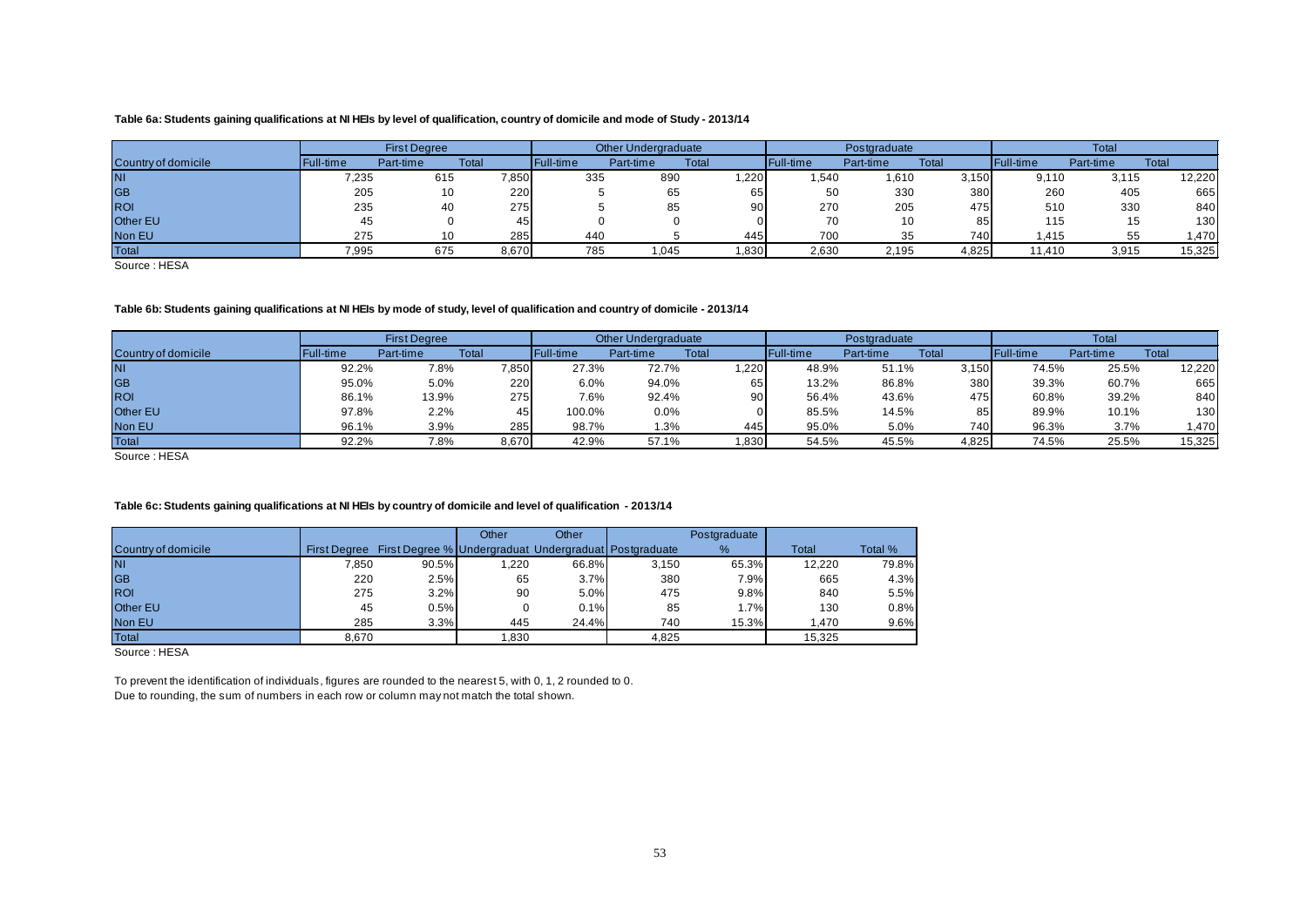**Table 6a: Students gaining qualifications at NI HEIs by level of qualification, country of domicile and mode of Study - 2013/14**

| | First Degree | | | Other Undergraduate | | | Postgraduate | | | Total | | |
|---|---|---|---|---|---|---|---|---|---|---|---|---|
| Country of domicile | Full-time | Part-time | Total | Full-time | Part-time | Total | Full-time | Part-time | Total | Full-time | Part-time | Total |
| NI | 7,235 | 615 | 7,850 | 335 | 890 | 1,220 | 1,540 | 1,610 | 3,150 | 9,110 | 3,115 | 12,220 |
| GB | 205 | 10 | 220 | 5 | 65 | 65 | 50 | 330 | 380 | 260 | 405 | 665 |
| ROI | 235 | 40 | 275 | 5 | 85 | 90 | 270 | 205 | 475 | 510 | 330 | 840 |
| Other EU | 45 | 0 | 45 | 0 | 0 | 0 | 70 | 10 | 85 | 115 | 15 | 130 |
| Non EU | 275 | 10 | 285 | 440 | 5 | 445 | 700 | 35 | 740 | 1,415 | 55 | 1,470 |
| Total | 7,995 | 675 | 8,670 | 785 | 1,045 | 1,830 | 2,630 | 2,195 | 4,825 | 11,410 | 3,915 | 15,325 |

Source : HESA

**Table 6b: Students gaining qualifications at NI HEIs by mode of study, level of qualification and country of domicile - 2013/14**

| | First Degree | | | Other Undergraduate | | | Postgraduate | | | Total | | |
|---|---|---|---|---|---|---|---|---|---|---|---|---|
| Country of domicile | Full-time | Part-time | Total | Full-time | Part-time | Total | Full-time | Part-time | Total | Full-time | Part-time | Total |
| NI | 92.2% | 7.8% | 7,850 | 27.3% | 72.7% | 1,220 | 48.9% | 51.1% | 3,150 | 74.5% | 25.5% | 12,220 |
| GB | 95.0% | 5.0% | 220 | 6.0% | 94.0% | 65 | 13.2% | 86.8% | 380 | 39.3% | 60.7% | 665 |
| ROI | 86.1% | 13.9% | 275 | 7.6% | 92.4% | 90 | 56.4% | 43.6% | 475 | 60.8% | 39.2% | 840 |
| Other EU | 97.8% | 2.2% | 45 | 100.0% | 0.0% | 0 | 85.5% | 14.5% | 85 | 89.9% | 10.1% | 130 |
| Non EU | 96.1% | 3.9% | 285 | 98.7% | 1.3% | 445 | 95.0% | 5.0% | 740 | 96.3% | 3.7% | 1,470 |
| Total | 92.2% | 7.8% | 8,670 | 42.9% | 57.1% | 1,830 | 54.5% | 45.5% | 4,825 | 74.5% | 25.5% | 15,325 |

Source : HESA

**Table 6c: Students gaining qualifications at NI HEIs by country of domicile and level of qualification - 2013/14**

| Country of domicile | First Degree | First Degree % | Other Undergraduat | Other Undergraduat | Postgraduate | Postgraduate % | Total | Total % |
|---|---|---|---|---|---|---|---|---|
| NI | 7,850 | 90.5% | 1,220 | 66.8% | 3,150 | 65.3% | 12,220 | 79.8% |
| GB | 220 | 2.5% | 65 | 3.7% | 380 | 7.9% | 665 | 4.3% |
| ROI | 275 | 3.2% | 90 | 5.0% | 475 | 9.8% | 840 | 5.5% |
| Other EU | 45 | 0.5% | 0 | 0.1% | 85 | 1.7% | 130 | 0.8% |
| Non EU | 285 | 3.3% | 445 | 24.4% | 740 | 15.3% | 1,470 | 9.6% |
| Total | 8,670 | | 1,830 | | 4,825 | | 15,325 | |

Source : HESA

To prevent the identification of individuals, figures are rounded to the nearest 5, with 0, 1, 2 rounded to 0.
Due to rounding, the sum of numbers in each row or column may not match the total shown.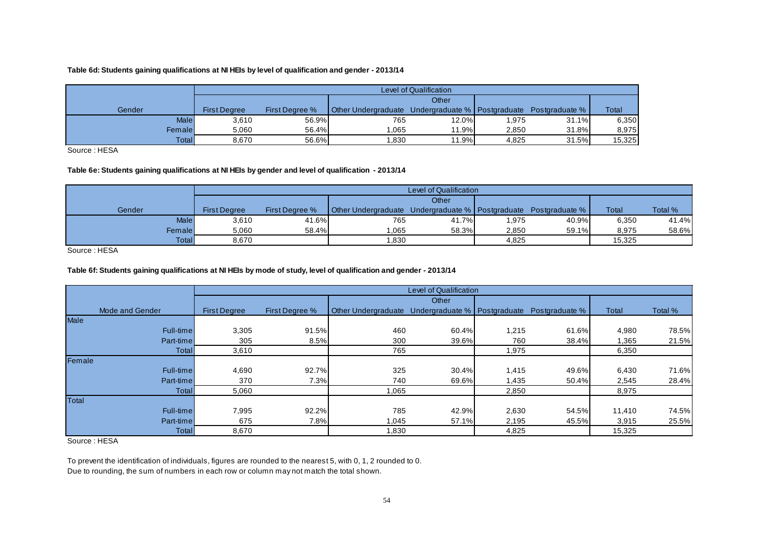**Table 6d: Students gaining qualifications at NI HEIs by level of qualification and gender - 2013/14**

| Gender | Level of Qualification | | | | | | |
|---|---|---|---|---|---|---|---|
| | First Degree | First Degree % | Other Undergraduate | Other Undergraduate % | Postgraduate | Postgraduate % | Total |
| Male | 3,610 | 56.9% | 765 | 12.0% | 1,975 | 31.1% | 6,350 |
| Female | 5,060 | 56.4% | 1,065 | 11.9% | 2,850 | 31.8% | 8,975 |
| Total | 8,670 | 56.6% | 1,830 | 11.9% | 4,825 | 31.5% | 15,325 |

Source : HESA

**Table 6e: Students gaining qualifications at NI HEIs by gender and level of qualification - 2013/14**

| Gender | Level of Qualification | | | | | | | |
|---|---|---|---|---|---|---|---|---|
| | First Degree | First Degree % | Other Undergraduate | Other Undergraduate % | Postgraduate | Postgraduate % | Total | Total % |
| Male | 3,610 | 41.6% | 765 | 41.7% | 1,975 | 40.9% | 6,350 | 41.4% |
| Female | 5,060 | 58.4% | 1,065 | 58.3% | 2,850 | 59.1% | 8,975 | 58.6% |
| Total | 8,670 | | 1,830 | | 4,825 | | 15,325 | |

Source : HESA

**Table 6f: Students gaining qualifications at NI HEIs by mode of study, level of qualification and gender - 2013/14**

| Mode and Gender | Level of Qualification | | | | | | | |
|---|---|---|---|---|---|---|---|---|
| | First Degree | First Degree % | Other Undergraduate | Other Undergraduate % | Postgraduate | Postgraduate % | Total | Total % |
| **Male** | | | | | | | | |
| Full-time | 3,305 | 91.5% | 460 | 60.4% | 1,215 | 61.6% | 4,980 | 78.5% |
| Part-time | 305 | 8.5% | 300 | 39.6% | 760 | 38.4% | 1,365 | 21.5% |
| Total | 3,610 | | 765 | | 1,975 | | 6,350 | |
| **Female** | | | | | | | | |
| Full-time | 4,690 | 92.7% | 325 | 30.4% | 1,415 | 49.6% | 6,430 | 71.6% |
| Part-time | 370 | 7.3% | 740 | 69.6% | 1,435 | 50.4% | 2,545 | 28.4% |
| Total | 5,060 | | 1,065 | | 2,850 | | 8,975 | |
| **Total** | | | | | | | | |
| Full-time | 7,995 | 92.2% | 785 | 42.9% | 2,630 | 54.5% | 11,410 | 74.5% |
| Part-time | 675 | 7.8% | 1,045 | 57.1% | 2,195 | 45.5% | 3,915 | 25.5% |
| Total | 8,670 | | 1,830 | | 4,825 | | 15,325 | |

Source : HESA

To prevent the identification of individuals, figures are rounded to the nearest 5, with 0, 1, 2 rounded to 0.
Due to rounding, the sum of numbers in each row or column may not match the total shown.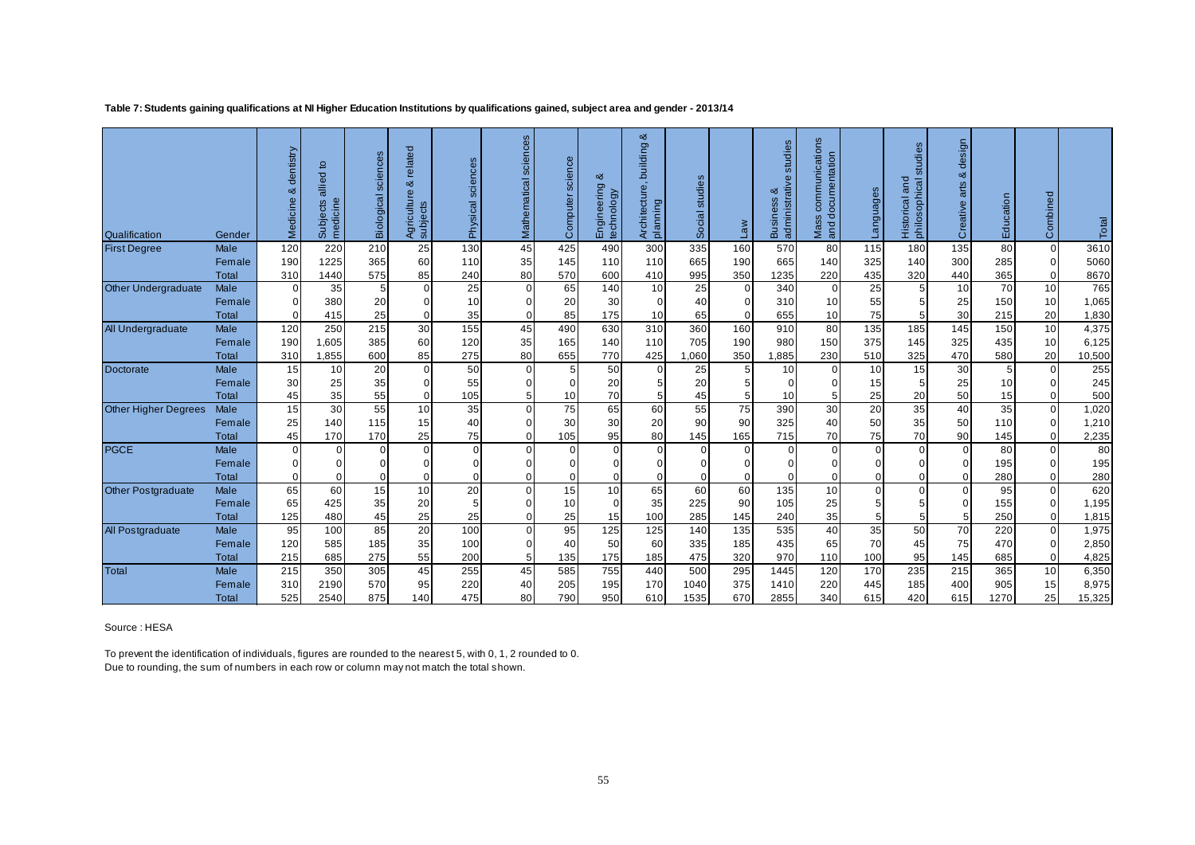**Table 7: Students gaining qualifications at NI Higher Education Institutions by qualifications gained, subject area and gender - 2013/14**

| Qualification | Gender | Medicine & dentistry | Subjects allied to medicine | Biological sciences | Agriculture & related subjects | Physical sciences | Mathematical sciences | Computer science | Engineering & technology | Architecture, building & planning | Social studies | Law | Business & administrative studies | Mass communications and documentation | Languages | Historical and philosophical studies | Creative arts & design | Education | Combined | Total |
|---|---|---|---|---|---|---|---|---|---|---|---|---|---|---|---|---|---|---|---|---|
| First Degree | Male | 120 | 220 | 210 | 25 | 130 | 45 | 425 | 490 | 300 | 335 | 160 | 570 | 80 | 115 | 180 | 135 | 80 | 0 | 3610 |
| | Female | 190 | 1225 | 365 | 60 | 110 | 35 | 145 | 110 | 110 | 665 | 190 | 665 | 140 | 325 | 140 | 300 | 285 | 0 | 5060 |
| | Total | 310 | 1440 | 575 | 85 | 240 | 80 | 570 | 600 | 410 | 995 | 350 | 1235 | 220 | 435 | 320 | 440 | 365 | 0 | 8670 |
| Other Undergraduate | Male | 0 | 35 | 5 | 0 | 25 | 0 | 65 | 140 | 10 | 25 | 0 | 340 | 0 | 25 | 5 | 10 | 70 | 10 | 765 |
| | Female | 0 | 380 | 20 | 0 | 10 | 0 | 20 | 30 | 0 | 40 | 0 | 310 | 10 | 55 | 5 | 25 | 150 | 10 | 1,065 |
| | Total | 0 | 415 | 25 | 0 | 35 | 0 | 85 | 175 | 10 | 65 | 0 | 655 | 10 | 75 | 5 | 30 | 215 | 20 | 1,830 |
| All Undergraduate | Male | 120 | 250 | 215 | 30 | 155 | 45 | 490 | 630 | 310 | 360 | 160 | 910 | 80 | 135 | 185 | 145 | 150 | 10 | 4,375 |
| | Female | 190 | 1,605 | 385 | 60 | 120 | 35 | 165 | 140 | 110 | 705 | 190 | 980 | 150 | 375 | 145 | 325 | 435 | 10 | 6,125 |
| | Total | 310 | 1,855 | 600 | 85 | 275 | 80 | 655 | 770 | 425 | 1,060 | 350 | 1,885 | 230 | 510 | 325 | 470 | 580 | 20 | 10,500 |
| Doctorate | Male | 15 | 10 | 20 | 0 | 50 | 0 | 5 | 50 | 0 | 25 | 5 | 10 | 0 | 10 | 15 | 30 | 5 | 0 | 255 |
| | Female | 30 | 25 | 35 | 0 | 55 | 0 | 0 | 20 | 5 | 20 | 5 | 0 | 0 | 15 | 5 | 25 | 10 | 0 | 245 |
| | Total | 45 | 35 | 55 | 0 | 105 | 5 | 10 | 70 | 5 | 45 | 5 | 10 | 5 | 25 | 20 | 50 | 15 | 0 | 500 |
| Other Higher Degrees | Male | 15 | 30 | 55 | 10 | 35 | 0 | 75 | 65 | 60 | 55 | 75 | 390 | 30 | 20 | 35 | 40 | 35 | 0 | 1,020 |
| | Female | 25 | 140 | 115 | 15 | 40 | 0 | 30 | 30 | 20 | 90 | 90 | 325 | 40 | 50 | 35 | 50 | 110 | 0 | 1,210 |
| | Total | 45 | 170 | 170 | 25 | 75 | 0 | 105 | 95 | 80 | 145 | 165 | 715 | 70 | 75 | 70 | 90 | 145 | 0 | 2,235 |
| PGCE | Male | 0 | 0 | 0 | 0 | 0 | 0 | 0 | 0 | 0 | 0 | 0 | 0 | 0 | 0 | 0 | 0 | 80 | 0 | 80 |
| | Female | 0 | 0 | 0 | 0 | 0 | 0 | 0 | 0 | 0 | 0 | 0 | 0 | 0 | 0 | 0 | 0 | 195 | 0 | 195 |
| | Total | 0 | 0 | 0 | 0 | 0 | 0 | 0 | 0 | 0 | 0 | 0 | 0 | 0 | 0 | 0 | 0 | 280 | 0 | 280 |
| Other Postgraduate | Male | 65 | 60 | 15 | 10 | 20 | 0 | 15 | 10 | 65 | 60 | 60 | 135 | 10 | 0 | 0 | 0 | 95 | 0 | 620 |
| | Female | 65 | 425 | 35 | 20 | 5 | 0 | 10 | 0 | 35 | 225 | 90 | 105 | 25 | 5 | 5 | 0 | 155 | 0 | 1,195 |
| | Total | 125 | 480 | 45 | 25 | 25 | 0 | 25 | 15 | 100 | 285 | 145 | 240 | 35 | 5 | 5 | 5 | 250 | 0 | 1,815 |
| All Postgraduate | Male | 95 | 100 | 85 | 20 | 100 | 0 | 95 | 125 | 125 | 140 | 135 | 535 | 40 | 35 | 50 | 70 | 220 | 0 | 1,975 |
| | Female | 120 | 585 | 185 | 35 | 100 | 0 | 40 | 50 | 60 | 335 | 185 | 435 | 65 | 70 | 45 | 75 | 470 | 0 | 2,850 |
| | Total | 215 | 685 | 275 | 55 | 200 | 5 | 135 | 175 | 185 | 475 | 320 | 970 | 110 | 100 | 95 | 145 | 685 | 0 | 4,825 |
| Total | Male | 215 | 350 | 305 | 45 | 255 | 45 | 585 | 755 | 440 | 500 | 295 | 1445 | 120 | 170 | 235 | 215 | 365 | 10 | 6,350 |
| | Female | 310 | 2190 | 570 | 95 | 220 | 40 | 205 | 195 | 170 | 1040 | 375 | 1410 | 220 | 445 | 185 | 400 | 905 | 15 | 8,975 |
| | Total | 525 | 2540 | 875 | 140 | 475 | 80 | 790 | 950 | 610 | 1535 | 670 | 2855 | 340 | 615 | 420 | 615 | 1270 | 25 | 15,325 |

Source : HESA

To prevent the identification of individuals, figures are rounded to the nearest 5, with 0, 1, 2 rounded to 0.
Due to rounding, the sum of numbers in each row or column may not match the total shown.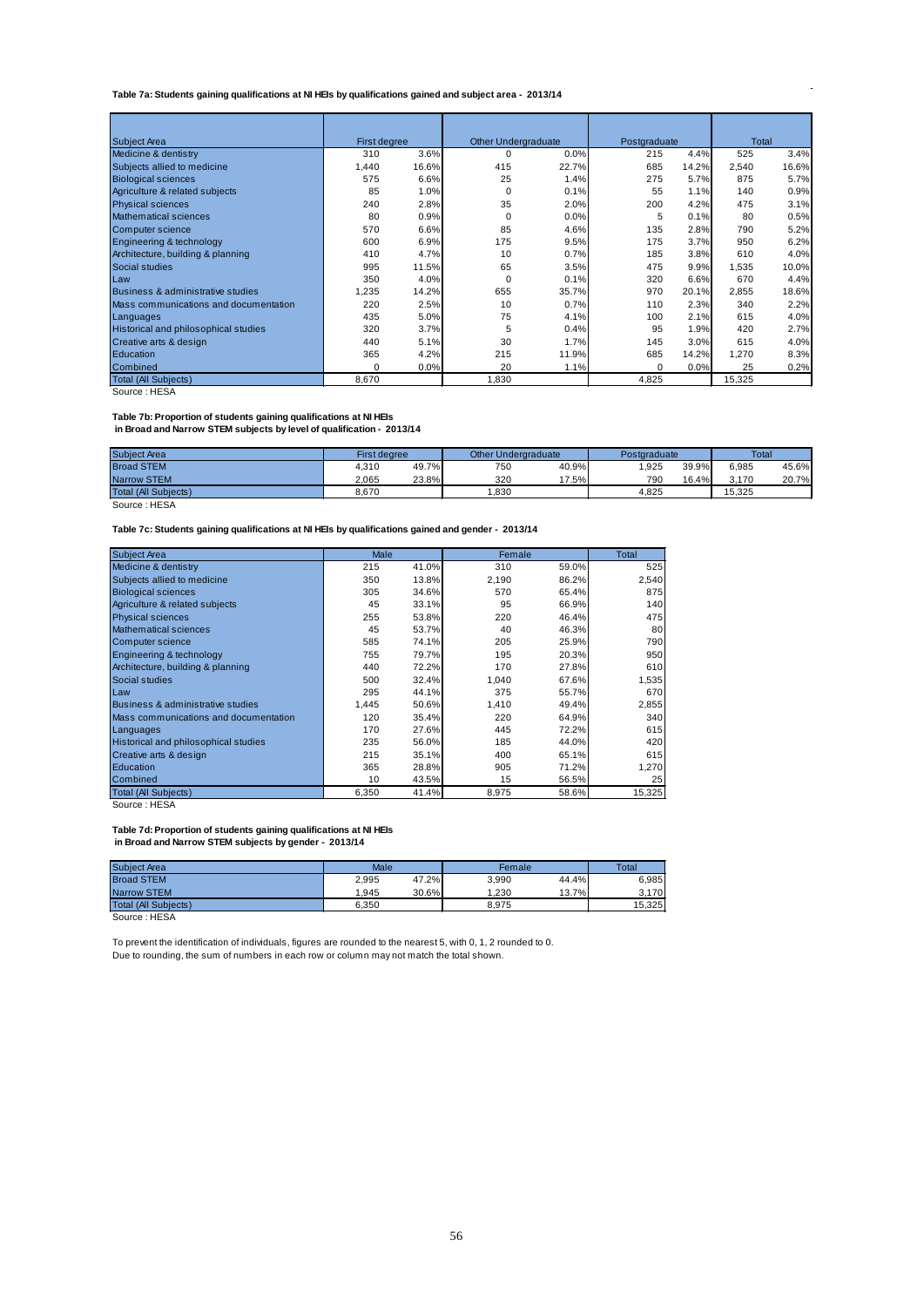**Table 7a: Students gaining qualifications at NI HEIs by qualifications gained and subject area - 2013/14**

| Subject Area | First degree | | Other Undergraduate | | Postgraduate | | Total | |
|---|---|---|---|---|---|---|---|---|
| Medicine & dentistry | 310 | 3.6% | 0 | 0.0% | 215 | 4.4% | 525 | 3.4% |
| Subjects allied to medicine | 1,440 | 16.6% | 415 | 22.7% | 685 | 14.2% | 2,540 | 16.6% |
| Biological sciences | 575 | 6.6% | 25 | 1.4% | 275 | 5.7% | 875 | 5.7% |
| Agriculture & related subjects | 85 | 1.0% | 0 | 0.1% | 55 | 1.1% | 140 | 0.9% |
| Physical sciences | 240 | 2.8% | 35 | 2.0% | 200 | 4.2% | 475 | 3.1% |
| Mathematical sciences | 80 | 0.9% | 0 | 0.0% | 5 | 0.1% | 80 | 0.5% |
| Computer science | 570 | 6.6% | 85 | 4.6% | 135 | 2.8% | 790 | 5.2% |
| Engineering & technology | 600 | 6.9% | 175 | 9.5% | 175 | 3.7% | 950 | 6.2% |
| Architecture, building & planning | 410 | 4.7% | 10 | 0.7% | 185 | 3.8% | 610 | 4.0% |
| Social studies | 995 | 11.5% | 65 | 3.5% | 475 | 9.9% | 1,535 | 10.0% |
| Law | 350 | 4.0% | 0 | 0.1% | 320 | 6.6% | 670 | 4.4% |
| Business & administrative studies | 1,235 | 14.2% | 655 | 35.7% | 970 | 20.1% | 2,855 | 18.6% |
| Mass communications and documentation | 220 | 2.5% | 10 | 0.7% | 110 | 2.3% | 340 | 2.2% |
| Languages | 435 | 5.0% | 75 | 4.1% | 100 | 2.1% | 615 | 4.0% |
| Historical and philosophical studies | 320 | 3.7% | 5 | 0.4% | 95 | 1.9% | 420 | 2.7% |
| Creative arts & design | 440 | 5.1% | 30 | 1.7% | 145 | 3.0% | 615 | 4.0% |
| Education | 365 | 4.2% | 215 | 11.9% | 685 | 14.2% | 1,270 | 8.3% |
| Combined | 0 | 0.0% | 20 | 1.1% | 0 | 0.0% | 25 | 0.2% |
| Total (All Subjects) | 8,670 | | 1,830 | | 4,825 | | 15,325 | |

Source : HESA

**Table 7b: Proportion of students gaining qualifications at NI HEIs in Broad and Narrow STEM subjects by level of qualification - 2013/14**

| Subject Area | First degree | | Other Undergraduate | | Postgraduate | | Total | |
|---|---|---|---|---|---|---|---|---|
| Broad STEM | 4,310 | 49.7% | 750 | 40.9% | 1,925 | 39.9% | 6,985 | 45.6% |
| Narrow STEM | 2,065 | 23.8% | 320 | 17.5% | 790 | 16.4% | 3,170 | 20.7% |
| Total (All Subjects) | 8,670 | | 1,830 | | 4,825 | | 15,325 | |

Source : HESA

**Table 7c: Students gaining qualifications at NI HEIs by qualifications gained and gender - 2013/14**

| Subject Area | Male | | Female | | Total |
|---|---|---|---|---|---|
| Medicine & dentistry | 215 | 41.0% | 310 | 59.0% | 525 |
| Subjects allied to medicine | 350 | 13.8% | 2,190 | 86.2% | 2,540 |
| Biological sciences | 305 | 34.6% | 570 | 65.4% | 875 |
| Agriculture & related subjects | 45 | 33.1% | 95 | 66.9% | 140 |
| Physical sciences | 255 | 53.8% | 220 | 46.4% | 475 |
| Mathematical sciences | 45 | 53.7% | 40 | 46.3% | 80 |
| Computer science | 585 | 74.1% | 205 | 25.9% | 790 |
| Engineering & technology | 755 | 79.7% | 195 | 20.3% | 950 |
| Architecture, building & planning | 440 | 72.2% | 170 | 27.8% | 610 |
| Social studies | 500 | 32.4% | 1,040 | 67.6% | 1,535 |
| Law | 295 | 44.1% | 375 | 55.7% | 670 |
| Business & administrative studies | 1,445 | 50.6% | 1,410 | 49.4% | 2,855 |
| Mass communications and documentation | 120 | 35.4% | 220 | 64.9% | 340 |
| Languages | 170 | 27.6% | 445 | 72.2% | 615 |
| Historical and philosophical studies | 235 | 56.0% | 185 | 44.0% | 420 |
| Creative arts & design | 215 | 35.1% | 400 | 65.1% | 615 |
| Education | 365 | 28.8% | 905 | 71.2% | 1,270 |
| Combined | 10 | 43.5% | 15 | 56.5% | 25 |
| Total (All Subjects) | 6,350 | 41.4% | 8,975 | 58.6% | 15,325 |

Source : HESA

**Table 7d: Proportion of students gaining qualifications at NI HEIs in Broad and Narrow STEM subjects by gender - 2013/14**

| Subject Area | Male | | Female | | Total |
|---|---|---|---|---|---|
| Broad STEM | 2,995 | 47.2% | 3,990 | 44.4% | 6,985 |
| Narrow STEM | 1,945 | 30.6% | 1,230 | 13.7% | 3,170 |
| Total (All Subjects) | 6,350 | | 8,975 | | 15,325 |

Source : HESA

To prevent the identification of individuals, figures are rounded to the nearest 5, with 0, 1, 2 rounded to 0.
Due to rounding, the sum of numbers in each row or column may not match the total shown.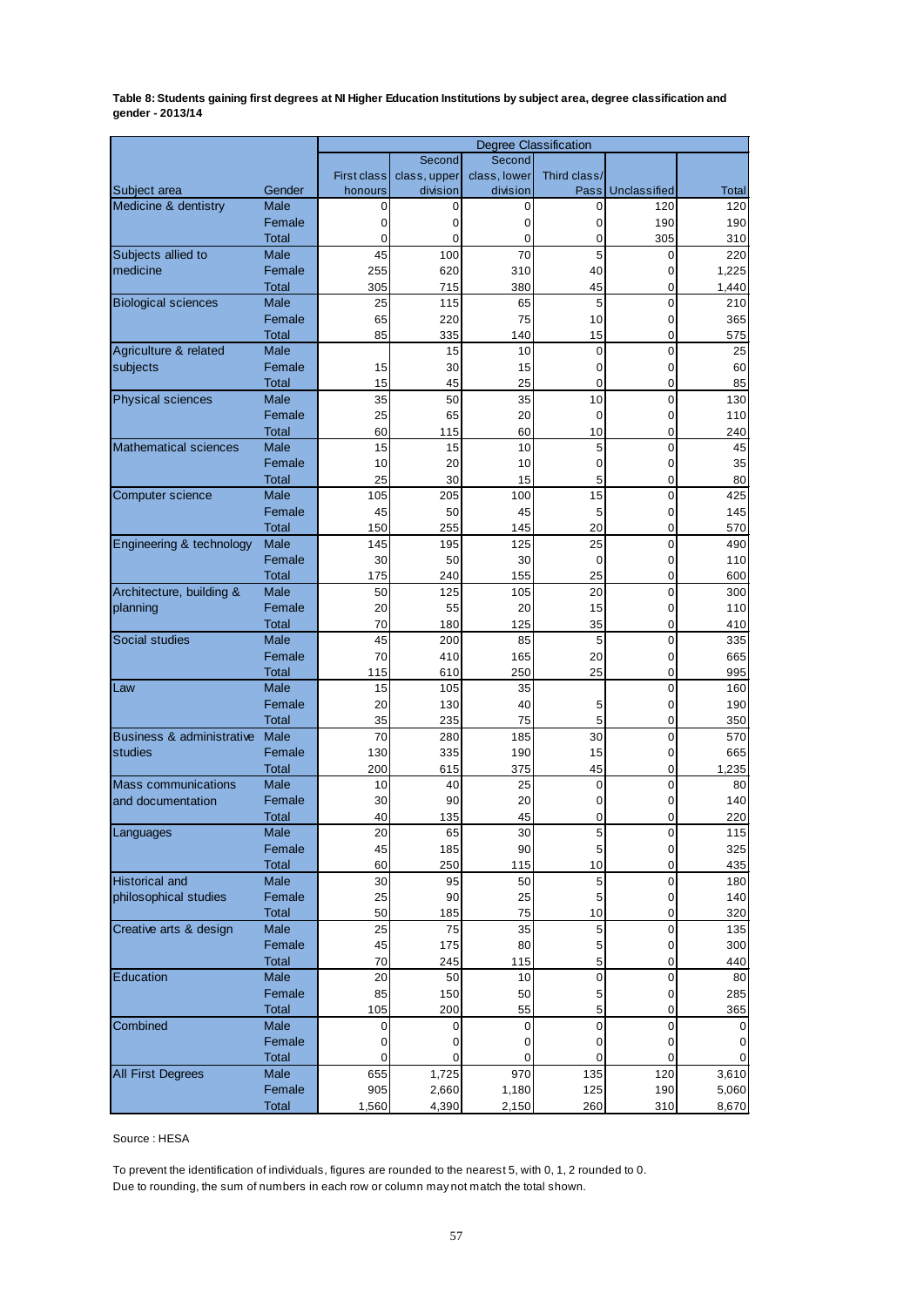**Table 8: Students gaining first degrees at NI Higher Education Institutions by subject area, degree classification and gender - 2013/14**

| | | Degree Classification | | | | | |
|---|---|---|---|---|---|---|---|
| Subject area | Gender | First class honours | Second class, upper division | Second class, lower division | Third class/ Pass | Unclassified | Total |
| Medicine & dentistry | Male | 0 | 0 | 0 | 0 | 120 | 120 |
| | Female | 0 | 0 | 0 | 0 | 190 | 190 |
| | Total | 0 | 0 | 0 | 0 | 305 | 310 |
| Subjects allied to medicine | Male | 45 | 100 | 70 | 5 | 0 | 220 |
| | Female | 255 | 620 | 310 | 40 | 0 | 1,225 |
| | Total | 305 | 715 | 380 | 45 | 0 | 1,440 |
| Biological sciences | Male | 25 | 115 | 65 | 5 | 0 | 210 |
| | Female | 65 | 220 | 75 | 10 | 0 | 365 |
| | Total | 85 | 335 | 140 | 15 | 0 | 575 |
| Agriculture & related subjects | Male | | 15 | 10 | 0 | 0 | 25 |
| | Female | 15 | 30 | 15 | 0 | 0 | 60 |
| | Total | 15 | 45 | 25 | 0 | 0 | 85 |
| Physical sciences | Male | 35 | 50 | 35 | 10 | 0 | 130 |
| | Female | 25 | 65 | 20 | 0 | 0 | 110 |
| | Total | 60 | 115 | 60 | 10 | 0 | 240 |
| Mathematical sciences | Male | 15 | 15 | 10 | 5 | 0 | 45 |
| | Female | 10 | 20 | 10 | 0 | 0 | 35 |
| | Total | 25 | 30 | 15 | 5 | 0 | 80 |
| Computer science | Male | 105 | 205 | 100 | 15 | 0 | 425 |
| | Female | 45 | 50 | 45 | 5 | 0 | 145 |
| | Total | 150 | 255 | 145 | 20 | 0 | 570 |
| Engineering & technology | Male | 145 | 195 | 125 | 25 | 0 | 490 |
| | Female | 30 | 50 | 30 | 0 | 0 | 110 |
| | Total | 175 | 240 | 155 | 25 | 0 | 600 |
| Architecture, building & planning | Male | 50 | 125 | 105 | 20 | 0 | 300 |
| | Female | 20 | 55 | 20 | 15 | 0 | 110 |
| | Total | 70 | 180 | 125 | 35 | 0 | 410 |
| Social studies | Male | 45 | 200 | 85 | 5 | 0 | 335 |
| | Female | 70 | 410 | 165 | 20 | 0 | 665 |
| | Total | 115 | 610 | 250 | 25 | 0 | 995 |
| Law | Male | 15 | 105 | 35 | | 0 | 160 |
| | Female | 20 | 130 | 40 | 5 | 0 | 190 |
| | Total | 35 | 235 | 75 | 5 | 0 | 350 |
| Business & administrative studies | Male | 70 | 280 | 185 | 30 | 0 | 570 |
| | Female | 130 | 335 | 190 | 15 | 0 | 665 |
| | Total | 200 | 615 | 375 | 45 | 0 | 1,235 |
| Mass communications and documentation | Male | 10 | 40 | 25 | 0 | 0 | 80 |
| | Female | 30 | 90 | 20 | 0 | 0 | 140 |
| | Total | 40 | 135 | 45 | 0 | 0 | 220 |
| Languages | Male | 20 | 65 | 30 | 5 | 0 | 115 |
| | Female | 45 | 185 | 90 | 5 | 0 | 325 |
| | Total | 60 | 250 | 115 | 10 | 0 | 435 |
| Historical and philosophical studies | Male | 30 | 95 | 50 | 5 | 0 | 180 |
| | Female | 25 | 90 | 25 | 5 | 0 | 140 |
| | Total | 50 | 185 | 75 | 10 | 0 | 320 |
| Creative arts & design | Male | 25 | 75 | 35 | 5 | 0 | 135 |
| | Female | 45 | 175 | 80 | 5 | 0 | 300 |
| | Total | 70 | 245 | 115 | 5 | 0 | 440 |
| Education | Male | 20 | 50 | 10 | 0 | 0 | 80 |
| | Female | 85 | 150 | 50 | 5 | 0 | 285 |
| | Total | 105 | 200 | 55 | 5 | 0 | 365 |
| Combined | Male | 0 | 0 | 0 | 0 | 0 | 0 |
| | Female | 0 | 0 | 0 | 0 | 0 | 0 |
| | Total | 0 | 0 | 0 | 0 | 0 | 0 |
| All First Degrees | Male | 655 | 1,725 | 970 | 135 | 120 | 3,610 |
| | Female | 905 | 2,660 | 1,180 | 125 | 190 | 5,060 |
| | Total | 1,560 | 4,390 | 2,150 | 260 | 310 | 8,670 |

Source : HESA

To prevent the identification of individuals, figures are rounded to the nearest 5, with 0, 1, 2 rounded to 0.
Due to rounding, the sum of numbers in each row or column may not match the total shown.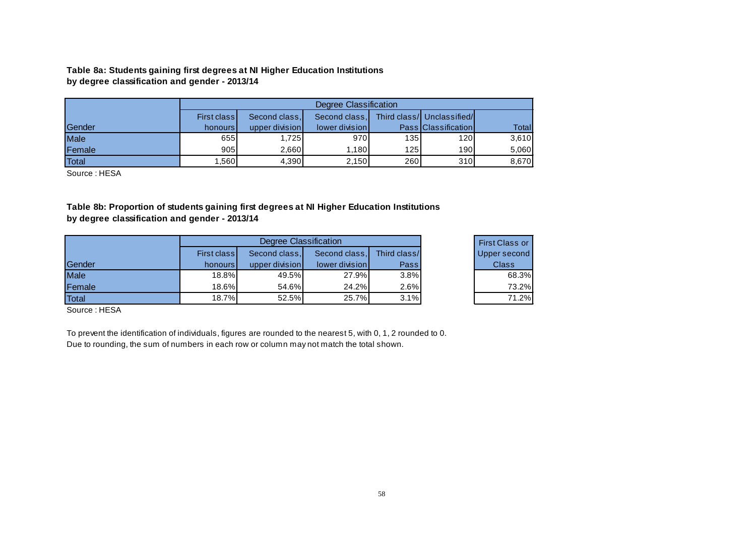**Table 8a: Students gaining first degrees at NI Higher Education Institutions by degree classification and gender - 2013/14**

| Gender | Degree Classification | | | | | |
|---|---|---|---|---|---|---|
| | First class honours | Second class, upper division | Second class, lower division | Third class/ Pass | Unclassified/ Classification | Total |
| Male | 655 | 1,725 | 970 | 135 | 120 | 3,610 |
| Female | 905 | 2,660 | 1,180 | 125 | 190 | 5,060 |
| Total | 1,560 | 4,390 | 2,150 | 260 | 310 | 8,670 |

Source : HESA

**Table 8b: Proportion of students gaining first degrees at NI Higher Education Institutions by degree classification and gender - 2013/14**

| Gender | Degree Classification | | | | First Class or Upper second Class |
|---|---|---|---|---|---|
| | First class honours | Second class, upper division | Second class, lower division | Third class/ Pass | |
| Male | 18.8% | 49.5% | 27.9% | 3.8% | 68.3% |
| Female | 18.6% | 54.6% | 24.2% | 2.6% | 73.2% |
| Total | 18.7% | 52.5% | 25.7% | 3.1% | 71.2% |

Source : HESA

To prevent the identification of individuals, figures are rounded to the nearest 5, with 0, 1, 2 rounded to 0.
Due to rounding, the sum of numbers in each row or column may not match the total shown.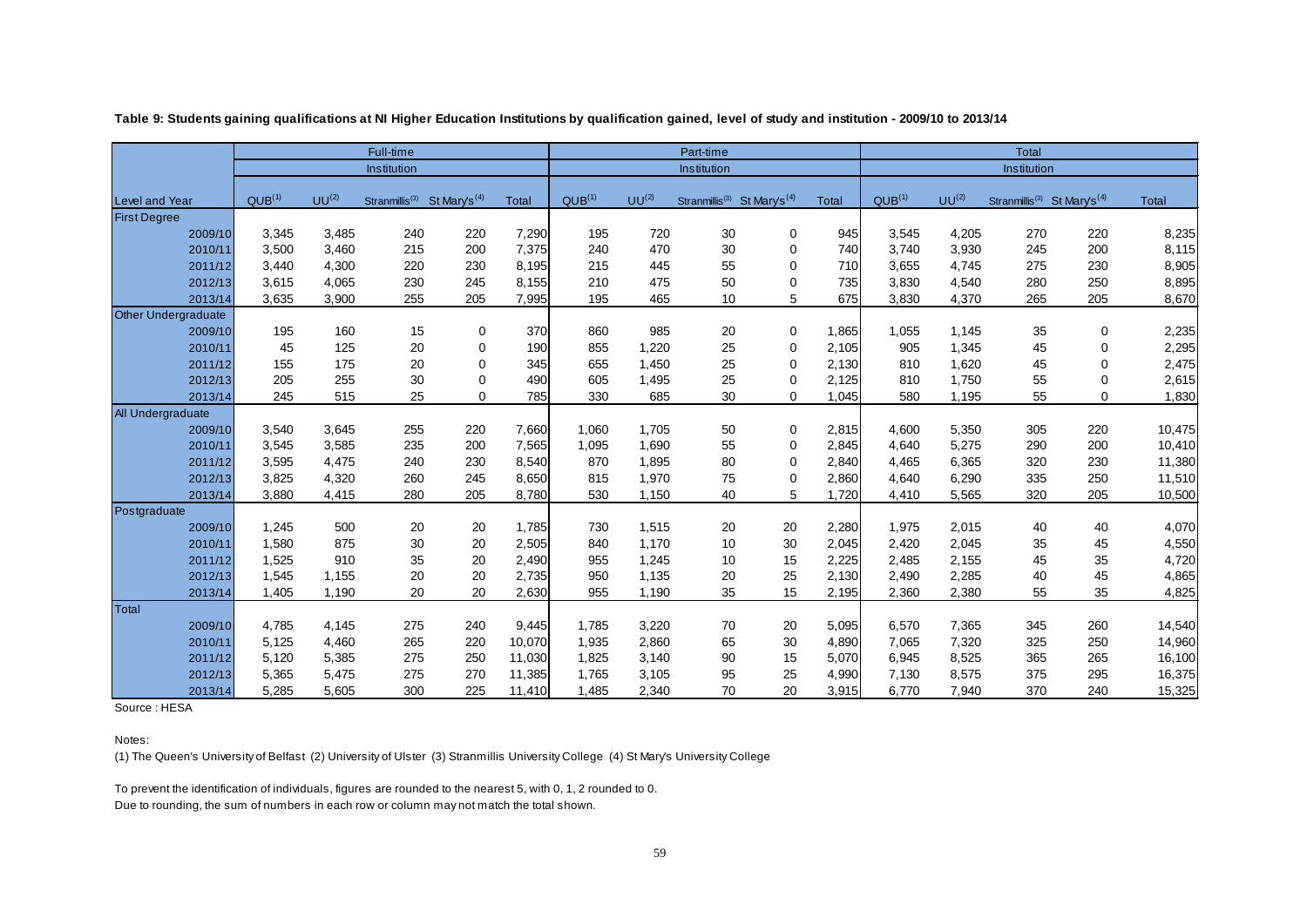**Table 9: Students gaining qualifications at NI Higher Education Institutions by qualification gained, level of study and institution - 2009/10 to 2013/14**

| | Full-time | | | | | Part-time | | | | | Total | | | | |
|---|---|---|---|---|---|---|---|---|---|---|---|---|---|---|---|
| | Institution | | | | | Institution | | | | | Institution | | | | |
| Level and Year | QUB[1] | UU[2] | Stranmillis[3] | St Mary's[4] | Total | QUB[1] | UU[2] | Stranmillis[3] | St Mary's[4] | Total | QUB[1] | UU[2] | Stranmillis[3] | St Mary's[4] | Total |
| **First Degree** | | | | | | | | | | | | | | | |
| 2009/10 | 3,345 | 3,485 | 240 | 220 | 7,290 | 195 | 720 | 30 | 0 | 945 | 3,545 | 4,205 | 270 | 220 | 8,235 |
| 2010/11 | 3,500 | 3,460 | 215 | 200 | 7,375 | 240 | 470 | 30 | 0 | 740 | 3,740 | 3,930 | 245 | 200 | 8,115 |
| 2011/12 | 3,440 | 4,300 | 220 | 230 | 8,195 | 215 | 445 | 55 | 0 | 710 | 3,655 | 4,745 | 275 | 230 | 8,905 |
| 2012/13 | 3,615 | 4,065 | 230 | 245 | 8,155 | 210 | 475 | 50 | 0 | 735 | 3,830 | 4,540 | 280 | 250 | 8,895 |
| 2013/14 | 3,635 | 3,900 | 255 | 205 | 7,995 | 195 | 465 | 10 | 5 | 675 | 3,830 | 4,370 | 265 | 205 | 8,670 |
| **Other Undergraduate** | | | | | | | | | | | | | | | |
| 2009/10 | 195 | 160 | 15 | 0 | 370 | 860 | 985 | 20 | 0 | 1,865 | 1,055 | 1,145 | 35 | 0 | 2,235 |
| 2010/11 | 45 | 125 | 20 | 0 | 190 | 855 | 1,220 | 25 | 0 | 2,105 | 905 | 1,345 | 45 | 0 | 2,295 |
| 2011/12 | 155 | 175 | 20 | 0 | 345 | 655 | 1,450 | 25 | 0 | 2,130 | 810 | 1,620 | 45 | 0 | 2,475 |
| 2012/13 | 205 | 255 | 30 | 0 | 490 | 605 | 1,495 | 25 | 0 | 2,125 | 810 | 1,750 | 55 | 0 | 2,615 |
| 2013/14 | 245 | 515 | 25 | 0 | 785 | 330 | 685 | 30 | 0 | 1,045 | 580 | 1,195 | 55 | 0 | 1,830 |
| **All Undergraduate** | | | | | | | | | | | | | | | |
| 2009/10 | 3,540 | 3,645 | 255 | 220 | 7,660 | 1,060 | 1,705 | 50 | 0 | 2,815 | 4,600 | 5,350 | 305 | 220 | 10,475 |
| 2010/11 | 3,545 | 3,585 | 235 | 200 | 7,565 | 1,095 | 1,690 | 55 | 0 | 2,845 | 4,640 | 5,275 | 290 | 200 | 10,410 |
| 2011/12 | 3,595 | 4,475 | 240 | 230 | 8,540 | 870 | 1,895 | 80 | 0 | 2,840 | 4,465 | 6,365 | 320 | 230 | 11,380 |
| 2012/13 | 3,825 | 4,320 | 260 | 245 | 8,650 | 815 | 1,970 | 75 | 0 | 2,860 | 4,640 | 6,290 | 335 | 250 | 11,510 |
| 2013/14 | 3,880 | 4,415 | 280 | 205 | 8,780 | 530 | 1,150 | 40 | 5 | 1,720 | 4,410 | 5,565 | 320 | 205 | 10,500 |
| **Postgraduate** | | | | | | | | | | | | | | | |
| 2009/10 | 1,245 | 500 | 20 | 20 | 1,785 | 730 | 1,515 | 20 | 20 | 2,280 | 1,975 | 2,015 | 40 | 40 | 4,070 |
| 2010/11 | 1,580 | 875 | 30 | 20 | 2,505 | 840 | 1,170 | 10 | 30 | 2,045 | 2,420 | 2,045 | 35 | 45 | 4,550 |
| 2011/12 | 1,525 | 910 | 35 | 20 | 2,490 | 955 | 1,245 | 10 | 15 | 2,225 | 2,485 | 2,155 | 45 | 35 | 4,720 |
| 2012/13 | 1,545 | 1,155 | 20 | 20 | 2,735 | 950 | 1,135 | 20 | 25 | 2,130 | 2,490 | 2,285 | 40 | 45 | 4,865 |
| 2013/14 | 1,405 | 1,190 | 20 | 20 | 2,630 | 955 | 1,190 | 35 | 15 | 2,195 | 2,360 | 2,380 | 55 | 35 | 4,825 |
| **Total** | | | | | | | | | | | | | | | |
| 2009/10 | 4,785 | 4,145 | 275 | 240 | 9,445 | 1,785 | 3,220 | 70 | 20 | 5,095 | 6,570 | 7,365 | 345 | 260 | 14,540 |
| 2010/11 | 5,125 | 4,460 | 265 | 220 | 10,070 | 1,935 | 2,860 | 65 | 30 | 4,890 | 7,065 | 7,320 | 325 | 250 | 14,960 |
| 2011/12 | 5,120 | 5,385 | 275 | 250 | 11,030 | 1,825 | 3,140 | 90 | 15 | 5,070 | 6,945 | 8,525 | 365 | 265 | 16,100 |
| 2012/13 | 5,365 | 5,475 | 275 | 270 | 11,385 | 1,765 | 3,105 | 95 | 25 | 4,990 | 7,130 | 8,575 | 375 | 295 | 16,375 |
| 2013/14 | 5,285 | 5,605 | 300 | 225 | 11,410 | 1,485 | 2,340 | 70 | 20 | 3,915 | 6,770 | 7,940 | 370 | 240 | 15,325 |

Source : HESA

Notes:

(1) The Queen's University of Belfast (2) University of Ulster (3) Stranmillis University College (4) St Mary's University College

To prevent the identification of individuals, figures are rounded to the nearest 5, with 0, 1, 2 rounded to 0.
Due to rounding, the sum of numbers in each row or column may not match the total shown.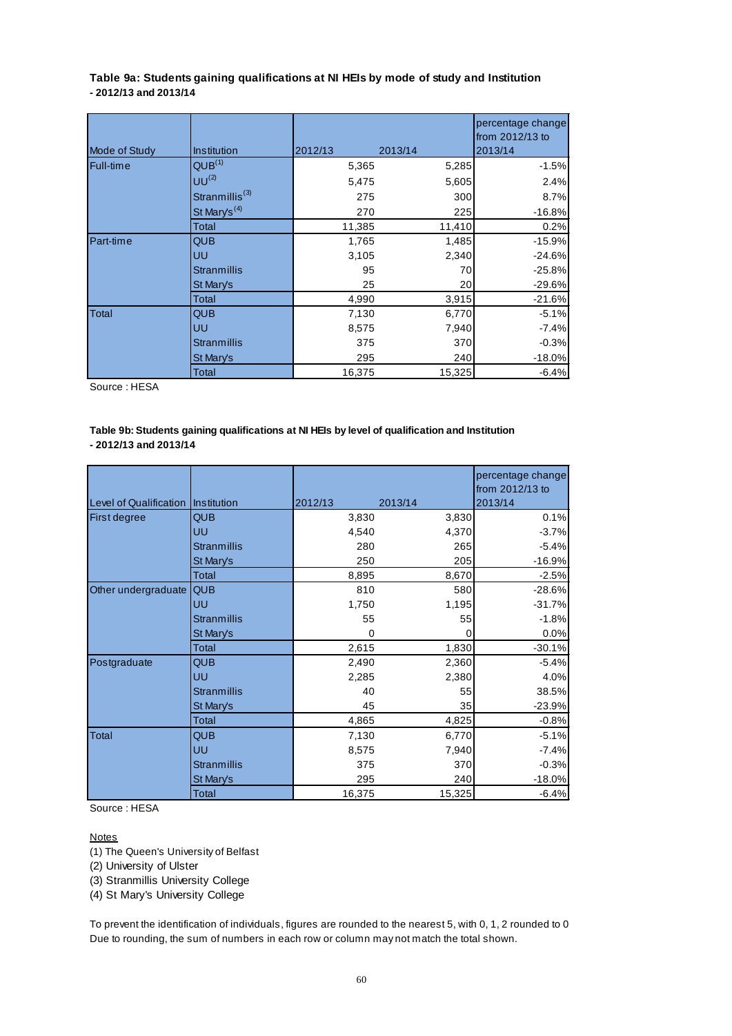**Table 9a: Students gaining qualifications at NI HEIs by mode of study and Institution - 2012/13 and 2013/14**

| Mode of Study | Institution | 2012/13 | 2013/14 | percentage change from 2012/13 to 2013/14 |
|---|---|---|---|---|
| Full-time | QUB[1] | 5,365 | 5,285 | -1.5% |
| | UU[2] | 5,475 | 5,605 | 2.4% |
| | Stranmillis[3] | 275 | 300 | 8.7% |
| | St Mary's[4] | 270 | 225 | -16.8% |
| | Total | 11,385 | 11,410 | 0.2% |
| Part-time | QUB | 1,765 | 1,485 | -15.9% |
| | UU | 3,105 | 2,340 | -24.6% |
| | Stranmillis | 95 | 70 | -25.8% |
| | St Mary's | 25 | 20 | -29.6% |
| | Total | 4,990 | 3,915 | -21.6% |
| Total | QUB | 7,130 | 6,770 | -5.1% |
| | UU | 8,575 | 7,940 | -7.4% |
| | Stranmillis | 375 | 370 | -0.3% |
| | St Mary's | 295 | 240 | -18.0% |
| | Total | 16,375 | 15,325 | -6.4% |

Source : HESA

**Table 9b: Students gaining qualifications at NI HEIs by level of qualification and Institution - 2012/13 and 2013/14**

| Level of Qualification | Institution | 2012/13 | 2013/14 | percentage change from 2012/13 to 2013/14 |
|---|---|---|---|---|
| First degree | QUB | 3,830 | 3,830 | 0.1% |
| | UU | 4,540 | 4,370 | -3.7% |
| | Stranmillis | 280 | 265 | -5.4% |
| | St Mary's | 250 | 205 | -16.9% |
| | Total | 8,895 | 8,670 | -2.5% |
| Other undergraduate | QUB | 810 | 580 | -28.6% |
| | UU | 1,750 | 1,195 | -31.7% |
| | Stranmillis | 55 | 55 | -1.8% |
| | St Mary's | 0 | 0 | 0.0% |
| | Total | 2,615 | 1,830 | -30.1% |
| Postgraduate | QUB | 2,490 | 2,360 | -5.4% |
| | UU | 2,285 | 2,380 | 4.0% |
| | Stranmillis | 40 | 55 | 38.5% |
| | St Mary's | 45 | 35 | -23.9% |
| | Total | 4,865 | 4,825 | -0.8% |
| Total | QUB | 7,130 | 6,770 | -5.1% |
| | UU | 8,575 | 7,940 | -7.4% |
| | Stranmillis | 375 | 370 | -0.3% |
| | St Mary's | 295 | 240 | -18.0% |
| | Total | 16,375 | 15,325 | -6.4% |

Source : HESA

Notes

(1) The Queen's University of Belfast

(2) University of Ulster

(3) Stranmillis University College

(4) St Mary's University College

To prevent the identification of individuals, figures are rounded to the nearest 5, with 0, 1, 2 rounded to 0
Due to rounding, the sum of numbers in each row or column may not match the total shown.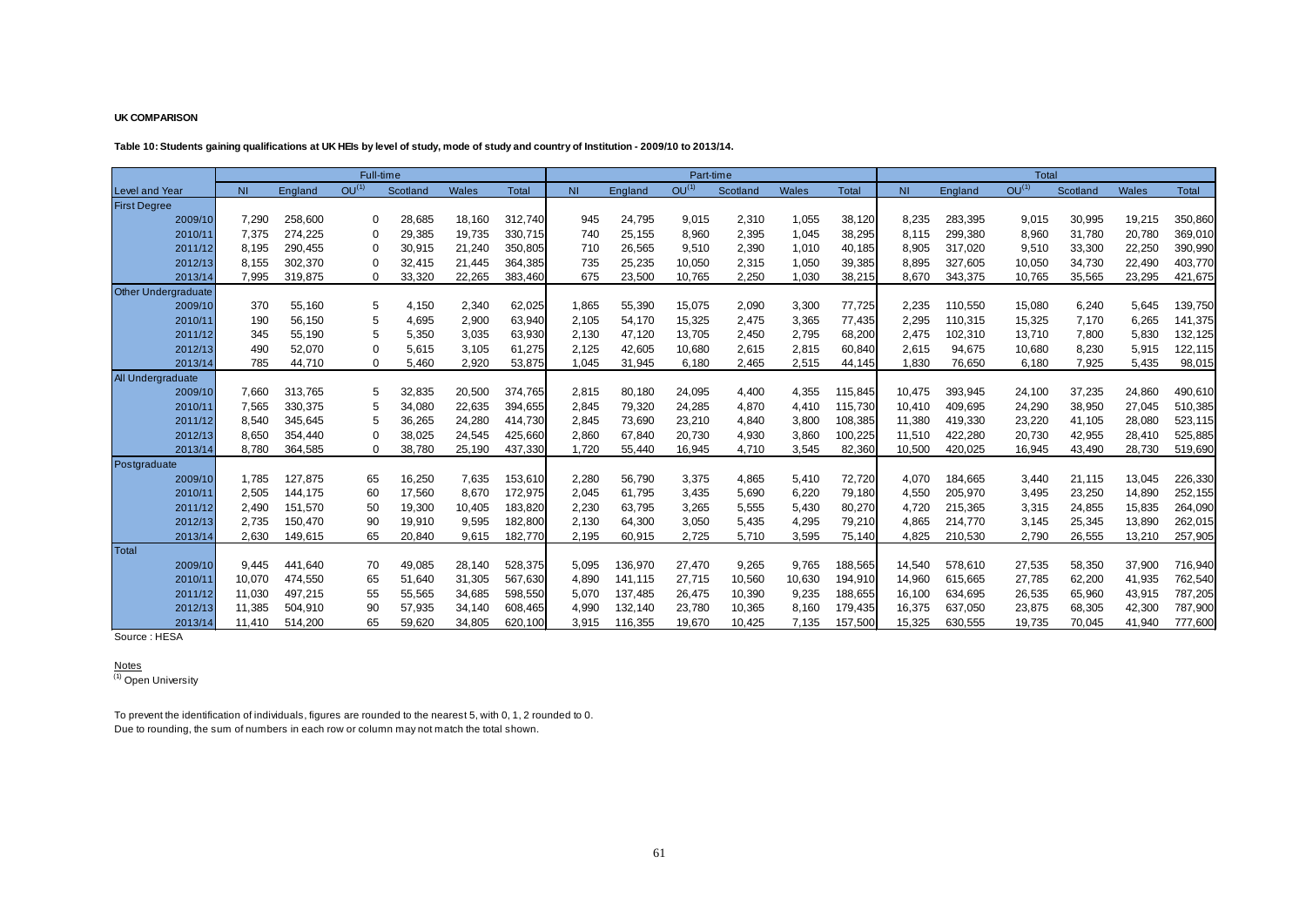**UK COMPARISON**

**Table 10: Students gaining qualifications at UK HEIs by level of study, mode of study and country of Institution - 2009/10 to 2013/14.**

| | Full-time | | | | | | Part-time | | | | | | Total | | | | | |
|---|---|---|---|---|---|---|---|---|---|---|---|---|---|---|---|---|---|---|
| Level and Year | NI | England | OU[1] | Scotland | Wales | Total | NI | England | OU[1] | Scotland | Wales | Total | NI | England | OU[1] | Scotland | Wales | Total |
| **First Degree** | | | | | | | | | | | | | | | | | | |
| 2009/10 | 7,290 | 258,600 | 0 | 28,685 | 18,160 | 312,740 | 945 | 24,795 | 9,015 | 2,310 | 1,055 | 38,120 | 8,235 | 283,395 | 9,015 | 30,995 | 19,215 | 350,860 |
| 2010/11 | 7,375 | 274,225 | 0 | 29,385 | 19,735 | 330,715 | 740 | 25,155 | 8,960 | 2,395 | 1,045 | 38,295 | 8,115 | 299,380 | 8,960 | 31,780 | 20,780 | 369,010 |
| 2011/12 | 8,195 | 290,455 | 0 | 30,915 | 21,240 | 350,805 | 710 | 26,565 | 9,510 | 2,390 | 1,010 | 40,185 | 8,905 | 317,020 | 9,510 | 33,300 | 22,250 | 390,990 |
| 2012/13 | 8,155 | 302,370 | 0 | 32,415 | 21,445 | 364,385 | 735 | 25,235 | 10,050 | 2,315 | 1,050 | 39,385 | 8,895 | 327,605 | 10,050 | 34,730 | 22,490 | 403,770 |
| 2013/14 | 7,995 | 319,875 | 0 | 33,320 | 22,265 | 383,460 | 675 | 23,500 | 10,765 | 2,250 | 1,030 | 38,215 | 8,670 | 343,375 | 10,765 | 35,565 | 23,295 | 421,675 |
| **Other Undergraduate** | | | | | | | | | | | | | | | | | | |
| 2009/10 | 370 | 55,160 | 5 | 4,150 | 2,340 | 62,025 | 1,865 | 55,390 | 15,075 | 2,090 | 3,300 | 77,725 | 2,235 | 110,550 | 15,080 | 6,240 | 5,645 | 139,750 |
| 2010/11 | 190 | 56,150 | 5 | 4,695 | 2,900 | 63,940 | 2,105 | 54,170 | 15,325 | 2,475 | 3,365 | 77,435 | 2,295 | 110,315 | 15,325 | 7,170 | 6,265 | 141,375 |
| 2011/12 | 345 | 55,190 | 5 | 5,350 | 3,035 | 63,930 | 2,130 | 47,120 | 13,705 | 2,450 | 2,795 | 68,200 | 2,475 | 102,310 | 13,710 | 7,800 | 5,830 | 132,125 |
| 2012/13 | 490 | 52,070 | 0 | 5,615 | 3,105 | 61,275 | 2,125 | 42,605 | 10,680 | 2,615 | 2,815 | 60,840 | 2,615 | 94,675 | 10,680 | 8,230 | 5,915 | 122,115 |
| 2013/14 | 785 | 44,710 | 0 | 5,460 | 2,920 | 53,875 | 1,045 | 31,945 | 6,180 | 2,465 | 2,515 | 44,145 | 1,830 | 76,650 | 6,180 | 7,925 | 5,435 | 98,015 |
| **All Undergraduate** | | | | | | | | | | | | | | | | | | |
| 2009/10 | 7,660 | 313,765 | 5 | 32,835 | 20,500 | 374,765 | 2,815 | 80,180 | 24,095 | 4,400 | 4,355 | 115,845 | 10,475 | 393,945 | 24,100 | 37,235 | 24,860 | 490,610 |
| 2010/11 | 7,565 | 330,375 | 5 | 34,080 | 22,635 | 394,655 | 2,845 | 79,320 | 24,285 | 4,870 | 4,410 | 115,730 | 10,410 | 409,695 | 24,290 | 38,950 | 27,045 | 510,385 |
| 2011/12 | 8,540 | 345,645 | 5 | 36,265 | 24,280 | 414,730 | 2,845 | 73,690 | 23,210 | 4,840 | 3,800 | 108,385 | 11,380 | 419,330 | 23,220 | 41,105 | 28,080 | 523,115 |
| 2012/13 | 8,650 | 354,440 | 0 | 38,025 | 24,545 | 425,660 | 2,860 | 67,840 | 20,730 | 4,930 | 3,860 | 100,225 | 11,510 | 422,280 | 20,730 | 42,955 | 28,410 | 525,885 |
| 2013/14 | 8,780 | 364,585 | 0 | 38,780 | 25,190 | 437,330 | 1,720 | 55,440 | 16,945 | 4,710 | 3,545 | 82,360 | 10,500 | 420,025 | 16,945 | 43,490 | 28,730 | 519,690 |
| **Postgraduate** | | | | | | | | | | | | | | | | | | |
| 2009/10 | 1,785 | 127,875 | 65 | 16,250 | 7,635 | 153,610 | 2,280 | 56,790 | 3,375 | 4,865 | 5,410 | 72,720 | 4,070 | 184,665 | 3,440 | 21,115 | 13,045 | 226,330 |
| 2010/11 | 2,505 | 144,175 | 60 | 17,560 | 8,670 | 172,975 | 2,045 | 61,795 | 3,435 | 5,690 | 6,220 | 79,180 | 4,550 | 205,970 | 3,495 | 23,250 | 14,890 | 252,155 |
| 2011/12 | 2,490 | 151,570 | 50 | 19,300 | 10,405 | 183,820 | 2,230 | 63,795 | 3,265 | 5,555 | 5,430 | 80,270 | 4,720 | 215,365 | 3,315 | 24,855 | 15,835 | 264,090 |
| 2012/13 | 2,735 | 150,470 | 90 | 19,910 | 9,595 | 182,800 | 2,130 | 64,300 | 3,050 | 5,435 | 4,295 | 79,210 | 4,865 | 214,770 | 3,145 | 25,345 | 13,890 | 262,015 |
| 2013/14 | 2,630 | 149,615 | 65 | 20,840 | 9,615 | 182,770 | 2,195 | 60,915 | 2,725 | 5,710 | 3,595 | 75,140 | 4,825 | 210,530 | 2,790 | 26,555 | 13,210 | 257,905 |
| **Total** | | | | | | | | | | | | | | | | | | |
| 2009/10 | 9,445 | 441,640 | 70 | 49,085 | 28,140 | 528,375 | 5,095 | 136,970 | 27,470 | 9,265 | 9,765 | 188,565 | 14,540 | 578,610 | 27,535 | 58,350 | 37,900 | 716,940 |
| 2010/11 | 10,070 | 474,550 | 65 | 51,640 | 31,305 | 567,630 | 4,890 | 141,115 | 27,715 | 10,560 | 10,630 | 194,910 | 14,960 | 615,665 | 27,785 | 62,200 | 41,935 | 762,540 |
| 2011/12 | 11,030 | 497,215 | 55 | 55,565 | 34,685 | 598,550 | 5,070 | 137,485 | 26,475 | 10,390 | 9,235 | 188,655 | 16,100 | 634,695 | 26,535 | 65,960 | 43,915 | 787,205 |
| 2012/13 | 11,385 | 504,910 | 90 | 57,935 | 34,140 | 608,465 | 4,990 | 132,140 | 23,780 | 10,365 | 8,160 | 179,435 | 16,375 | 637,050 | 23,875 | 68,305 | 42,300 | 787,900 |
| 2013/14 | 11,410 | 514,200 | 65 | 59,620 | 34,805 | 620,100 | 3,915 | 116,355 | 19,670 | 10,425 | 7,135 | 157,500 | 15,325 | 630,555 | 19,735 | 70,045 | 41,940 | 777,600 |

Source : HESA

Notes

[1] Open University

To prevent the identification of individuals, figures are rounded to the nearest 5, with 0, 1, 2 rounded to 0.
Due to rounding, the sum of numbers in each row or column may not match the total shown.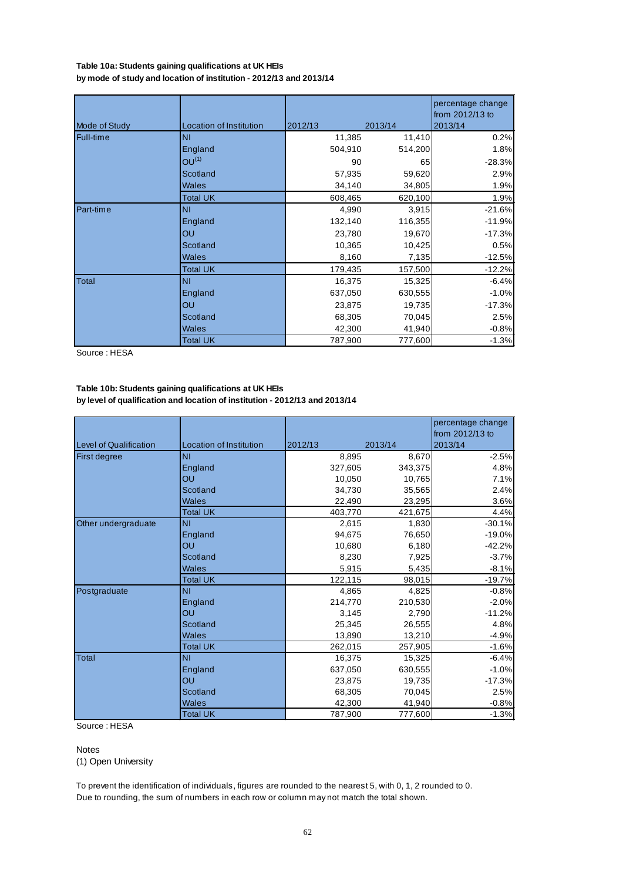**Table 10a: Students gaining qualifications at UK HEIs**
**by mode of study and location of institution - 2012/13 and 2013/14**

| Mode of Study | Location of Institution | 2012/13 | 2013/14 | percentage change from 2012/13 to 2013/14 |
|---|---|---|---|---|
| Full-time | NI | 11,385 | 11,410 | 0.2% |
| | England | 504,910 | 514,200 | 1.8% |
| | OU[1] | 90 | 65 | -28.3% |
| | Scotland | 57,935 | 59,620 | 2.9% |
| | Wales | 34,140 | 34,805 | 1.9% |
| | Total UK | 608,465 | 620,100 | 1.9% |
| Part-time | NI | 4,990 | 3,915 | -21.6% |
| | England | 132,140 | 116,355 | -11.9% |
| | OU | 23,780 | 19,670 | -17.3% |
| | Scotland | 10,365 | 10,425 | 0.5% |
| | Wales | 8,160 | 7,135 | -12.5% |
| | Total UK | 179,435 | 157,500 | -12.2% |
| Total | NI | 16,375 | 15,325 | -6.4% |
| | England | 637,050 | 630,555 | -1.0% |
| | OU | 23,875 | 19,735 | -17.3% |
| | Scotland | 68,305 | 70,045 | 2.5% |
| | Wales | 42,300 | 41,940 | -0.8% |
| | Total UK | 787,900 | 777,600 | -1.3% |

Source : HESA

**Table 10b: Students gaining qualifications at UK HEIs**
**by level of qualification and location of institution - 2012/13 and 2013/14**

| Level of Qualification | Location of Institution | 2012/13 | 2013/14 | percentage change from 2012/13 to 2013/14 |
|---|---|---|---|---|
| First degree | NI | 8,895 | 8,670 | -2.5% |
| | England | 327,605 | 343,375 | 4.8% |
| | OU | 10,050 | 10,765 | 7.1% |
| | Scotland | 34,730 | 35,565 | 2.4% |
| | Wales | 22,490 | 23,295 | 3.6% |
| | Total UK | 403,770 | 421,675 | 4.4% |
| Other undergraduate | NI | 2,615 | 1,830 | -30.1% |
| | England | 94,675 | 76,650 | -19.0% |
| | OU | 10,680 | 6,180 | -42.2% |
| | Scotland | 8,230 | 7,925 | -3.7% |
| | Wales | 5,915 | 5,435 | -8.1% |
| | Total UK | 122,115 | 98,015 | -19.7% |
| Postgraduate | NI | 4,865 | 4,825 | -0.8% |
| | England | 214,770 | 210,530 | -2.0% |
| | OU | 3,145 | 2,790 | -11.2% |
| | Scotland | 25,345 | 26,555 | 4.8% |
| | Wales | 13,890 | 13,210 | -4.9% |
| | Total UK | 262,015 | 257,905 | -1.6% |
| Total | NI | 16,375 | 15,325 | -6.4% |
| | England | 637,050 | 630,555 | -1.0% |
| | OU | 23,875 | 19,735 | -17.3% |
| | Scotland | 68,305 | 70,045 | 2.5% |
| | Wales | 42,300 | 41,940 | -0.8% |
| | Total UK | 787,900 | 777,600 | -1.3% |

Source : HESA

Notes
(1) Open University

To prevent the identification of individuals, figures are rounded to the nearest 5, with 0, 1, 2 rounded to 0.
Due to rounding, the sum of numbers in each row or column may not match the total shown.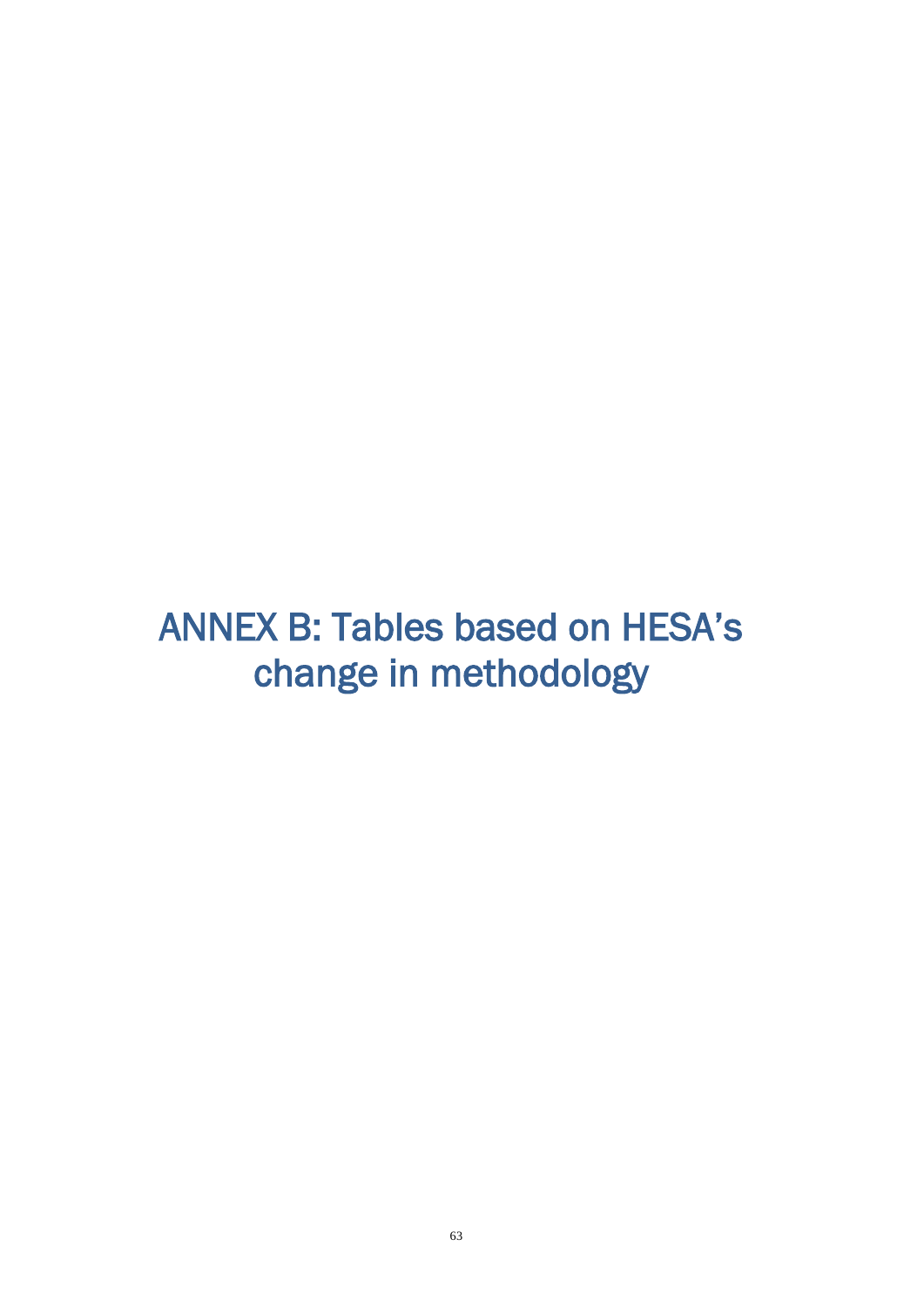# ANNEX B: Tables based on HESA's change in methodology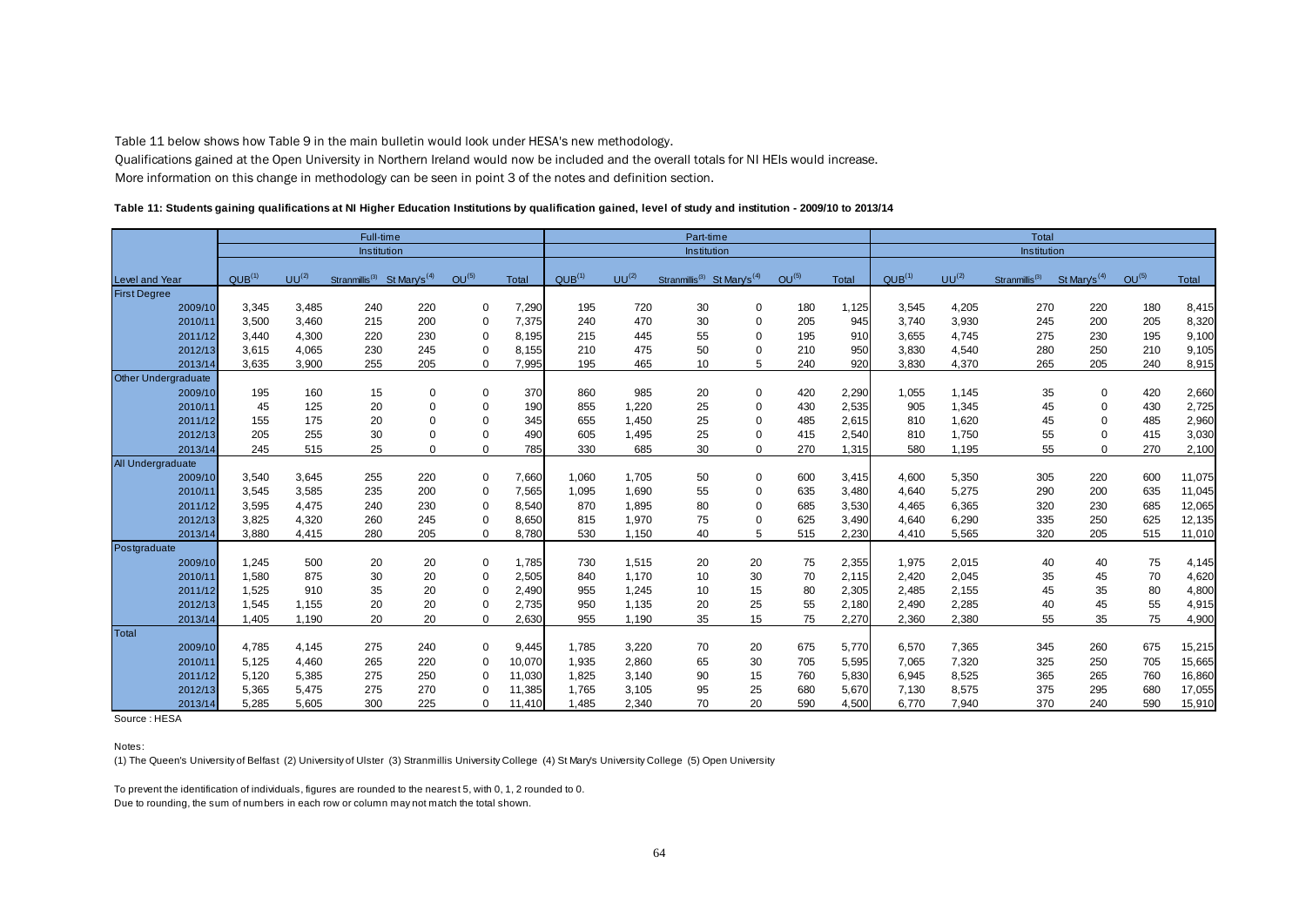Table 11 below shows how Table 9 in the main bulletin would look under HESA's new methodology.
Qualifications gained at the Open University in Northern Ireland would now be included and the overall totals for NI HEIs would increase.
More information on this change in methodology can be seen in point 3 of the notes and definition section.

**Table 11: Students gaining qualifications at NI Higher Education Institutions by qualification gained, level of study and institution - 2009/10 to 2013/14**

| | Full-time | | | | | | Part-time | | | | | | Total | | | | | |
|---|---|---|---|---|---|---|---|---|---|---|---|---|---|---|---|---|---|---|
| | Institution | | | | | | Institution | | | | | | Institution | | | | | |
| Level and Year | QUB[(1)] | UU[(2)] | Stranmillis[(3)] | St Mary's[(4)] | OU[(5)] | Total | QUB[(1)] | UU[(2)] | Stranmillis[(3)] | St Mary's[(4)] | OU[(5)] | Total | QUB[(1)] | UU[(2)] | Stranmillis[(3)] | St Mary's[(4)] | OU[(5)] | Total |
| **First Degree** | | | | | | | | | | | | | | | | | | |
| 2009/10 | 3,345 | 3,485 | 240 | 220 | 0 | 7,290 | 195 | 720 | 30 | 0 | 180 | 1,125 | 3,545 | 4,205 | 270 | 220 | 180 | 8,415 |
| 2010/11 | 3,500 | 3,460 | 215 | 200 | 0 | 7,375 | 240 | 470 | 30 | 0 | 205 | 945 | 3,740 | 3,930 | 245 | 200 | 205 | 8,320 |
| 2011/12 | 3,440 | 4,300 | 220 | 230 | 0 | 8,195 | 215 | 445 | 55 | 0 | 195 | 910 | 3,655 | 4,745 | 275 | 230 | 195 | 9,100 |
| 2012/13 | 3,615 | 4,065 | 230 | 245 | 0 | 8,155 | 210 | 475 | 50 | 0 | 210 | 950 | 3,830 | 4,540 | 280 | 250 | 210 | 9,105 |
| 2013/14 | 3,635 | 3,900 | 255 | 205 | 0 | 7,995 | 195 | 465 | 10 | 5 | 240 | 920 | 3,830 | 4,370 | 265 | 205 | 240 | 8,915 |
| **Other Undergraduate** | | | | | | | | | | | | | | | | | | |
| 2009/10 | 195 | 160 | 15 | 0 | 0 | 370 | 860 | 985 | 20 | 0 | 420 | 2,290 | 1,055 | 1,145 | 35 | 0 | 420 | 2,660 |
| 2010/11 | 45 | 125 | 20 | 0 | 0 | 190 | 855 | 1,220 | 25 | 0 | 430 | 2,535 | 905 | 1,345 | 45 | 0 | 430 | 2,725 |
| 2011/12 | 155 | 175 | 20 | 0 | 0 | 345 | 655 | 1,450 | 25 | 0 | 485 | 2,615 | 810 | 1,620 | 45 | 0 | 485 | 2,960 |
| 2012/13 | 205 | 255 | 30 | 0 | 0 | 490 | 605 | 1,495 | 25 | 0 | 415 | 2,540 | 810 | 1,750 | 55 | 0 | 415 | 3,030 |
| 2013/14 | 245 | 515 | 25 | 0 | 0 | 785 | 330 | 685 | 30 | 0 | 270 | 1,315 | 580 | 1,195 | 55 | 0 | 270 | 2,100 |
| **All Undergraduate** | | | | | | | | | | | | | | | | | | |
| 2009/10 | 3,540 | 3,645 | 255 | 220 | 0 | 7,660 | 1,060 | 1,705 | 50 | 0 | 600 | 3,415 | 4,600 | 5,350 | 305 | 220 | 600 | 11,075 |
| 2010/11 | 3,545 | 3,585 | 235 | 200 | 0 | 7,565 | 1,095 | 1,690 | 55 | 0 | 635 | 3,480 | 4,640 | 5,275 | 290 | 200 | 635 | 11,045 |
| 2011/12 | 3,595 | 4,475 | 240 | 230 | 0 | 8,540 | 870 | 1,895 | 80 | 0 | 685 | 3,530 | 4,465 | 6,365 | 320 | 230 | 685 | 12,065 |
| 2012/13 | 3,825 | 4,320 | 260 | 245 | 0 | 8,650 | 815 | 1,970 | 75 | 0 | 625 | 3,490 | 4,640 | 6,290 | 335 | 250 | 625 | 12,135 |
| 2013/14 | 3,880 | 4,415 | 280 | 205 | 0 | 8,780 | 530 | 1,150 | 40 | 5 | 515 | 2,230 | 4,410 | 5,565 | 320 | 205 | 515 | 11,010 |
| **Postgraduate** | | | | | | | | | | | | | | | | | | |
| 2009/10 | 1,245 | 500 | 20 | 20 | 0 | 1,785 | 730 | 1,515 | 20 | 20 | 75 | 2,355 | 1,975 | 2,015 | 40 | 40 | 75 | 4,145 |
| 2010/11 | 1,580 | 875 | 30 | 20 | 0 | 2,505 | 840 | 1,170 | 10 | 30 | 70 | 2,115 | 2,420 | 2,045 | 35 | 45 | 70 | 4,620 |
| 2011/12 | 1,525 | 910 | 35 | 20 | 0 | 2,490 | 955 | 1,245 | 10 | 15 | 80 | 2,305 | 2,485 | 2,155 | 45 | 35 | 80 | 4,800 |
| 2012/13 | 1,545 | 1,155 | 20 | 20 | 0 | 2,735 | 950 | 1,135 | 20 | 25 | 55 | 2,180 | 2,490 | 2,285 | 40 | 45 | 55 | 4,915 |
| 2013/14 | 1,405 | 1,190 | 20 | 20 | 0 | 2,630 | 955 | 1,190 | 35 | 15 | 75 | 2,270 | 2,360 | 2,380 | 55 | 35 | 75 | 4,900 |
| **Total** | | | | | | | | | | | | | | | | | | |
| 2009/10 | 4,785 | 4,145 | 275 | 240 | 0 | 9,445 | 1,785 | 3,220 | 70 | 20 | 675 | 5,770 | 6,570 | 7,365 | 345 | 260 | 675 | 15,215 |
| 2010/11 | 5,125 | 4,460 | 265 | 220 | 0 | 10,070 | 1,935 | 2,860 | 65 | 30 | 705 | 5,595 | 7,065 | 7,320 | 325 | 250 | 705 | 15,665 |
| 2011/12 | 5,120 | 5,385 | 275 | 250 | 0 | 11,030 | 1,825 | 3,140 | 90 | 15 | 760 | 5,830 | 6,945 | 8,525 | 365 | 265 | 760 | 16,860 |
| 2012/13 | 5,365 | 5,475 | 275 | 270 | 0 | 11,385 | 1,765 | 3,105 | 95 | 25 | 680 | 5,670 | 7,130 | 8,575 | 375 | 295 | 680 | 17,055 |
| 2013/14 | 5,285 | 5,605 | 300 | 225 | 0 | 11,410 | 1,485 | 2,340 | 70 | 20 | 590 | 4,500 | 6,770 | 7,940 | 370 | 240 | 590 | 15,910 |

Source : HESA

Notes:

(1) The Queen's University of Belfast (2) University of Ulster (3) Stranmillis University College (4) St Mary's University College (5) Open University

To prevent the identification of individuals, figures are rounded to the nearest 5, with 0, 1, 2 rounded to 0.
Due to rounding, the sum of numbers in each row or column may not match the total shown.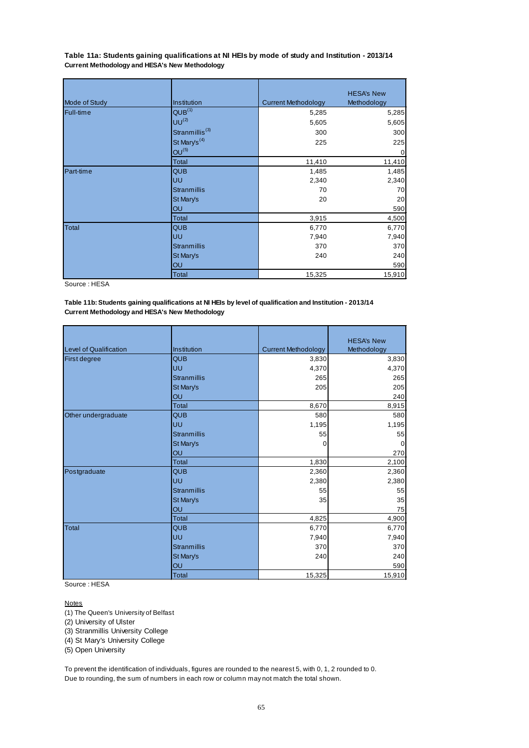**Table 11a: Students gaining qualifications at NI HEIs by mode of study and Institution - 2013/14**
**Current Methodology and HESA's New Methodology**

| Mode of Study | Institution | Current Methodology | HESA's New Methodology |
|---|---|---|---|
| Full-time | QUB[1] | 5,285 | 5,285 |
| | UU[2] | 5,605 | 5,605 |
| | Stranmillis[3] | 300 | 300 |
| | St Mary's[4] | 225 | 225 |
| | OU[5] | | 0 |
| | Total | 11,410 | 11,410 |
| Part-time | QUB | 1,485 | 1,485 |
| | UU | 2,340 | 2,340 |
| | Stranmillis | 70 | 70 |
| | St Mary's | 20 | 20 |
| | OU | | 590 |
| | Total | 3,915 | 4,500 |
| Total | QUB | 6,770 | 6,770 |
| | UU | 7,940 | 7,940 |
| | Stranmillis | 370 | 370 |
| | St Mary's | 240 | 240 |
| | OU | | 590 |
| | Total | 15,325 | 15,910 |

Source : HESA

**Table 11b: Students gaining qualifications at NI HEIs by level of qualification and Institution - 2013/14**
**Current Methodology and HESA's New Methodology**

| Level of Qualification | Institution | Current Methodology | HESA's New Methodology |
|---|---|---|---|
| First degree | QUB | 3,830 | 3,830 |
| | UU | 4,370 | 4,370 |
| | Stranmillis | 265 | 265 |
| | St Mary's | 205 | 205 |
| | OU | | 240 |
| | Total | 8,670 | 8,915 |
| Other undergraduate | QUB | 580 | 580 |
| | UU | 1,195 | 1,195 |
| | Stranmillis | 55 | 55 |
| | St Mary's | 0 | 0 |
| | OU | | 270 |
| | Total | 1,830 | 2,100 |
| Postgraduate | QUB | 2,360 | 2,360 |
| | UU | 2,380 | 2,380 |
| | Stranmillis | 55 | 55 |
| | St Mary's | 35 | 35 |
| | OU | | 75 |
| | Total | 4,825 | 4,900 |
| Total | QUB | 6,770 | 6,770 |
| | UU | 7,940 | 7,940 |
| | Stranmillis | 370 | 370 |
| | St Mary's | 240 | 240 |
| | OU | | 590 |
| | Total | 15,325 | 15,910 |

Source : HESA

Notes

(1) The Queen's University of Belfast
(2) University of Ulster
(3) Stranmillis University College
(4) St Mary's University College
(5) Open University

To prevent the identification of individuals, figures are rounded to the nearest 5, with 0, 1, 2 rounded to 0.
Due to rounding, the sum of numbers in each row or column may not match the total shown.